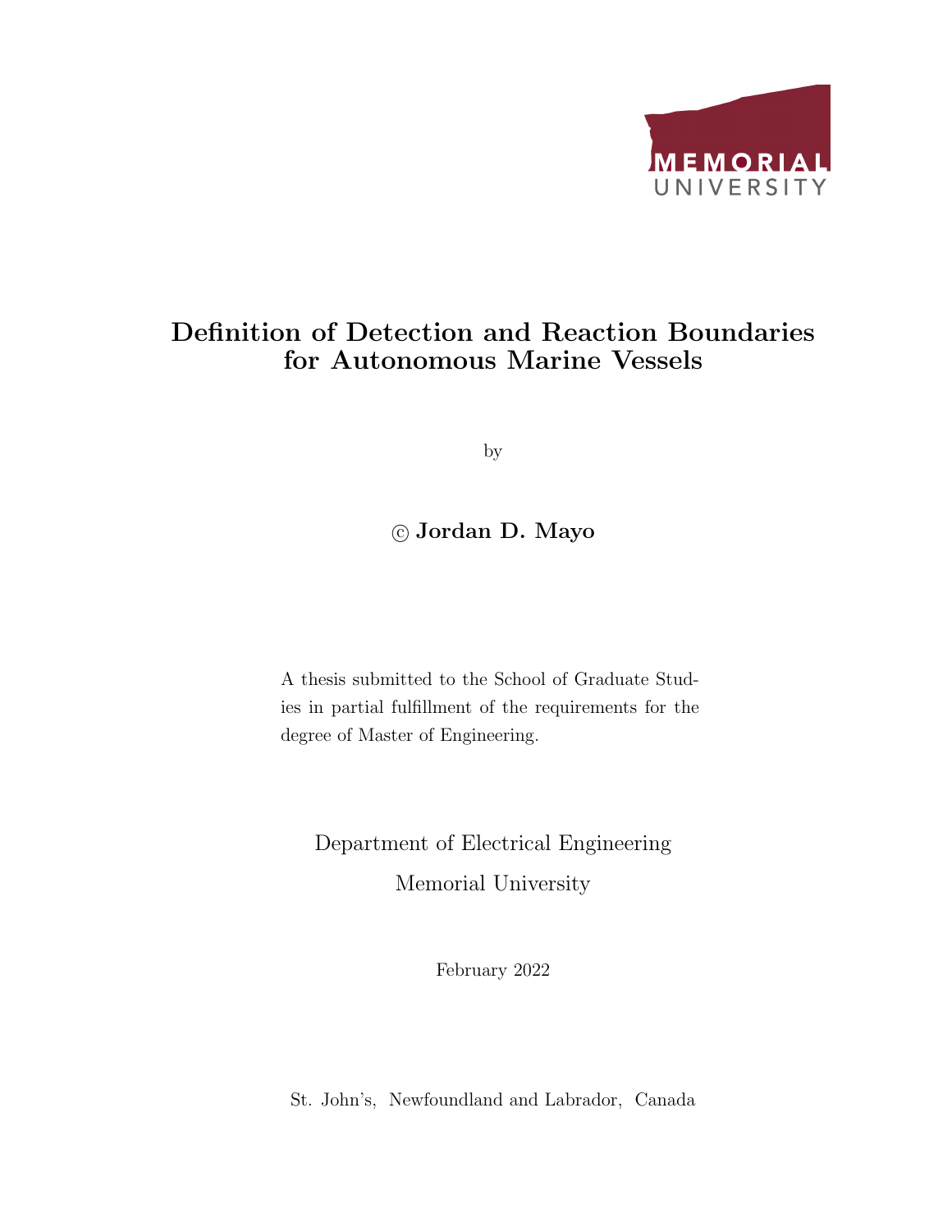MEMORIAL UNIVERSITY

# Definition of Detection and Reaction Boundaries for Autonomous Marine Vessels

by

**© Jordan D. Mayo**

A thesis submitted to the School of Graduate Studies in partial fulfillment of the requirements for the degree of Master of Engineering.

Department of Electrical Engineering

Memorial University

February 2022

St. John's, Newfoundland and Labrador, Canada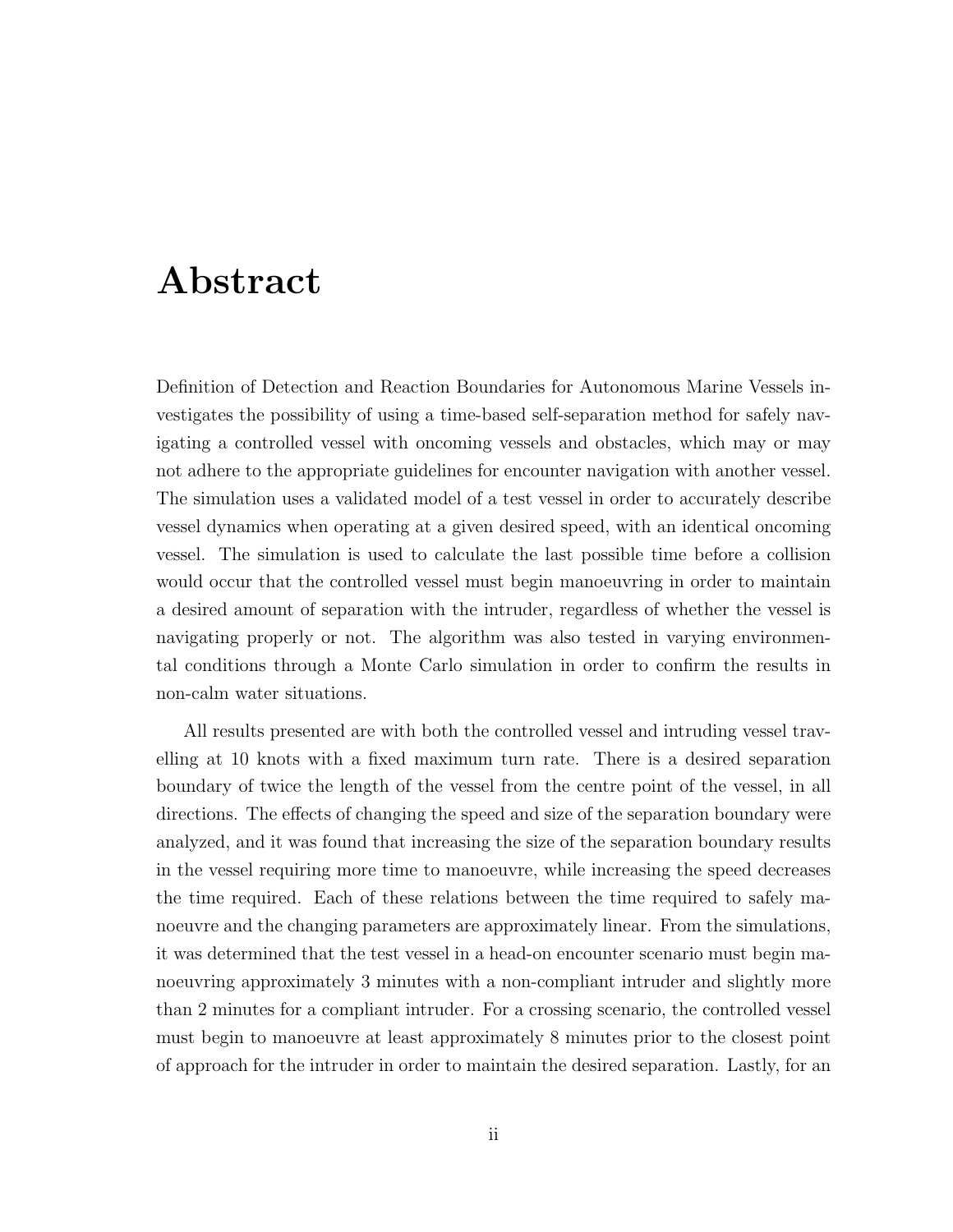# Abstract

Definition of Detection and Reaction Boundaries for Autonomous Marine Vessels investigates the possibility of using a time-based self-separation method for safely navigating a controlled vessel with oncoming vessels and obstacles, which may or may not adhere to the appropriate guidelines for encounter navigation with another vessel. The simulation uses a validated model of a test vessel in order to accurately describe vessel dynamics when operating at a given desired speed, with an identical oncoming vessel. The simulation is used to calculate the last possible time before a collision would occur that the controlled vessel must begin manoeuvring in order to maintain a desired amount of separation with the intruder, regardless of whether the vessel is navigating properly or not. The algorithm was also tested in varying environmental conditions through a Monte Carlo simulation in order to confirm the results in non-calm water situations.

All results presented are with both the controlled vessel and intruding vessel travelling at 10 knots with a fixed maximum turn rate. There is a desired separation boundary of twice the length of the vessel from the centre point of the vessel, in all directions. The effects of changing the speed and size of the separation boundary were analyzed, and it was found that increasing the size of the separation boundary results in the vessel requiring more time to manoeuvre, while increasing the speed decreases the time required. Each of these relations between the time required to safely manoeuvre and the changing parameters are approximately linear. From the simulations, it was determined that the test vessel in a head-on encounter scenario must begin manoeuvring approximately 3 minutes with a non-compliant intruder and slightly more than 2 minutes for a compliant intruder. For a crossing scenario, the controlled vessel must begin to manoeuvre at least approximately 8 minutes prior to the closest point of approach for the intruder in order to maintain the desired separation. Lastly, for an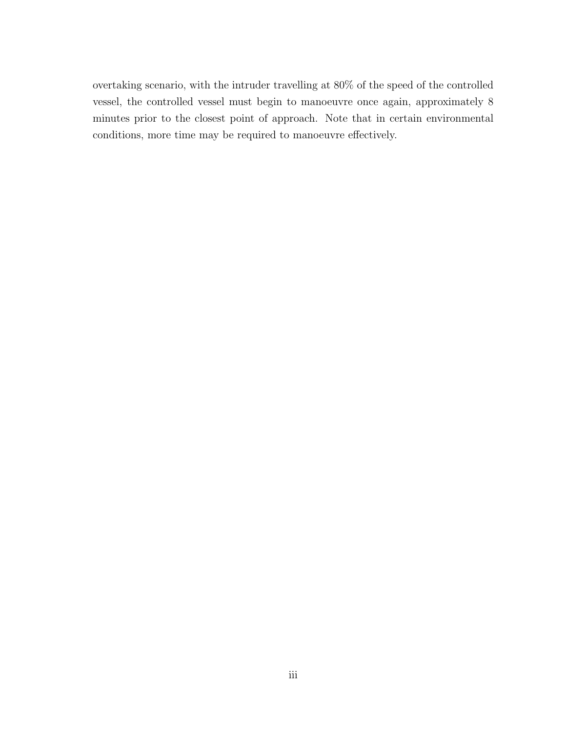overtaking scenario, with the intruder travelling at 80% of the speed of the controlled vessel, the controlled vessel must begin to manoeuvre once again, approximately 8 minutes prior to the closest point of approach. Note that in certain environmental conditions, more time may be required to manoeuvre effectively.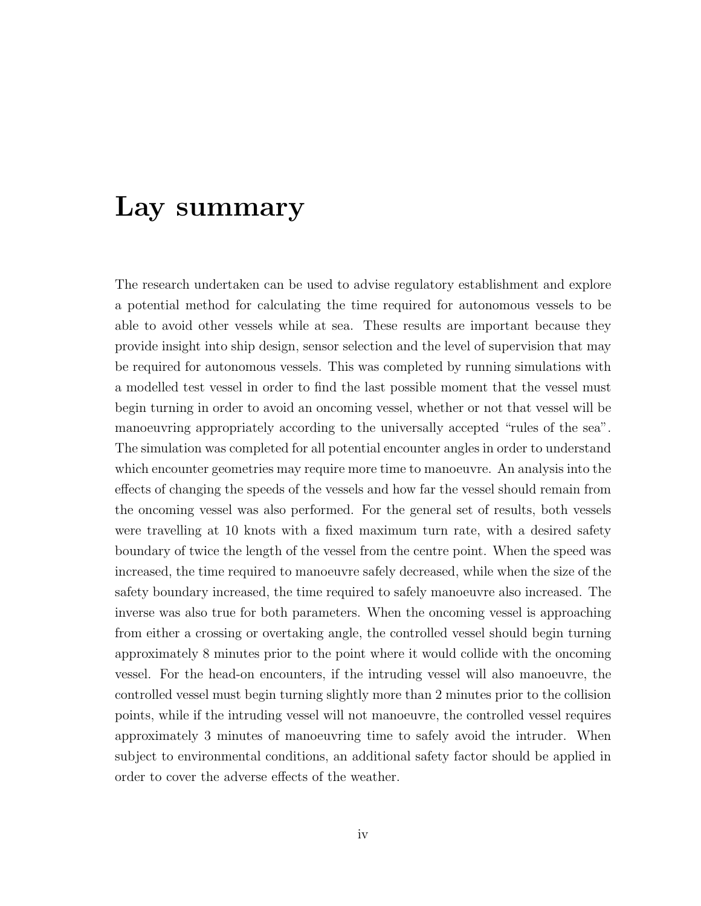# Lay summary

The research undertaken can be used to advise regulatory establishment and explore a potential method for calculating the time required for autonomous vessels to be able to avoid other vessels while at sea. These results are important because they provide insight into ship design, sensor selection and the level of supervision that may be required for autonomous vessels. This was completed by running simulations with a modelled test vessel in order to find the last possible moment that the vessel must begin turning in order to avoid an oncoming vessel, whether or not that vessel will be manoeuvring appropriately according to the universally accepted "rules of the sea". The simulation was completed for all potential encounter angles in order to understand which encounter geometries may require more time to manoeuvre. An analysis into the effects of changing the speeds of the vessels and how far the vessel should remain from the oncoming vessel was also performed. For the general set of results, both vessels were travelling at 10 knots with a fixed maximum turn rate, with a desired safety boundary of twice the length of the vessel from the centre point. When the speed was increased, the time required to manoeuvre safely decreased, while when the size of the safety boundary increased, the time required to safely manoeuvre also increased. The inverse was also true for both parameters. When the oncoming vessel is approaching from either a crossing or overtaking angle, the controlled vessel should begin turning approximately 8 minutes prior to the point where it would collide with the oncoming vessel. For the head-on encounters, if the intruding vessel will also manoeuvre, the controlled vessel must begin turning slightly more than 2 minutes prior to the collision points, while if the intruding vessel will not manoeuvre, the controlled vessel requires approximately 3 minutes of manoeuvring time to safely avoid the intruder. When subject to environmental conditions, an additional safety factor should be applied in order to cover the adverse effects of the weather.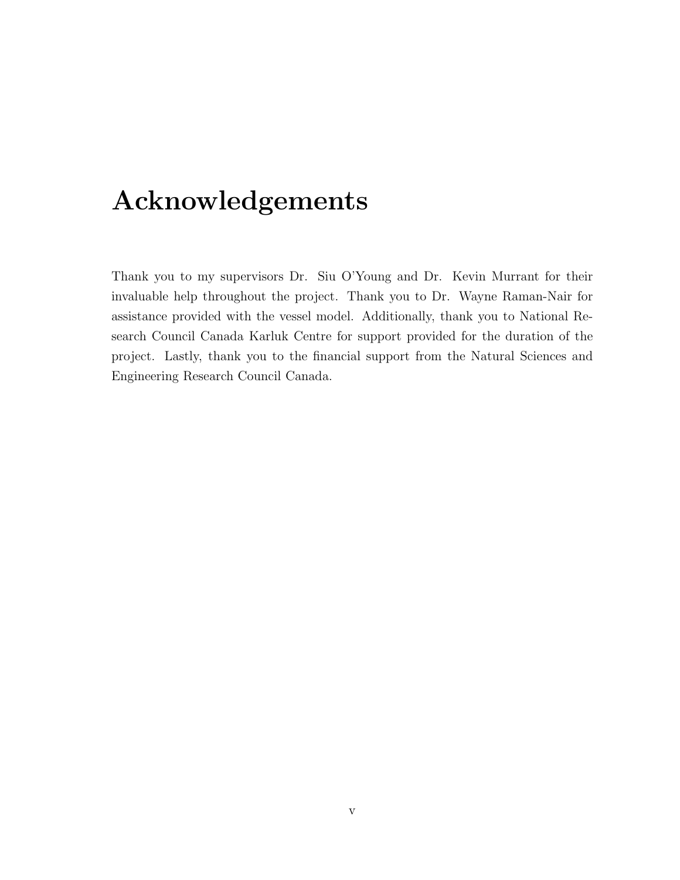# Acknowledgements

Thank you to my supervisors Dr. Siu O'Young and Dr. Kevin Murrant for their invaluable help throughout the project. Thank you to Dr. Wayne Raman-Nair for assistance provided with the vessel model. Additionally, thank you to National Research Council Canada Karluk Centre for support provided for the duration of the project. Lastly, thank you to the financial support from the Natural Sciences and Engineering Research Council Canada.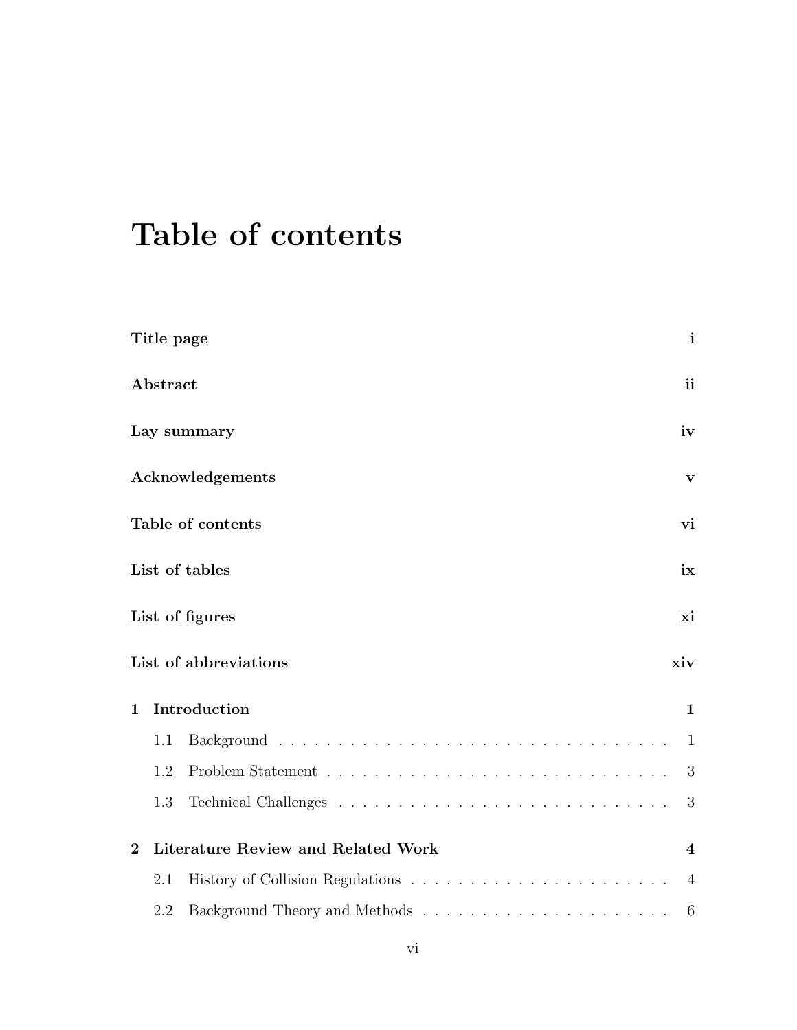# Table of contents

**Title page** **i**

**Abstract** **ii**

**Lay summary** **iv**

**Acknowledgements** **v**

**Table of contents** **vi**

**List of tables** **ix**

**List of figures** **xi**

**List of abbreviations** **xiv**

**1 Introduction** **1**

- 1.1 Background . . . . . . . . . . . . . . . . . . . . . . . . . . . . . . . . . . 1
- 1.2 Problem Statement . . . . . . . . . . . . . . . . . . . . . . . . . . . . . . 3
- 1.3 Technical Challenges . . . . . . . . . . . . . . . . . . . . . . . . . . . . . 3

**2 Literature Review and Related Work** **4**

- 2.1 History of Collision Regulations . . . . . . . . . . . . . . . . . . . . . . . 4
- 2.2 Background Theory and Methods . . . . . . . . . . . . . . . . . . . . . . 6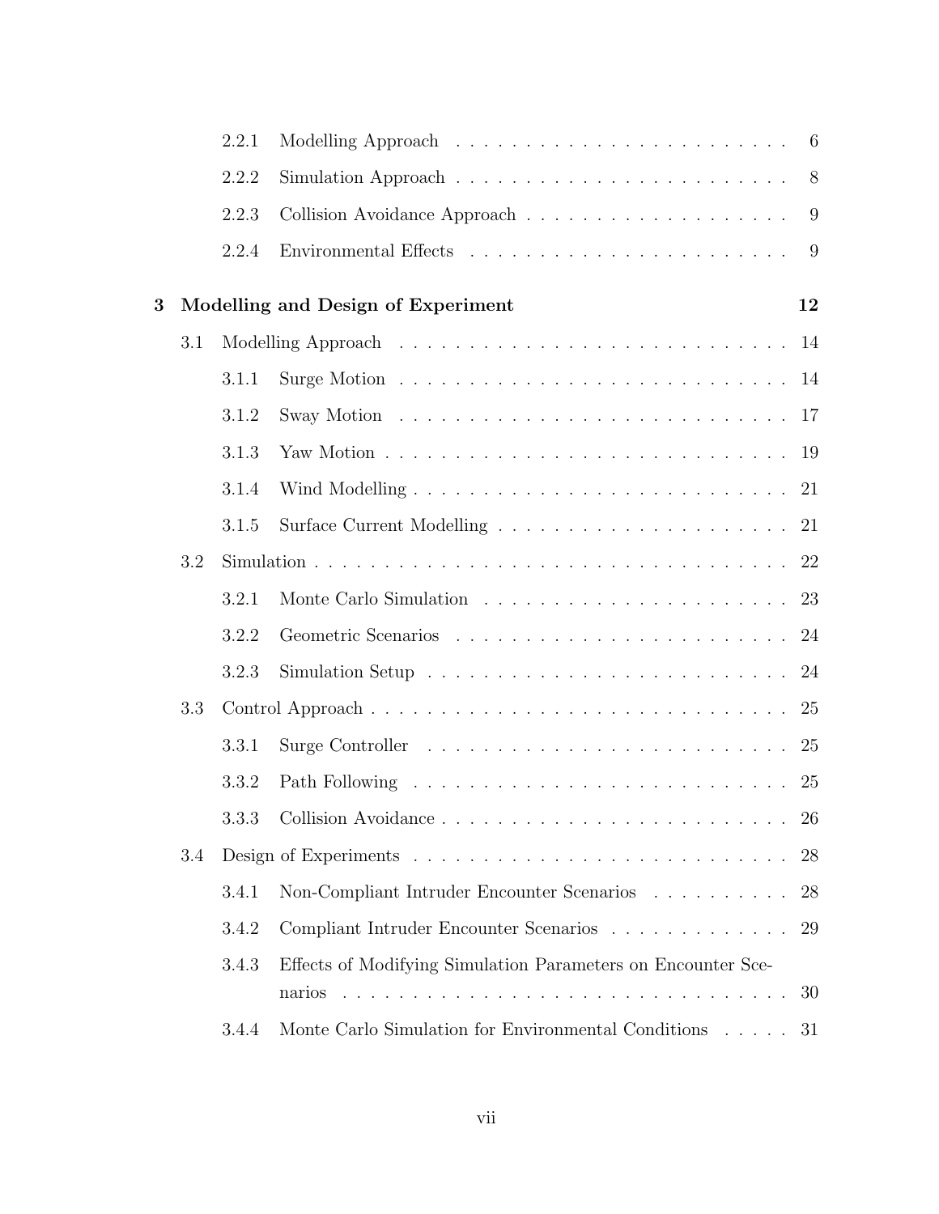| | | | |
|---|---|---|---|
| | 2.2.1 | Modelling Approach | 6 |
| | 2.2.2 | Simulation Approach | 8 |
| | 2.2.3 | Collision Avoidance Approach | 9 |
| | 2.2.4 | Environmental Effects | 9 |
| **3** | **Modelling and Design of Experiment** | | **12** |
| 3.1 | Modelling Approach | | 14 |
| | 3.1.1 | Surge Motion | 14 |
| | 3.1.2 | Sway Motion | 17 |
| | 3.1.3 | Yaw Motion | 19 |
| | 3.1.4 | Wind Modelling | 21 |
| | 3.1.5 | Surface Current Modelling | 21 |
| 3.2 | Simulation | | 22 |
| | 3.2.1 | Monte Carlo Simulation | 23 |
| | 3.2.2 | Geometric Scenarios | 24 |
| | 3.2.3 | Simulation Setup | 24 |
| 3.3 | Control Approach | | 25 |
| | 3.3.1 | Surge Controller | 25 |
| | 3.3.2 | Path Following | 25 |
| | 3.3.3 | Collision Avoidance | 26 |
| 3.4 | Design of Experiments | | 28 |
| | 3.4.1 | Non-Compliant Intruder Encounter Scenarios | 28 |
| | 3.4.2 | Compliant Intruder Encounter Scenarios | 29 |
| | 3.4.3 | Effects of Modifying Simulation Parameters on Encounter Scenarios | 30 |
| | 3.4.4 | Monte Carlo Simulation for Environmental Conditions | 31 |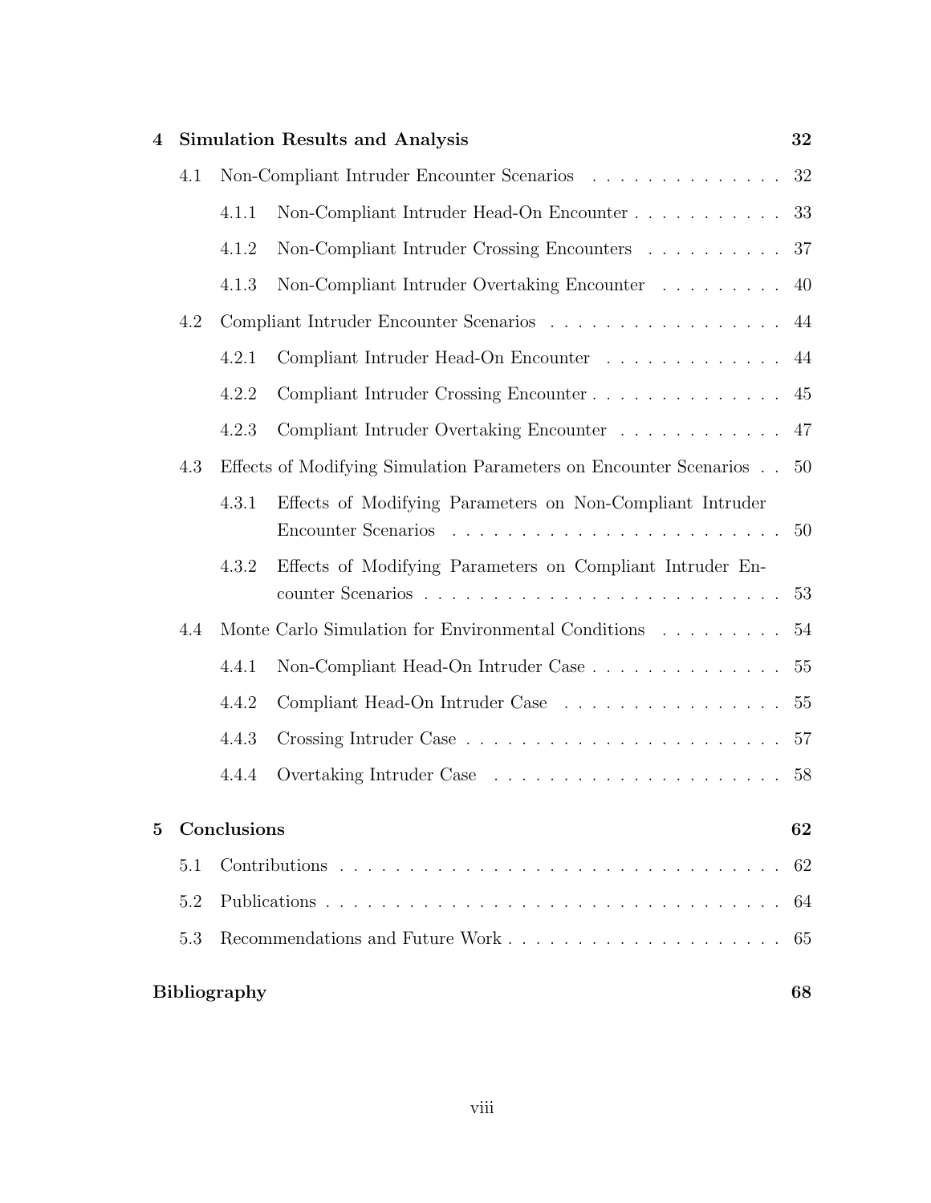| | | |
|---|---|---|
| **4** | **Simulation Results and Analysis** | **32** |
| 4.1 | Non-Compliant Intruder Encounter Scenarios | 32 |
| 4.1.1 | Non-Compliant Intruder Head-On Encounter | 33 |
| 4.1.2 | Non-Compliant Intruder Crossing Encounters | 37 |
| 4.1.3 | Non-Compliant Intruder Overtaking Encounter | 40 |
| 4.2 | Compliant Intruder Encounter Scenarios | 44 |
| 4.2.1 | Compliant Intruder Head-On Encounter | 44 |
| 4.2.2 | Compliant Intruder Crossing Encounter | 45 |
| 4.2.3 | Compliant Intruder Overtaking Encounter | 47 |
| 4.3 | Effects of Modifying Simulation Parameters on Encounter Scenarios | 50 |
| 4.3.1 | Effects of Modifying Parameters on Non-Compliant Intruder Encounter Scenarios | 50 |
| 4.3.2 | Effects of Modifying Parameters on Compliant Intruder Encounter Scenarios | 53 |
| 4.4 | Monte Carlo Simulation for Environmental Conditions | 54 |
| 4.4.1 | Non-Compliant Head-On Intruder Case | 55 |
| 4.4.2 | Compliant Head-On Intruder Case | 55 |
| 4.4.3 | Crossing Intruder Case | 57 |
| 4.4.4 | Overtaking Intruder Case | 58 |
| **5** | **Conclusions** | **62** |
| 5.1 | Contributions | 62 |
| 5.2 | Publications | 64 |
| 5.3 | Recommendations and Future Work | 65 |
| | **Bibliography** | **68** |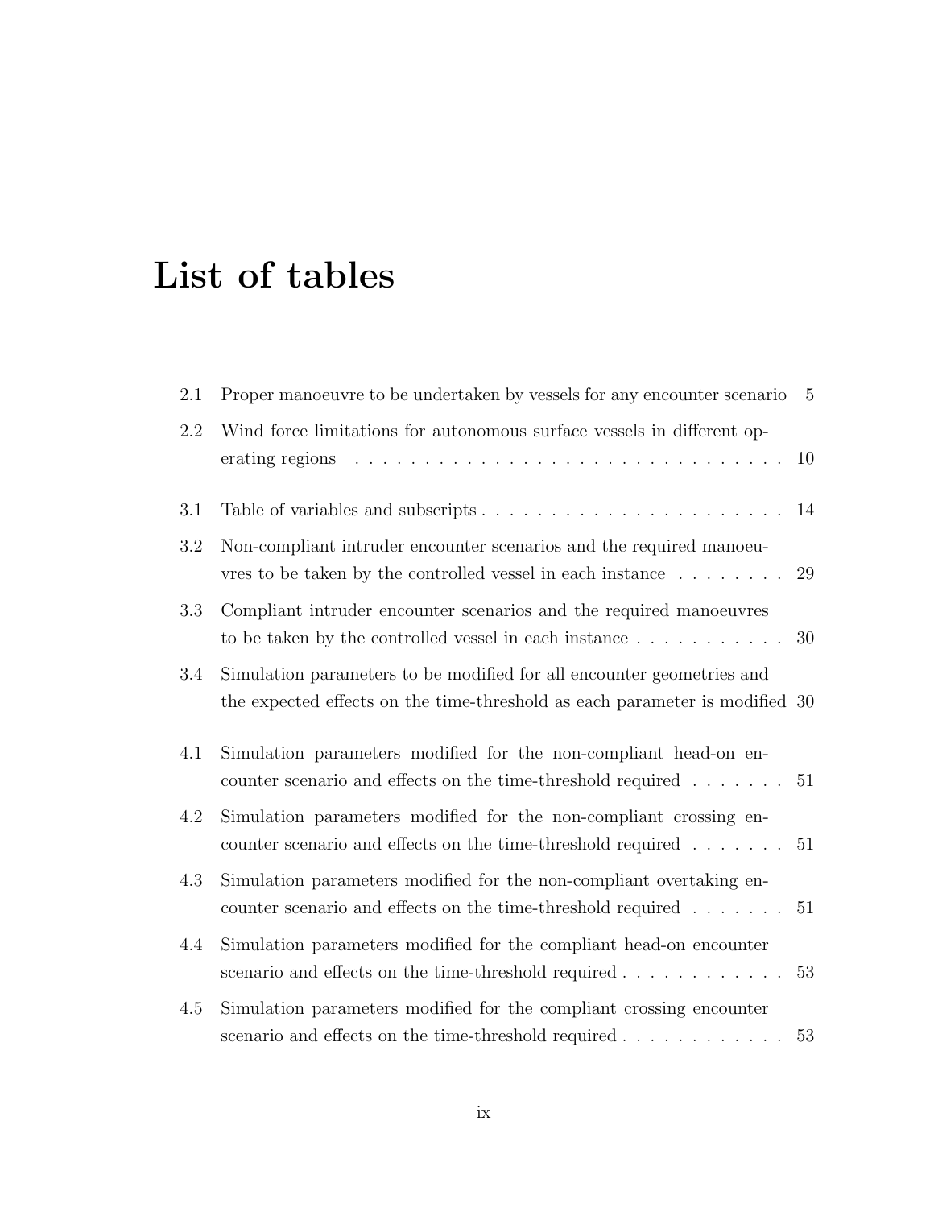# List of tables

2.1 Proper manoeuvre to be undertaken by vessels for any encounter scenario 5

2.2 Wind force limitations for autonomous surface vessels in different operating regions . . . . . . . . . . . . . . . . . . . . . . . . . . . . . . . . . 10

3.1 Table of variables and subscripts . . . . . . . . . . . . . . . . . . . . . . 14

3.2 Non-compliant intruder encounter scenarios and the required manoeuvres to be taken by the controlled vessel in each instance . . . . . . . . 29

3.3 Compliant intruder encounter scenarios and the required manoeuvres to be taken by the controlled vessel in each instance . . . . . . . . . . . 30

3.4 Simulation parameters to be modified for all encounter geometries and the expected effects on the time-threshold as each parameter is modified 30

4.1 Simulation parameters modified for the non-compliant head-on encounter scenario and effects on the time-threshold required . . . . . . . 51

4.2 Simulation parameters modified for the non-compliant crossing encounter scenario and effects on the time-threshold required . . . . . . . 51

4.3 Simulation parameters modified for the non-compliant overtaking encounter scenario and effects on the time-threshold required . . . . . . . 51

4.4 Simulation parameters modified for the compliant head-on encounter scenario and effects on the time-threshold required . . . . . . . . . . . . 53

4.5 Simulation parameters modified for the compliant crossing encounter scenario and effects on the time-threshold required . . . . . . . . . . . . 53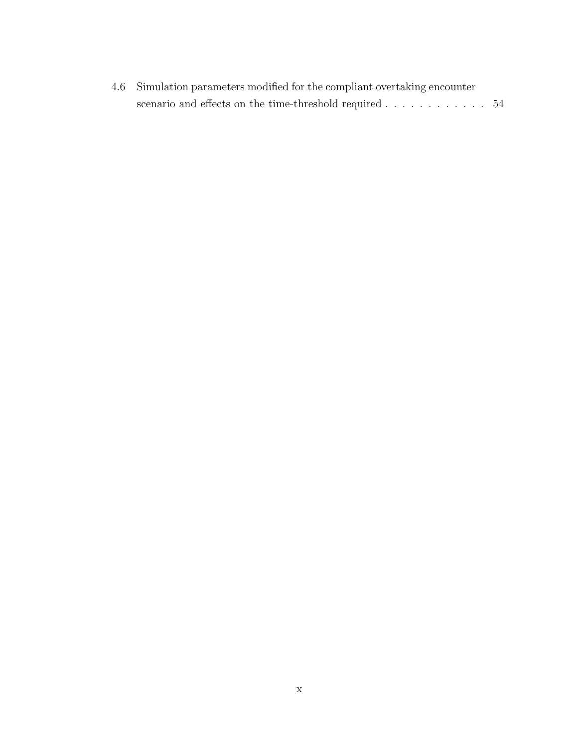4.6 Simulation parameters modified for the compliant overtaking encounter scenario and effects on the time-threshold required . . . . . . . . . . . . 54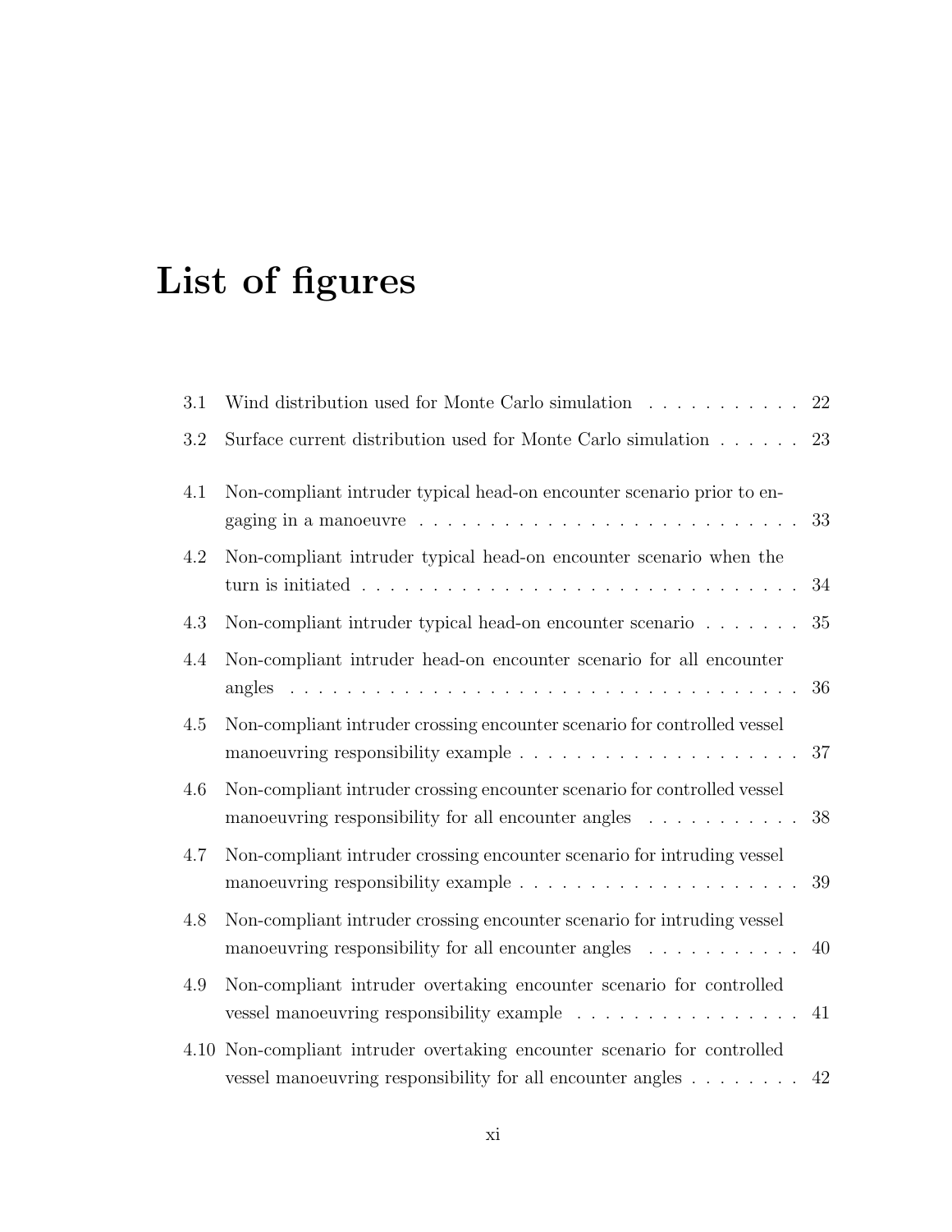# List of figures

3.1 Wind distribution used for Monte Carlo simulation . . . . . . . . . . . 22

3.2 Surface current distribution used for Monte Carlo simulation . . . . . . 23

4.1 Non-compliant intruder typical head-on encounter scenario prior to engaging in a manoeuvre . . . . . . . . . . . . . . . . . . . . . . . . . . 33

4.2 Non-compliant intruder typical head-on encounter scenario when the turn is initiated . . . . . . . . . . . . . . . . . . . . . . . . . . . . . . 34

4.3 Non-compliant intruder typical head-on encounter scenario . . . . . . . 35

4.4 Non-compliant intruder head-on encounter scenario for all encounter angles . . . . . . . . . . . . . . . . . . . . . . . . . . . . . . . . . . . 36

4.5 Non-compliant intruder crossing encounter scenario for controlled vessel manoeuvring responsibility example . . . . . . . . . . . . . . . . . . . . 37

4.6 Non-compliant intruder crossing encounter scenario for controlled vessel manoeuvring responsibility for all encounter angles . . . . . . . . . . . 38

4.7 Non-compliant intruder crossing encounter scenario for intruding vessel manoeuvring responsibility example . . . . . . . . . . . . . . . . . . . . 39

4.8 Non-compliant intruder crossing encounter scenario for intruding vessel manoeuvring responsibility for all encounter angles . . . . . . . . . . . 40

4.9 Non-compliant intruder overtaking encounter scenario for controlled vessel manoeuvring responsibility example . . . . . . . . . . . . . . . . 41

4.10 Non-compliant intruder overtaking encounter scenario for controlled vessel manoeuvring responsibility for all encounter angles . . . . . . . . 42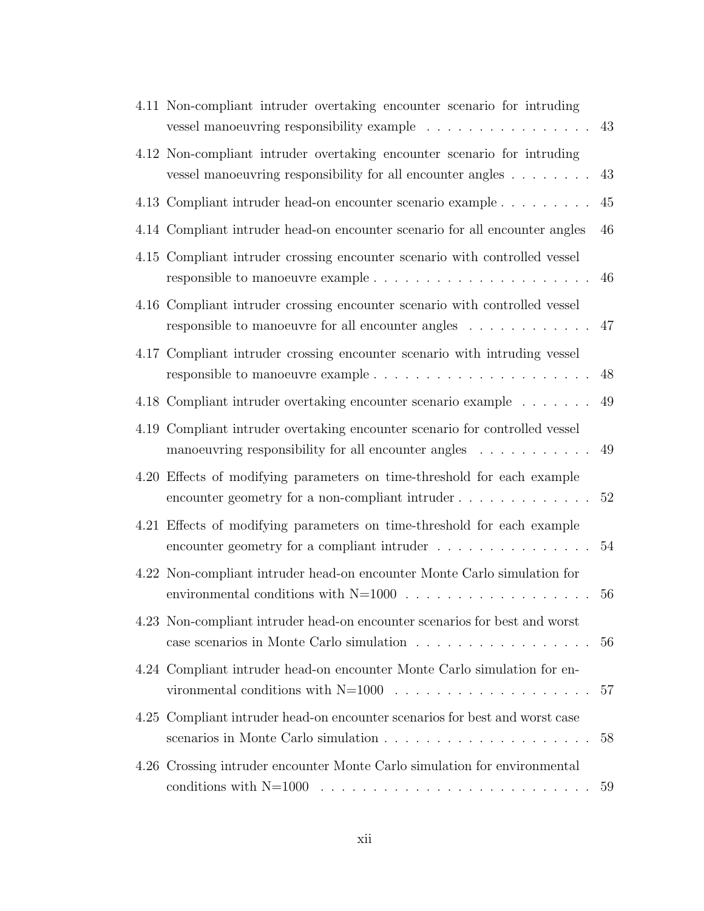4.11 Non-compliant intruder overtaking encounter scenario for intruding vessel manoeuvring responsibility example . . . . . . . . . . . . . . . . 43

4.12 Non-compliant intruder overtaking encounter scenario for intruding vessel manoeuvring responsibility for all encounter angles . . . . . . . . 43

4.13 Compliant intruder head-on encounter scenario example . . . . . . . . . 45

4.14 Compliant intruder head-on encounter scenario for all encounter angles 46

4.15 Compliant intruder crossing encounter scenario with controlled vessel responsible to manoeuvre example . . . . . . . . . . . . . . . . . . . . . 46

4.16 Compliant intruder crossing encounter scenario with controlled vessel responsible to manoeuvre for all encounter angles . . . . . . . . . . . . 47

4.17 Compliant intruder crossing encounter scenario with intruding vessel responsible to manoeuvre example . . . . . . . . . . . . . . . . . . . . . 48

4.18 Compliant intruder overtaking encounter scenario example . . . . . . . 49

4.19 Compliant intruder overtaking encounter scenario for controlled vessel manoeuvring responsibility for all encounter angles . . . . . . . . . . . 49

4.20 Effects of modifying parameters on time-threshold for each example encounter geometry for a non-compliant intruder . . . . . . . . . . . . . 52

4.21 Effects of modifying parameters on time-threshold for each example encounter geometry for a compliant intruder . . . . . . . . . . . . . . . 54

4.22 Non-compliant intruder head-on encounter Monte Carlo simulation for environmental conditions with N=1000 . . . . . . . . . . . . . . . . . . 56

4.23 Non-compliant intruder head-on encounter scenarios for best and worst case scenarios in Monte Carlo simulation . . . . . . . . . . . . . . . . . 56

4.24 Compliant intruder head-on encounter Monte Carlo simulation for environmental conditions with N=1000 . . . . . . . . . . . . . . . . . . . 57

4.25 Compliant intruder head-on encounter scenarios for best and worst case scenarios in Monte Carlo simulation . . . . . . . . . . . . . . . . . . . . 58

4.26 Crossing intruder encounter Monte Carlo simulation for environmental conditions with N=1000 . . . . . . . . . . . . . . . . . . . . . . . . . . 59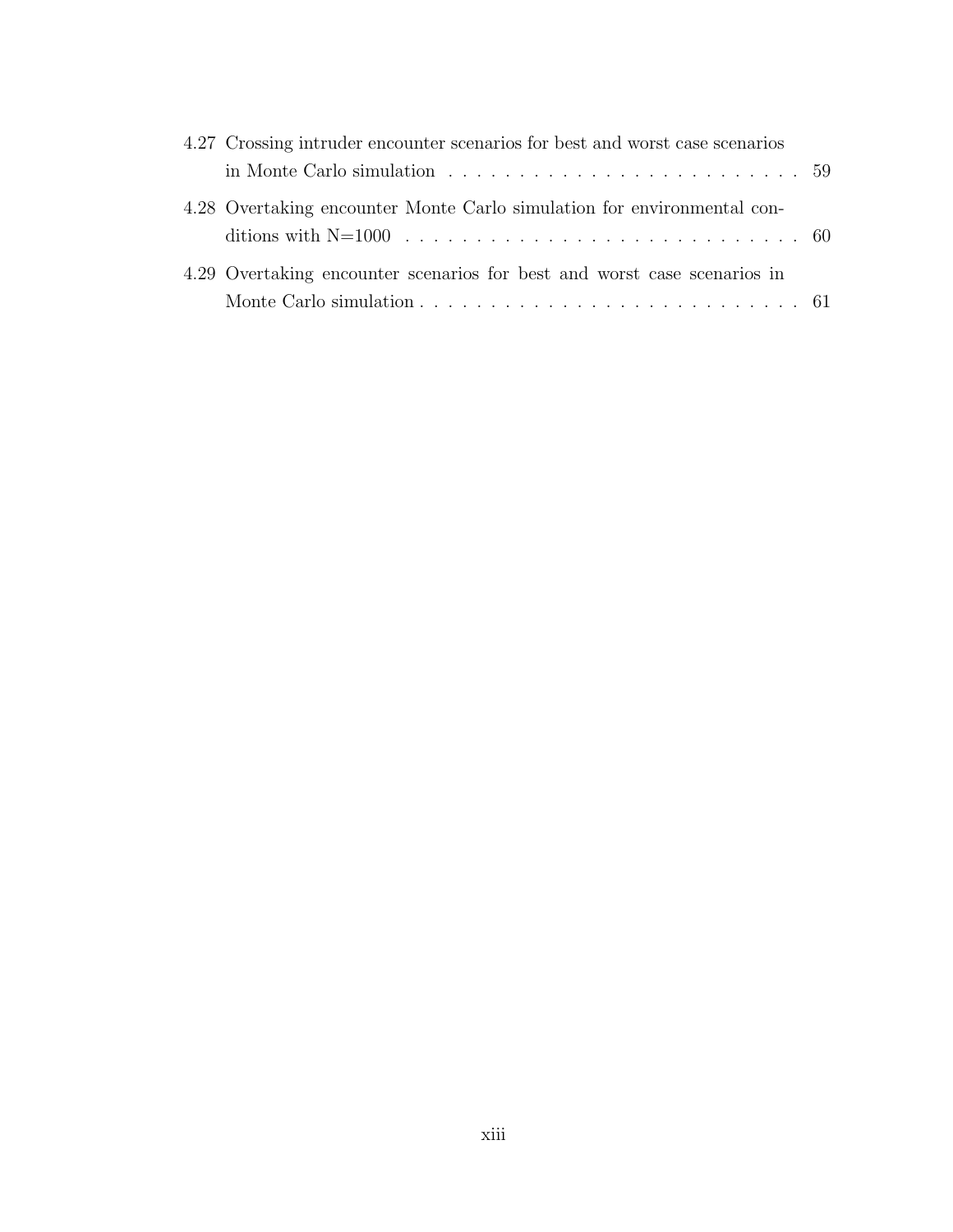4.27 Crossing intruder encounter scenarios for best and worst case scenarios in Monte Carlo simulation . . . . . . . . . . . . . . . . . . . . . . . . . . 59

4.28 Overtaking encounter Monte Carlo simulation for environmental conditions with N=1000 . . . . . . . . . . . . . . . . . . . . . . . . . . . . 60

4.29 Overtaking encounter scenarios for best and worst case scenarios in Monte Carlo simulation . . . . . . . . . . . . . . . . . . . . . . . . . . . 61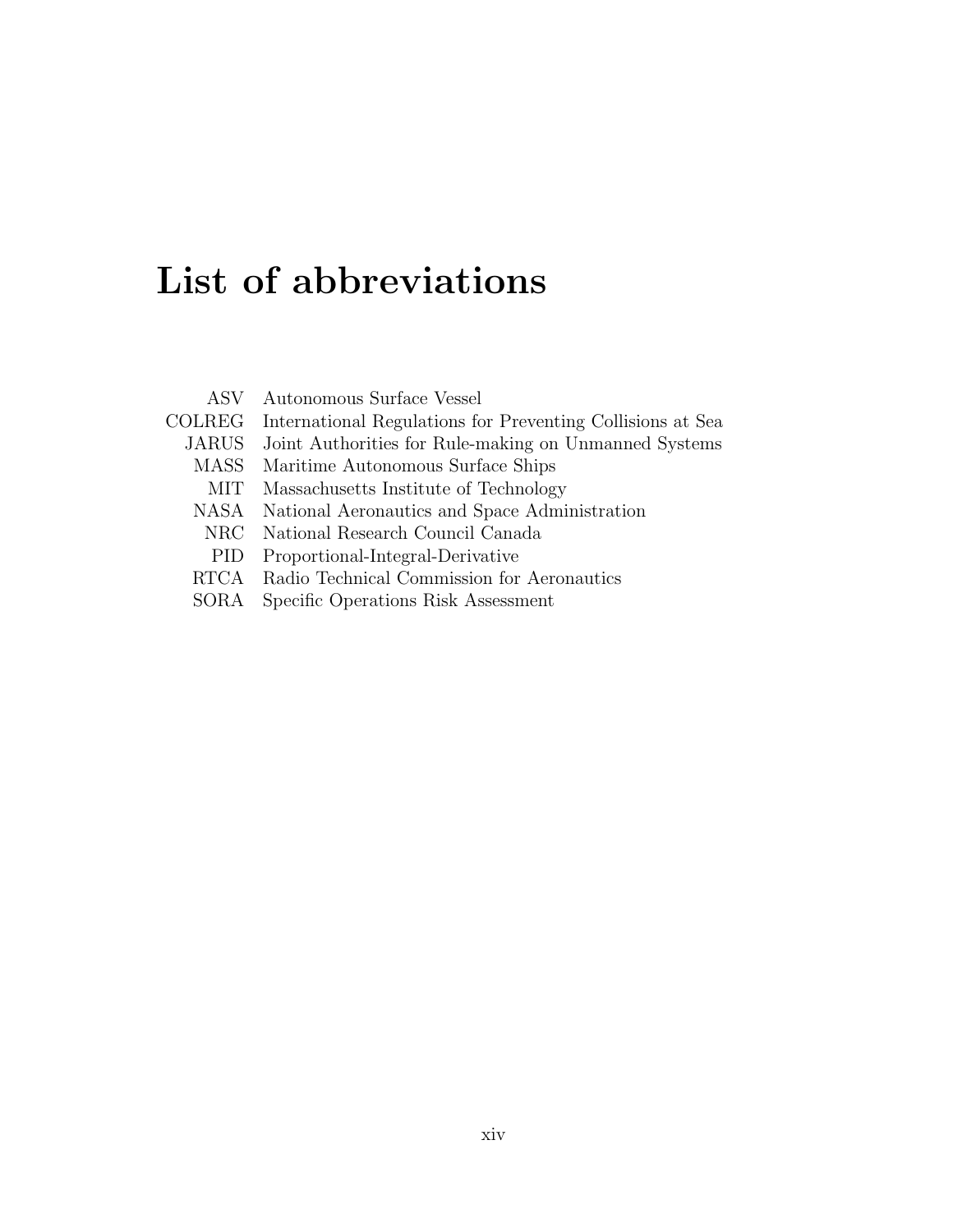# List of abbreviations

| | |
|---|---|
| ASV | Autonomous Surface Vessel |
| COLREG | International Regulations for Preventing Collisions at Sea |
| JARUS | Joint Authorities for Rule-making on Unmanned Systems |
| MASS | Maritime Autonomous Surface Ships |
| MIT | Massachusetts Institute of Technology |
| NASA | National Aeronautics and Space Administration |
| NRC | National Research Council Canada |
| PID | Proportional-Integral-Derivative |
| RTCA | Radio Technical Commission for Aeronautics |
| SORA | Specific Operations Risk Assessment |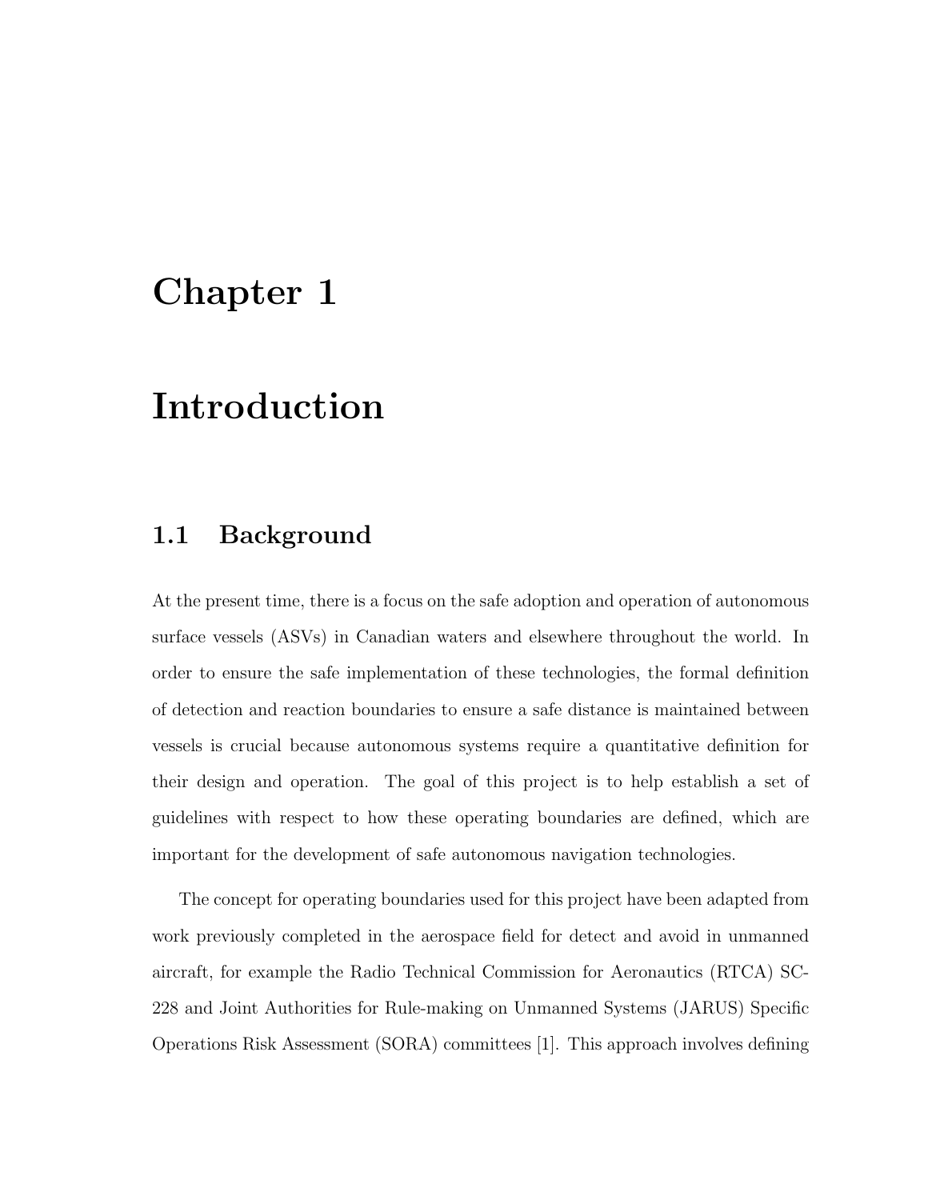# Chapter 1

# Introduction

## 1.1 Background

At the present time, there is a focus on the safe adoption and operation of autonomous surface vessels (ASVs) in Canadian waters and elsewhere throughout the world. In order to ensure the safe implementation of these technologies, the formal definition of detection and reaction boundaries to ensure a safe distance is maintained between vessels is crucial because autonomous systems require a quantitative definition for their design and operation. The goal of this project is to help establish a set of guidelines with respect to how these operating boundaries are defined, which are important for the development of safe autonomous navigation technologies.

The concept for operating boundaries used for this project have been adapted from work previously completed in the aerospace field for detect and avoid in unmanned aircraft, for example the Radio Technical Commission for Aeronautics (RTCA) SC-228 and Joint Authorities for Rule-making on Unmanned Systems (JARUS) Specific Operations Risk Assessment (SORA) committees [1]. This approach involves defining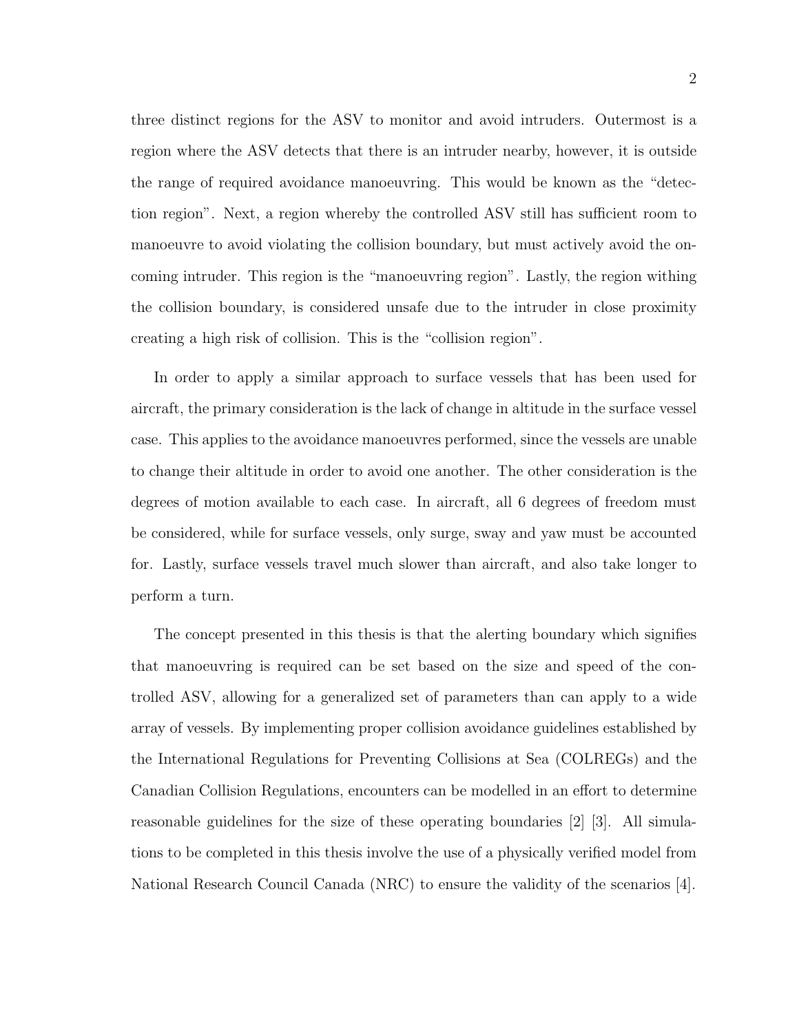three distinct regions for the ASV to monitor and avoid intruders. Outermost is a region where the ASV detects that there is an intruder nearby, however, it is outside the range of required avoidance manoeuvring. This would be known as the “detection region”. Next, a region whereby the controlled ASV still has sufficient room to manoeuvre to avoid violating the collision boundary, but must actively avoid the oncoming intruder. This region is the “manoeuvring region”. Lastly, the region withing the collision boundary, is considered unsafe due to the intruder in close proximity creating a high risk of collision. This is the “collision region”.

In order to apply a similar approach to surface vessels that has been used for aircraft, the primary consideration is the lack of change in altitude in the surface vessel case. This applies to the avoidance manoeuvres performed, since the vessels are unable to change their altitude in order to avoid one another. The other consideration is the degrees of motion available to each case. In aircraft, all 6 degrees of freedom must be considered, while for surface vessels, only surge, sway and yaw must be accounted for. Lastly, surface vessels travel much slower than aircraft, and also take longer to perform a turn.

The concept presented in this thesis is that the alerting boundary which signifies that manoeuvring is required can be set based on the size and speed of the controlled ASV, allowing for a generalized set of parameters than can apply to a wide array of vessels. By implementing proper collision avoidance guidelines established by the International Regulations for Preventing Collisions at Sea (COLREGs) and the Canadian Collision Regulations, encounters can be modelled in an effort to determine reasonable guidelines for the size of these operating boundaries [2] [3]. All simulations to be completed in this thesis involve the use of a physically verified model from National Research Council Canada (NRC) to ensure the validity of the scenarios [4].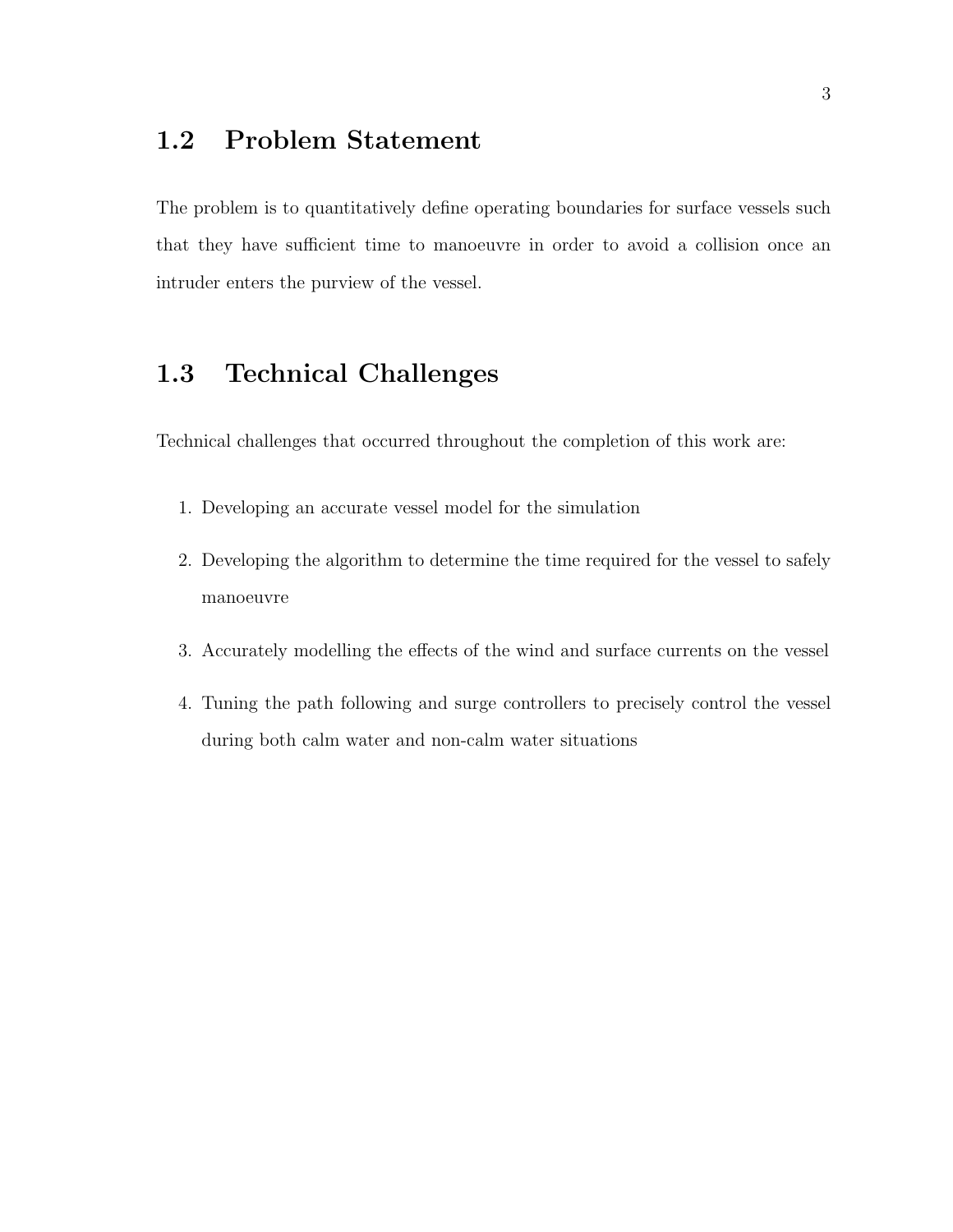## 1.2 Problem Statement

The problem is to quantitatively define operating boundaries for surface vessels such that they have sufficient time to manoeuvre in order to avoid a collision once an intruder enters the purview of the vessel.

## 1.3 Technical Challenges

Technical challenges that occurred throughout the completion of this work are:

1. Developing an accurate vessel model for the simulation
2. Developing the algorithm to determine the time required for the vessel to safely manoeuvre
3. Accurately modelling the effects of the wind and surface currents on the vessel
4. Tuning the path following and surge controllers to precisely control the vessel during both calm water and non-calm water situations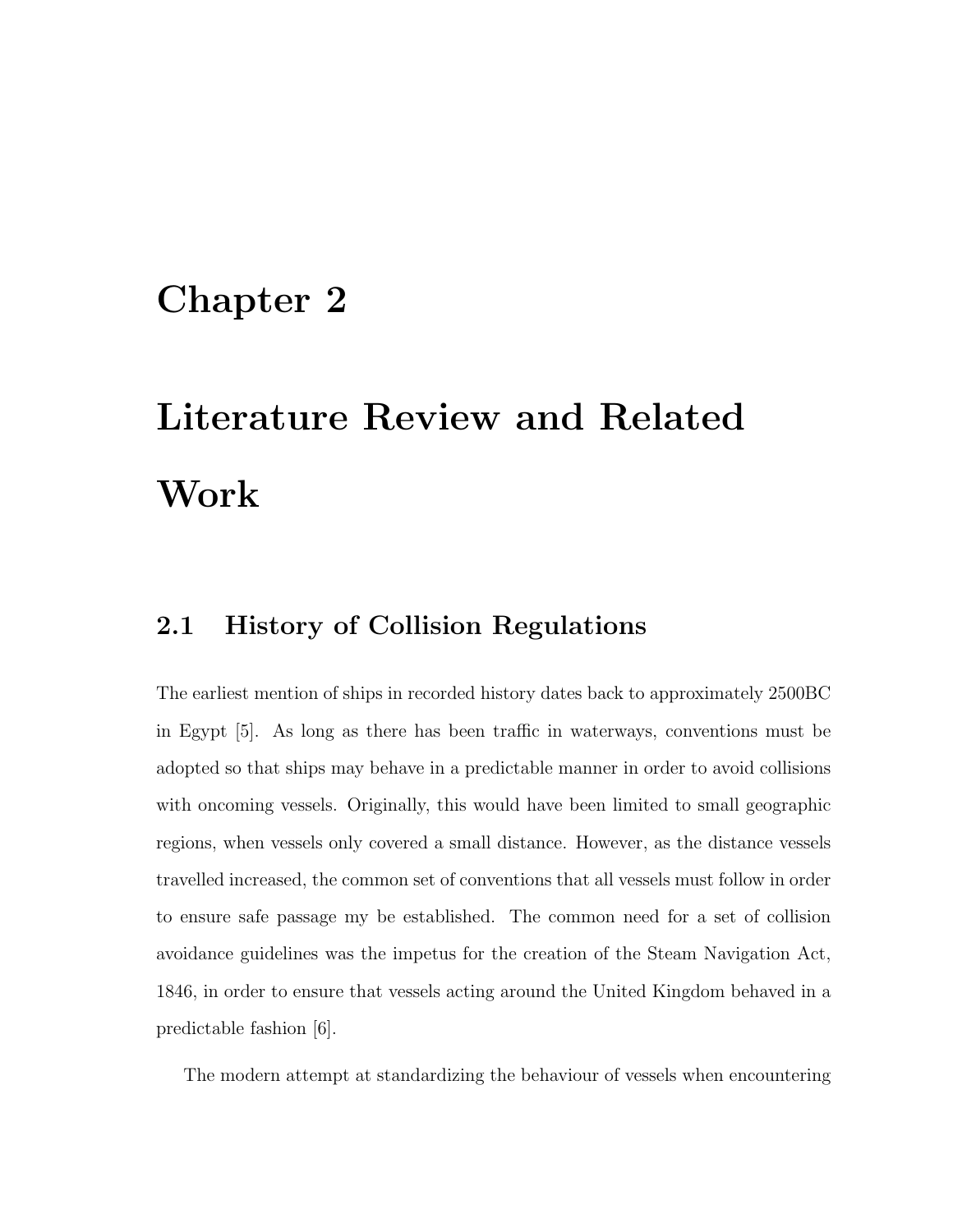# Chapter 2

# Literature Review and Related Work

## 2.1 History of Collision Regulations

The earliest mention of ships in recorded history dates back to approximately 2500BC in Egypt [5]. As long as there has been traffic in waterways, conventions must be adopted so that ships may behave in a predictable manner in order to avoid collisions with oncoming vessels. Originally, this would have been limited to small geographic regions, when vessels only covered a small distance. However, as the distance vessels travelled increased, the common set of conventions that all vessels must follow in order to ensure safe passage my be established. The common need for a set of collision avoidance guidelines was the impetus for the creation of the Steam Navigation Act, 1846, in order to ensure that vessels acting around the United Kingdom behaved in a predictable fashion [6].

The modern attempt at standardizing the behaviour of vessels when encountering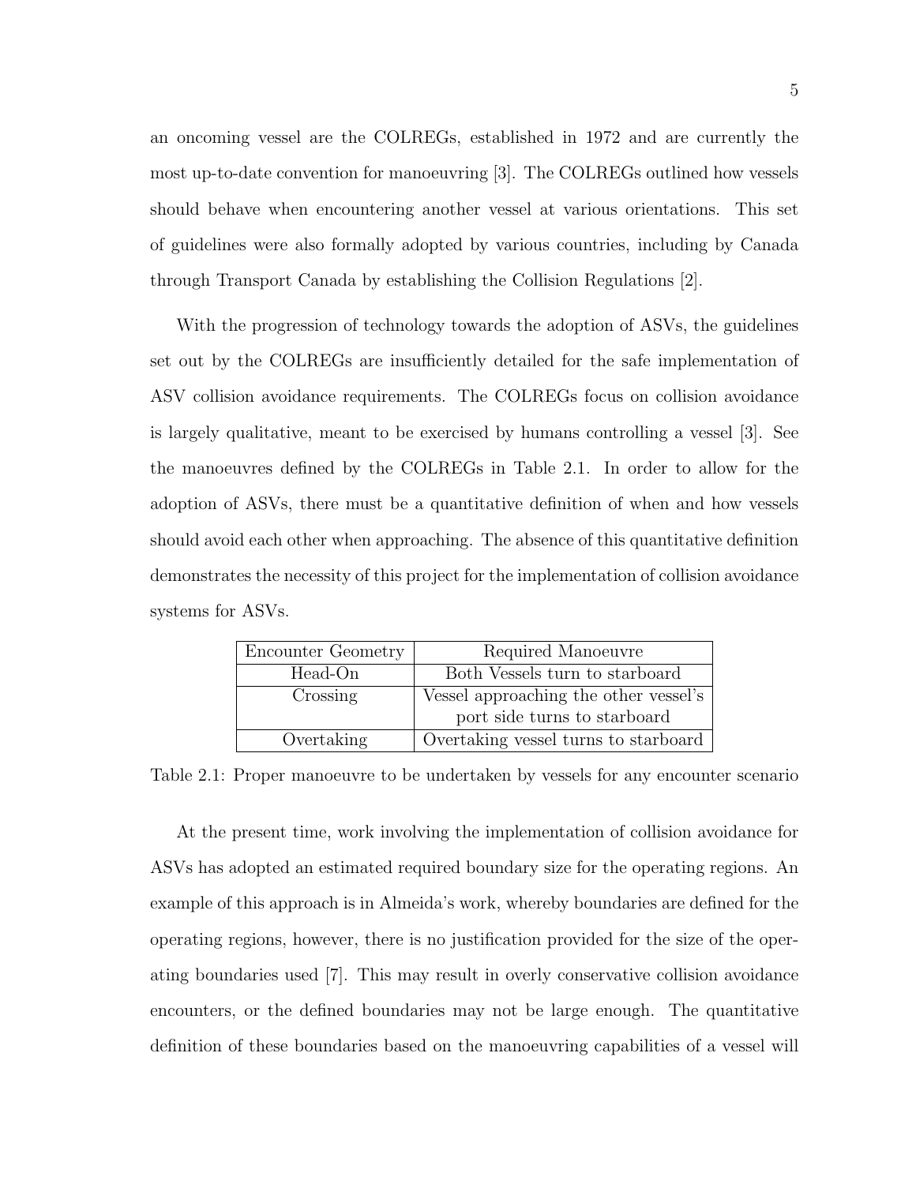an oncoming vessel are the COLREGs, established in 1972 and are currently the most up-to-date convention for manoeuvring [3]. The COLREGs outlined how vessels should behave when encountering another vessel at various orientations. This set of guidelines were also formally adopted by various countries, including by Canada through Transport Canada by establishing the Collision Regulations [2].

With the progression of technology towards the adoption of ASVs, the guidelines set out by the COLREGs are insufficiently detailed for the safe implementation of ASV collision avoidance requirements. The COLREGs focus on collision avoidance is largely qualitative, meant to be exercised by humans controlling a vessel [3]. See the manoeuvres defined by the COLREGs in Table 2.1. In order to allow for the adoption of ASVs, there must be a quantitative definition of when and how vessels should avoid each other when approaching. The absence of this quantitative definition demonstrates the necessity of this project for the implementation of collision avoidance systems for ASVs.

| Encounter Geometry | Required Manoeuvre |
|---|---|
| Head-On | Both Vessels turn to starboard |
| Crossing | Vessel approaching the other vessel's port side turns to starboard |
| Overtaking | Overtaking vessel turns to starboard |

Table 2.1: Proper manoeuvre to be undertaken by vessels for any encounter scenario

At the present time, work involving the implementation of collision avoidance for ASVs has adopted an estimated required boundary size for the operating regions. An example of this approach is in Almeida's work, whereby boundaries are defined for the operating regions, however, there is no justification provided for the size of the operating boundaries used [7]. This may result in overly conservative collision avoidance encounters, or the defined boundaries may not be large enough. The quantitative definition of these boundaries based on the manoeuvring capabilities of a vessel will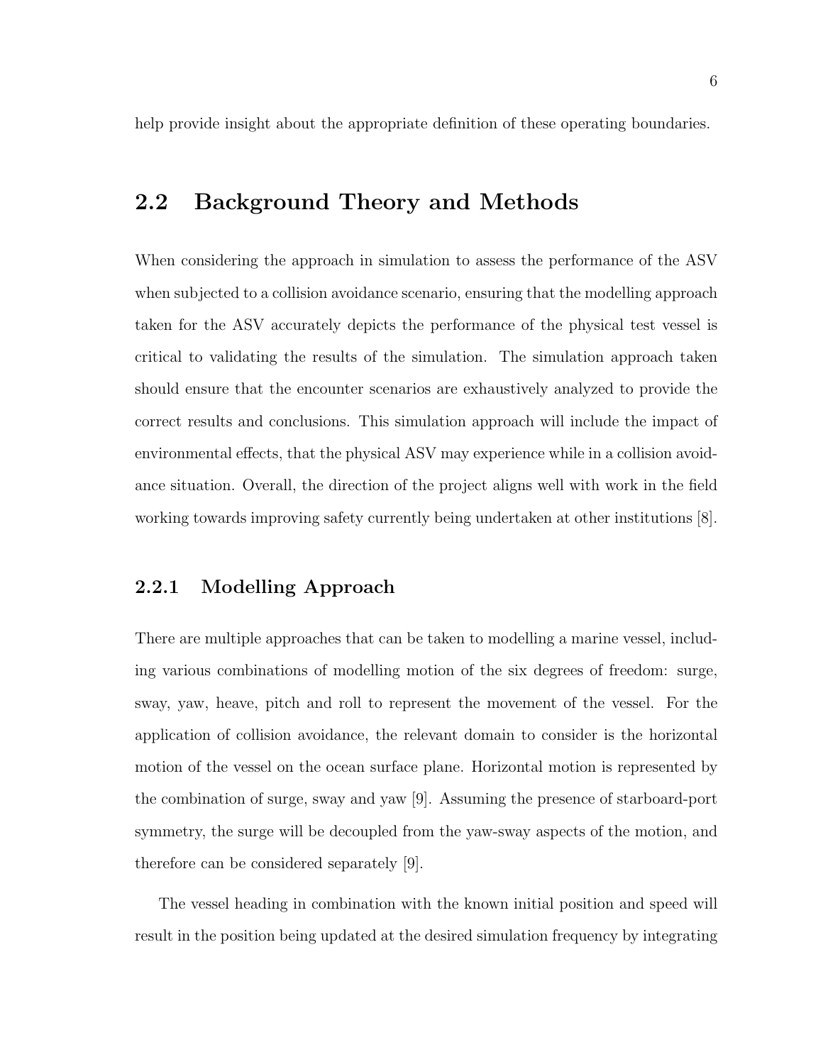help provide insight about the appropriate definition of these operating boundaries.

## 2.2 Background Theory and Methods

When considering the approach in simulation to assess the performance of the ASV when subjected to a collision avoidance scenario, ensuring that the modelling approach taken for the ASV accurately depicts the performance of the physical test vessel is critical to validating the results of the simulation. The simulation approach taken should ensure that the encounter scenarios are exhaustively analyzed to provide the correct results and conclusions. This simulation approach will include the impact of environmental effects, that the physical ASV may experience while in a collision avoidance situation. Overall, the direction of the project aligns well with work in the field working towards improving safety currently being undertaken at other institutions [8].

### 2.2.1 Modelling Approach

There are multiple approaches that can be taken to modelling a marine vessel, including various combinations of modelling motion of the six degrees of freedom: surge, sway, yaw, heave, pitch and roll to represent the movement of the vessel. For the application of collision avoidance, the relevant domain to consider is the horizontal motion of the vessel on the ocean surface plane. Horizontal motion is represented by the combination of surge, sway and yaw [9]. Assuming the presence of starboard-port symmetry, the surge will be decoupled from the yaw-sway aspects of the motion, and therefore can be considered separately [9].

The vessel heading in combination with the known initial position and speed will result in the position being updated at the desired simulation frequency by integrating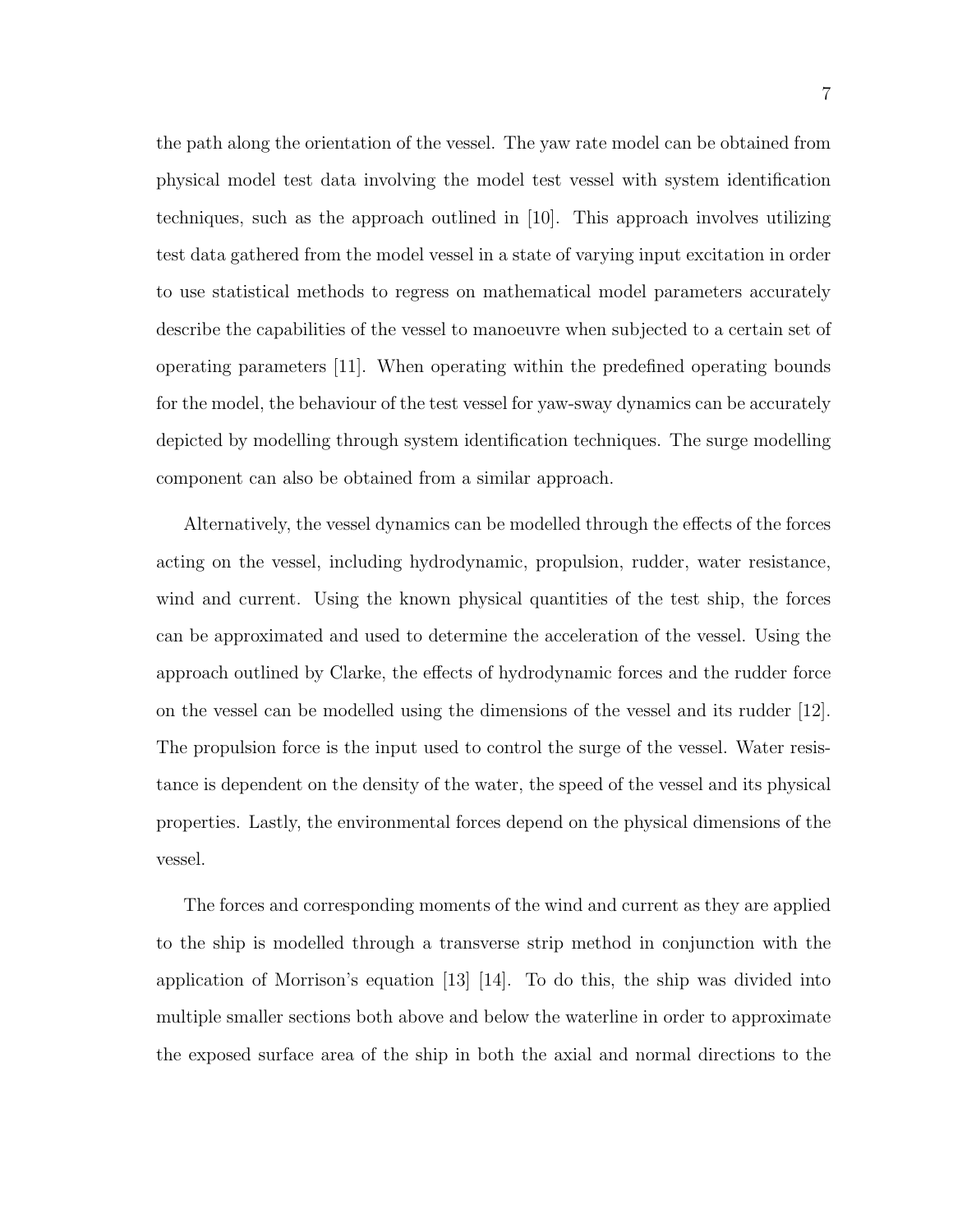the path along the orientation of the vessel. The yaw rate model can be obtained from physical model test data involving the model test vessel with system identification techniques, such as the approach outlined in [10]. This approach involves utilizing test data gathered from the model vessel in a state of varying input excitation in order to use statistical methods to regress on mathematical model parameters accurately describe the capabilities of the vessel to manoeuvre when subjected to a certain set of operating parameters [11]. When operating within the predefined operating bounds for the model, the behaviour of the test vessel for yaw-sway dynamics can be accurately depicted by modelling through system identification techniques. The surge modelling component can also be obtained from a similar approach.

Alternatively, the vessel dynamics can be modelled through the effects of the forces acting on the vessel, including hydrodynamic, propulsion, rudder, water resistance, wind and current. Using the known physical quantities of the test ship, the forces can be approximated and used to determine the acceleration of the vessel. Using the approach outlined by Clarke, the effects of hydrodynamic forces and the rudder force on the vessel can be modelled using the dimensions of the vessel and its rudder [12]. The propulsion force is the input used to control the surge of the vessel. Water resistance is dependent on the density of the water, the speed of the vessel and its physical properties. Lastly, the environmental forces depend on the physical dimensions of the vessel.

The forces and corresponding moments of the wind and current as they are applied to the ship is modelled through a transverse strip method in conjunction with the application of Morrison's equation [13] [14]. To do this, the ship was divided into multiple smaller sections both above and below the waterline in order to approximate the exposed surface area of the ship in both the axial and normal directions to the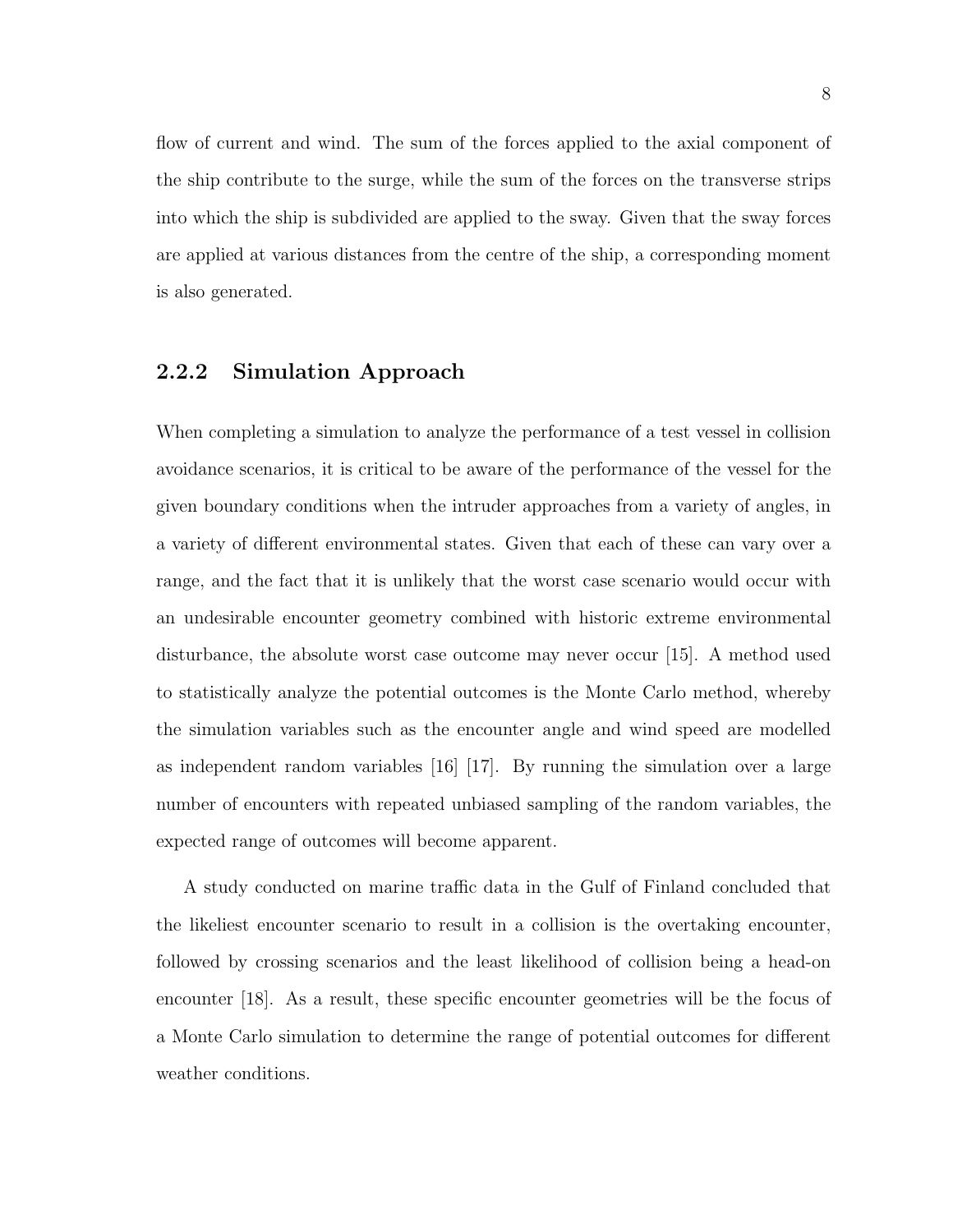flow of current and wind. The sum of the forces applied to the axial component of the ship contribute to the surge, while the sum of the forces on the transverse strips into which the ship is subdivided are applied to the sway. Given that the sway forces are applied at various distances from the centre of the ship, a corresponding moment is also generated.

### 2.2.2 Simulation Approach

When completing a simulation to analyze the performance of a test vessel in collision avoidance scenarios, it is critical to be aware of the performance of the vessel for the given boundary conditions when the intruder approaches from a variety of angles, in a variety of different environmental states. Given that each of these can vary over a range, and the fact that it is unlikely that the worst case scenario would occur with an undesirable encounter geometry combined with historic extreme environmental disturbance, the absolute worst case outcome may never occur [15]. A method used to statistically analyze the potential outcomes is the Monte Carlo method, whereby the simulation variables such as the encounter angle and wind speed are modelled as independent random variables [16] [17]. By running the simulation over a large number of encounters with repeated unbiased sampling of the random variables, the expected range of outcomes will become apparent.

A study conducted on marine traffic data in the Gulf of Finland concluded that the likeliest encounter scenario to result in a collision is the overtaking encounter, followed by crossing scenarios and the least likelihood of collision being a head-on encounter [18]. As a result, these specific encounter geometries will be the focus of a Monte Carlo simulation to determine the range of potential outcomes for different weather conditions.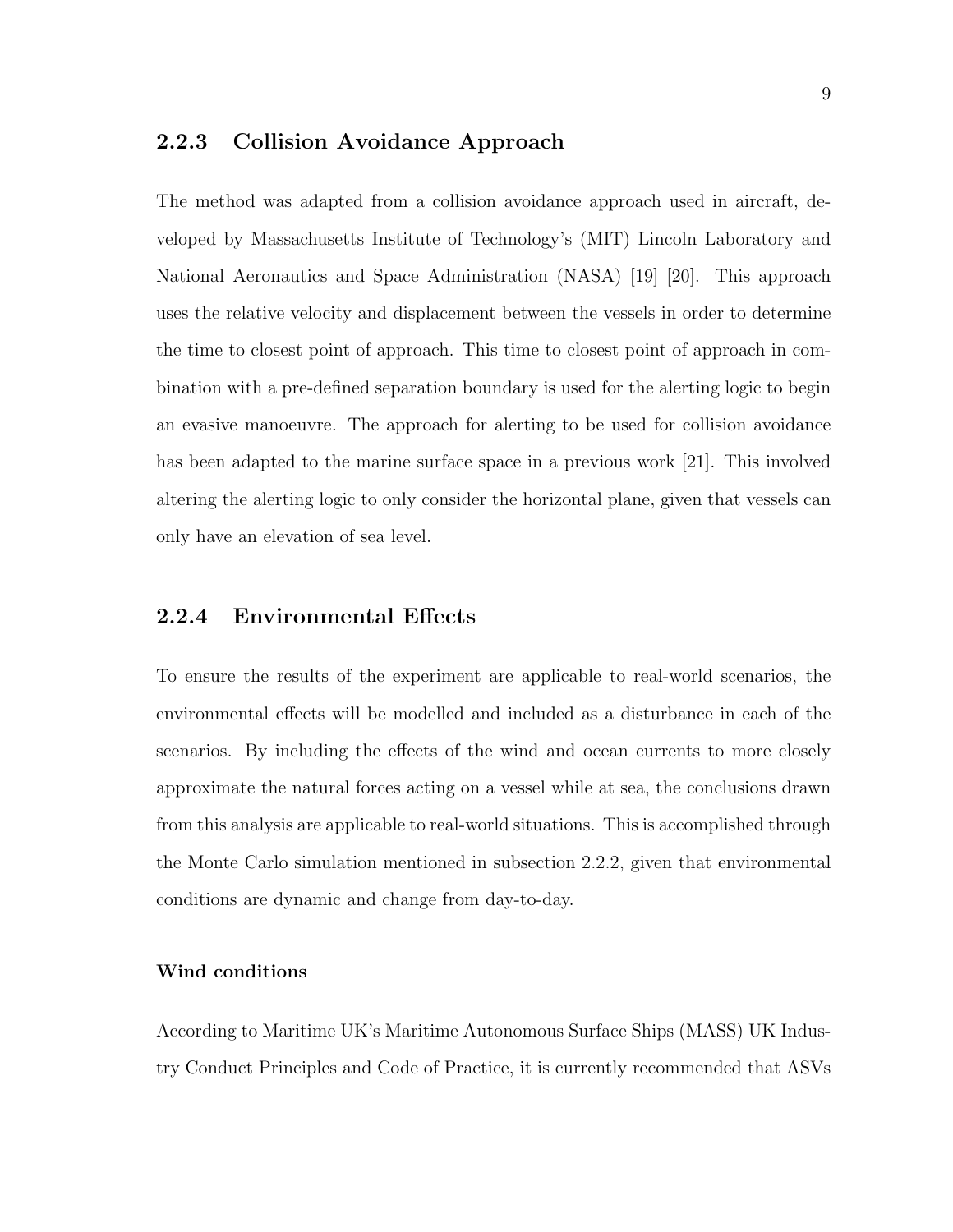### 2.2.3 Collision Avoidance Approach

The method was adapted from a collision avoidance approach used in aircraft, developed by Massachusetts Institute of Technology's (MIT) Lincoln Laboratory and National Aeronautics and Space Administration (NASA) [19] [20]. This approach uses the relative velocity and displacement between the vessels in order to determine the time to closest point of approach. This time to closest point of approach in combination with a pre-defined separation boundary is used for the alerting logic to begin an evasive manoeuvre. The approach for alerting to be used for collision avoidance has been adapted to the marine surface space in a previous work [21]. This involved altering the alerting logic to only consider the horizontal plane, given that vessels can only have an elevation of sea level.

### 2.2.4 Environmental Effects

To ensure the results of the experiment are applicable to real-world scenarios, the environmental effects will be modelled and included as a disturbance in each of the scenarios. By including the effects of the wind and ocean currents to more closely approximate the natural forces acting on a vessel while at sea, the conclusions drawn from this analysis are applicable to real-world situations. This is accomplished through the Monte Carlo simulation mentioned in subsection 2.2.2, given that environmental conditions are dynamic and change from day-to-day.

#### Wind conditions

According to Maritime UK's Maritime Autonomous Surface Ships (MASS) UK Industry Conduct Principles and Code of Practice, it is currently recommended that ASVs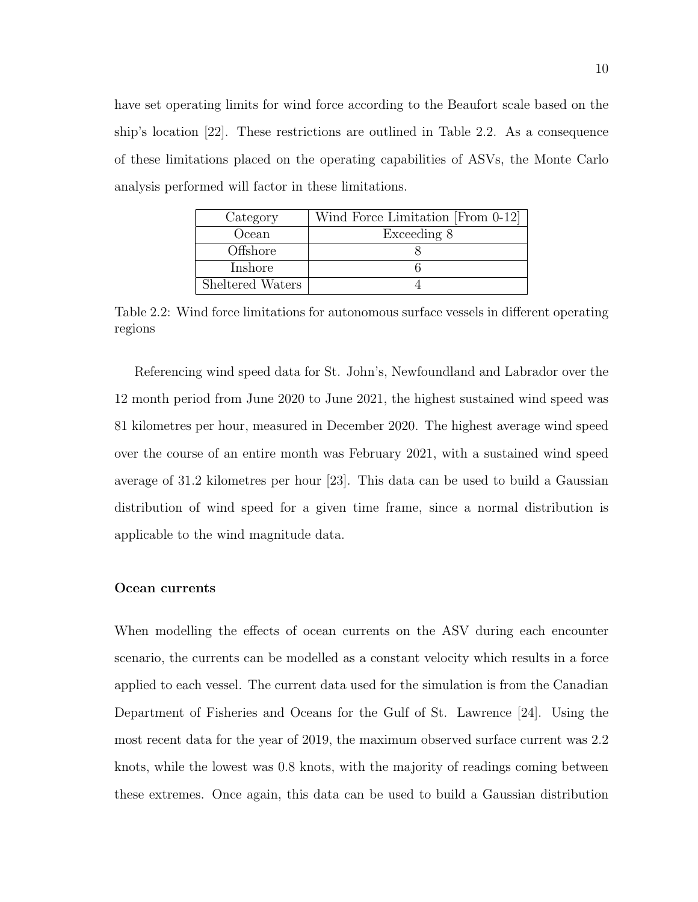have set operating limits for wind force according to the Beaufort scale based on the ship's location [22]. These restrictions are outlined in Table 2.2. As a consequence of these limitations placed on the operating capabilities of ASVs, the Monte Carlo analysis performed will factor in these limitations.

| Category | Wind Force Limitation [From 0-12] |
|---|---|
| Ocean | Exceeding 8 |
| Offshore | 8 |
| Inshore | 6 |
| Sheltered Waters | 4 |

Table 2.2: Wind force limitations for autonomous surface vessels in different operating regions

Referencing wind speed data for St. John's, Newfoundland and Labrador over the 12 month period from June 2020 to June 2021, the highest sustained wind speed was 81 kilometres per hour, measured in December 2020. The highest average wind speed over the course of an entire month was February 2021, with a sustained wind speed average of 31.2 kilometres per hour [23]. This data can be used to build a Gaussian distribution of wind speed for a given time frame, since a normal distribution is applicable to the wind magnitude data.

#### Ocean currents

When modelling the effects of ocean currents on the ASV during each encounter scenario, the currents can be modelled as a constant velocity which results in a force applied to each vessel. The current data used for the simulation is from the Canadian Department of Fisheries and Oceans for the Gulf of St. Lawrence [24]. Using the most recent data for the year of 2019, the maximum observed surface current was 2.2 knots, while the lowest was 0.8 knots, with the majority of readings coming between these extremes. Once again, this data can be used to build a Gaussian distribution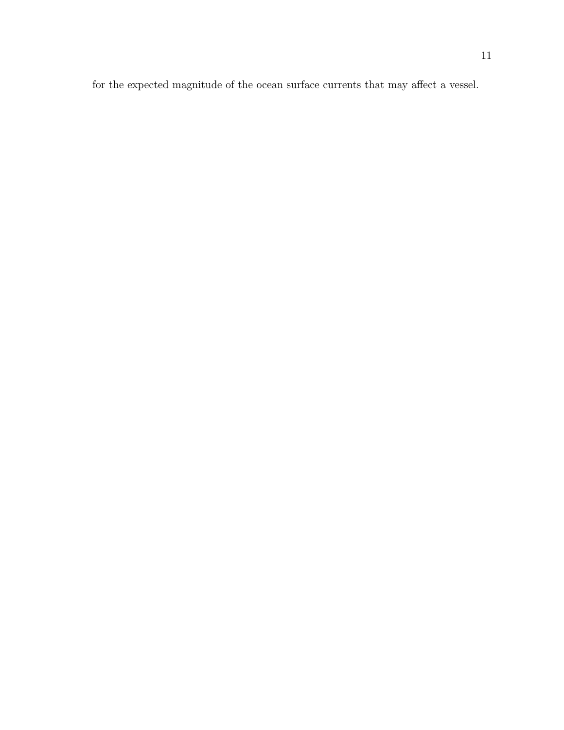for the expected magnitude of the ocean surface currents that may affect a vessel.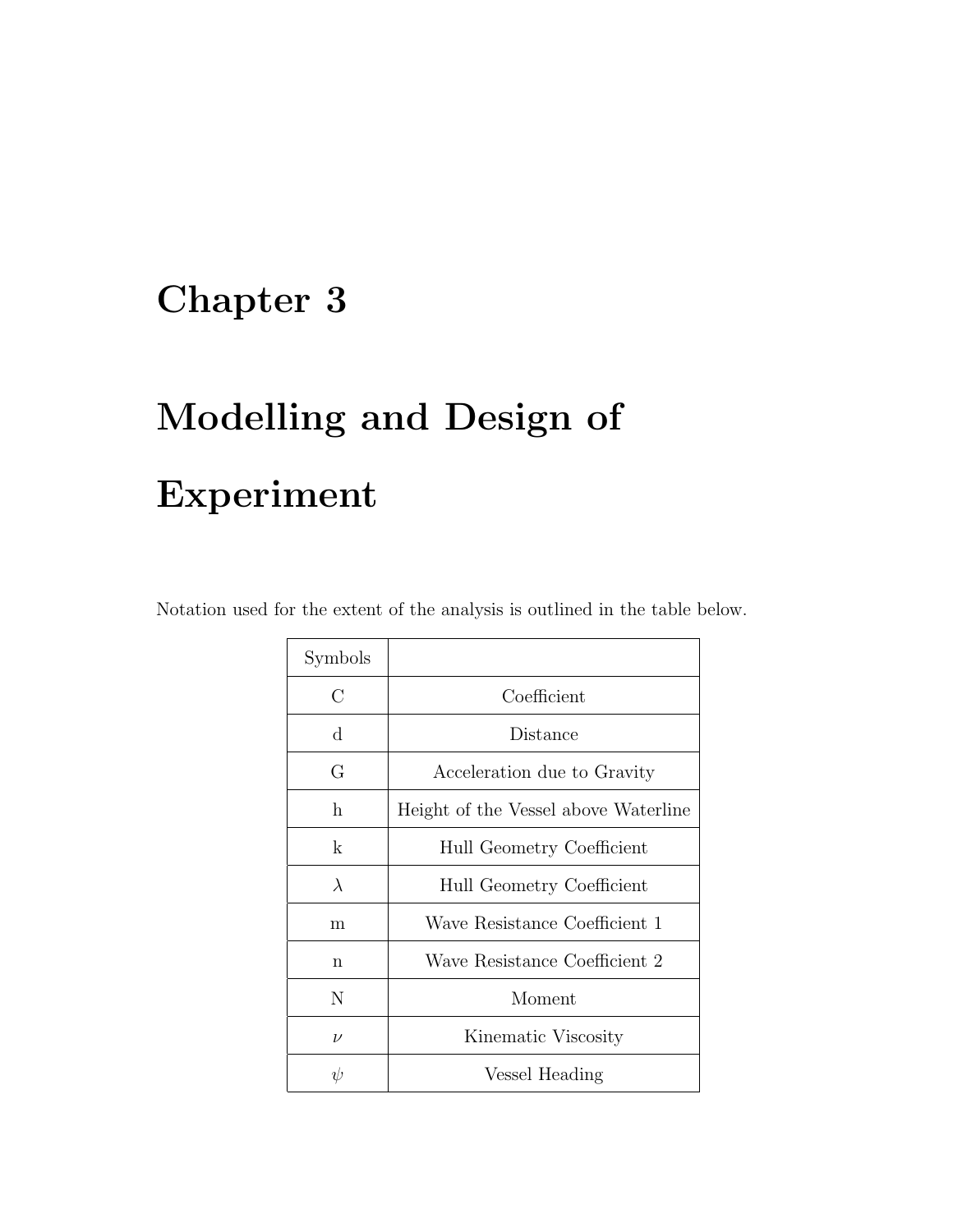# Chapter 3

# Modelling and Design of Experiment

Notation used for the extent of the analysis is outlined in the table below.

| Symbols | |
|---|---|
| C | Coefficient |
| d | Distance |
| G | Acceleration due to Gravity |
| h | Height of the Vessel above Waterline |
| k | Hull Geometry Coefficient |
| $\lambda$ | Hull Geometry Coefficient |
| m | Wave Resistance Coefficient 1 |
| n | Wave Resistance Coefficient 2 |
| N | Moment |
| $\nu$ | Kinematic Viscosity |
| $\psi$ | Vessel Heading |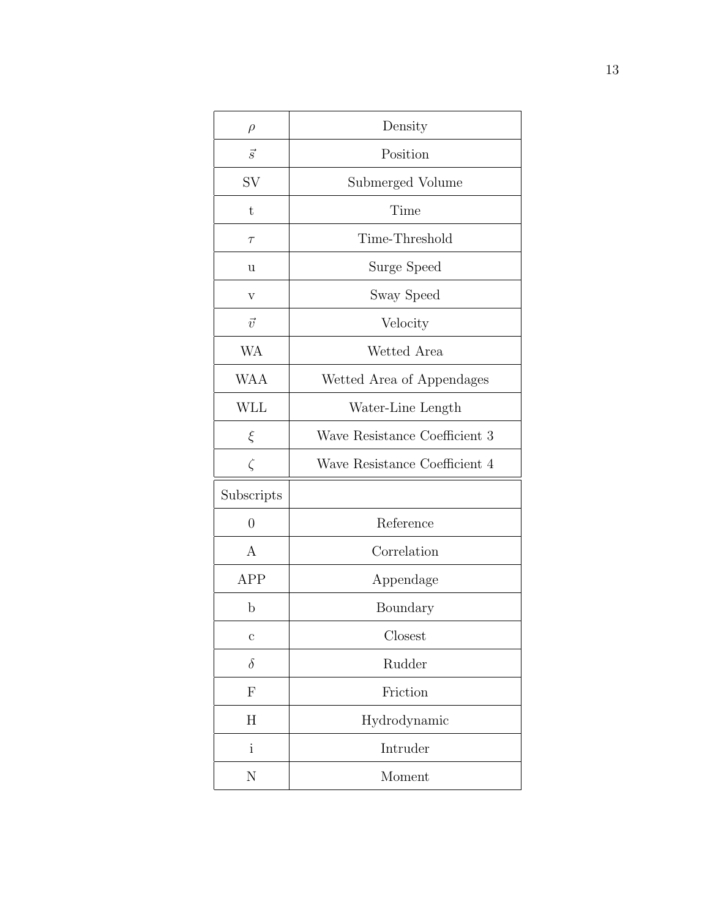| | |
|---|---|
| $\rho$ | Density |
| $\vec{s}$ | Position |
| SV | Submerged Volume |
| t | Time |
| $\tau$ | Time-Threshold |
| u | Surge Speed |
| v | Sway Speed |
| $\vec{v}$ | Velocity |
| WA | Wetted Area |
| WAA | Wetted Area of Appendages |
| WLL | Water-Line Length |
| $\xi$ | Wave Resistance Coefficient 3 |
| $\zeta$ | Wave Resistance Coefficient 4 |

| Subscripts | |
|---|---|
| 0 | Reference |
| A | Correlation |
| APP | Appendage |
| b | Boundary |
| c | Closest |
| $\delta$ | Rudder |
| F | Friction |
| H | Hydrodynamic |
| i | Intruder |
| N | Moment |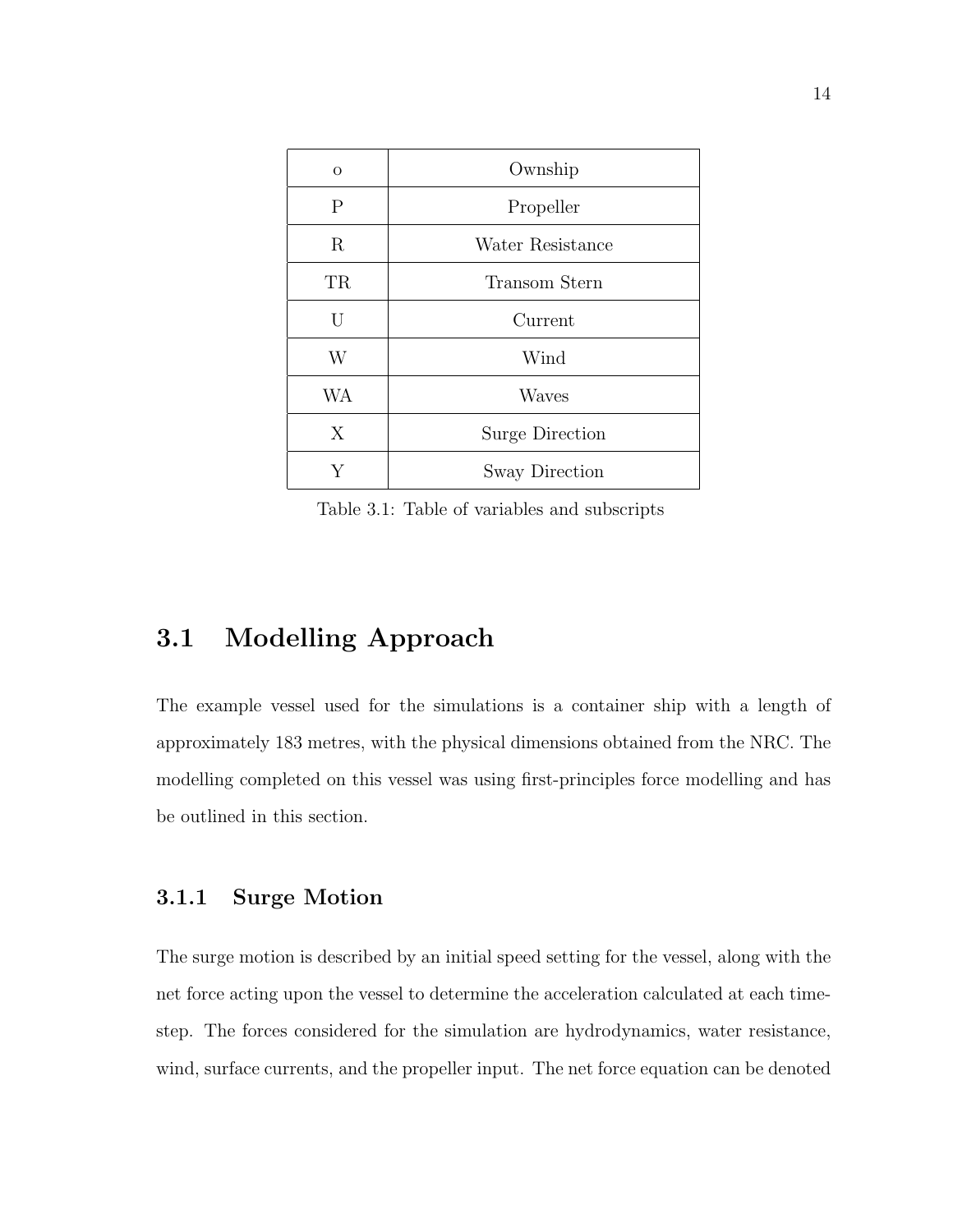| o | Ownship |
|---|---|
| P | Propeller |
| R | Water Resistance |
| TR | Transom Stern |
| U | Current |
| W | Wind |
| WA | Waves |
| X | Surge Direction |
| Y | Sway Direction |

Table 3.1: Table of variables and subscripts

## 3.1 Modelling Approach

The example vessel used for the simulations is a container ship with a length of approximately 183 metres, with the physical dimensions obtained from the NRC. The modelling completed on this vessel was using first-principles force modelling and has be outlined in this section.

### 3.1.1 Surge Motion

The surge motion is described by an initial speed setting for the vessel, along with the net force acting upon the vessel to determine the acceleration calculated at each time-step. The forces considered for the simulation are hydrodynamics, water resistance, wind, surface currents, and the propeller input. The net force equation can be denoted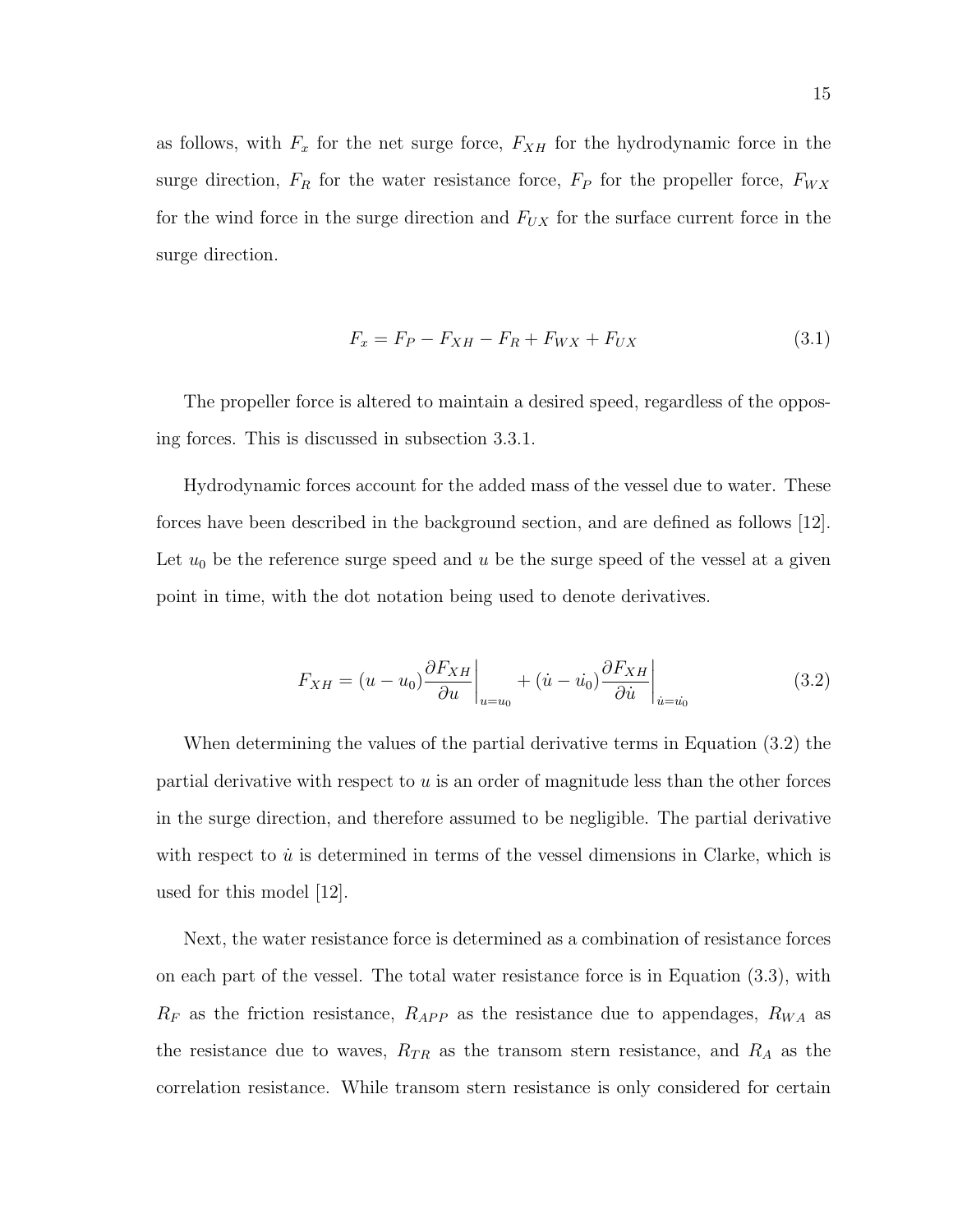as follows, with $F_x$ for the net surge force, $F_{XH}$ for the hydrodynamic force in the surge direction, $F_R$ for the water resistance force, $F_P$ for the propeller force, $F_{WX}$ for the wind force in the surge direction and $F_{UX}$ for the surface current force in the surge direction.

$$F_x = F_P - F_{XH} - F_R + F_{WX} + F_{UX} \tag{3.1}$$

The propeller force is altered to maintain a desired speed, regardless of the opposing forces. This is discussed in subsection 3.3.1.

Hydrodynamic forces account for the added mass of the vessel due to water. These forces have been described in the background section, and are defined as follows [12]. Let $u_0$ be the reference surge speed and $u$ be the surge speed of the vessel at a given point in time, with the dot notation being used to denote derivatives.

$$F_{XH} = (u - u_0)\frac{\partial F_{XH}}{\partial u}\bigg|_{u=u_0} + (\dot{u} - \dot{u_0})\frac{\partial F_{XH}}{\partial \dot{u}}\bigg|_{\dot{u}=\dot{u_0}} \tag{3.2}$$

When determining the values of the partial derivative terms in Equation (3.2) the partial derivative with respect to $u$ is an order of magnitude less than the other forces in the surge direction, and therefore assumed to be negligible. The partial derivative with respect to $\dot{u}$ is determined in terms of the vessel dimensions in Clarke, which is used for this model [12].

Next, the water resistance force is determined as a combination of resistance forces on each part of the vessel. The total water resistance force is in Equation (3.3), with $R_F$ as the friction resistance, $R_{APP}$ as the resistance due to appendages, $R_{WA}$ as the resistance due to waves, $R_{TR}$ as the transom stern resistance, and $R_A$ as the correlation resistance. While transom stern resistance is only considered for certain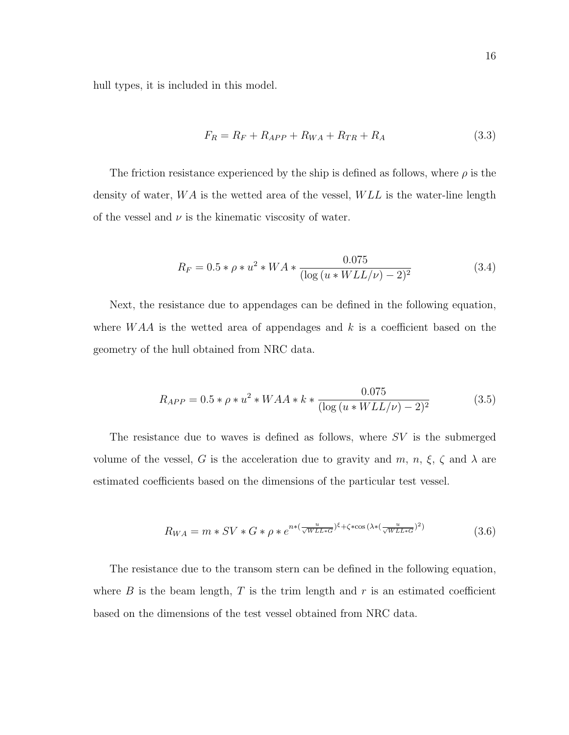hull types, it is included in this model.

$$F_R = R_F + R_{APP} + R_{WA} + R_{TR} + R_A \tag{3.3}$$

The friction resistance experienced by the ship is defined as follows, where $\rho$ is the density of water, $WA$ is the wetted area of the vessel, $WLL$ is the water-line length of the vessel and $\nu$ is the kinematic viscosity of water.

$$R_F = 0.5 * \rho * u^2 * WA * \frac{0.075}{(\log{(u * WLL/\nu)} - 2)^2} \tag{3.4}$$

Next, the resistance due to appendages can be defined in the following equation, where $WAA$ is the wetted area of appendages and $k$ is a coefficient based on the geometry of the hull obtained from NRC data.

$$R_{APP} = 0.5 * \rho * u^2 * WAA * k * \frac{0.075}{(\log{(u * WLL/\nu)} - 2)^2} \tag{3.5}$$

The resistance due to waves is defined as follows, where $SV$ is the submerged volume of the vessel, $G$ is the acceleration due to gravity and $m$, $n$, $\xi$, $\zeta$ and $\lambda$ are estimated coefficients based on the dimensions of the particular test vessel.

$$R_{WA} = m * SV * G * \rho * e^{n*(\frac{u}{\sqrt{WLL*G}})^{\xi} + \zeta * \cos{(\lambda * (\frac{u}{\sqrt{WLL*G}})^2)}} \tag{3.6}$$

The resistance due to the transom stern can be defined in the following equation, where $B$ is the beam length, $T$ is the trim length and $r$ is an estimated coefficient based on the dimensions of the test vessel obtained from NRC data.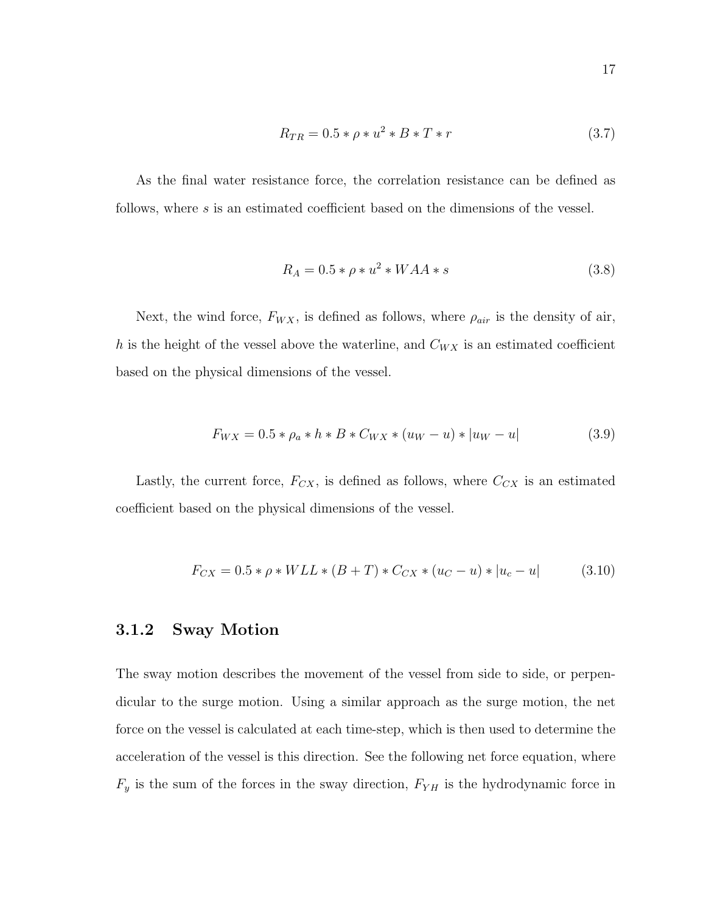$$R_{TR} = 0.5 * \rho * u^2 * B * T * r \tag{3.7}$$

As the final water resistance force, the correlation resistance can be defined as follows, where $s$ is an estimated coefficient based on the dimensions of the vessel.

$$R_A = 0.5 * \rho * u^2 * WAA * s \tag{3.8}$$

Next, the wind force, $F_{WX}$, is defined as follows, where $\rho_{air}$ is the density of air, $h$ is the height of the vessel above the waterline, and $C_{WX}$ is an estimated coefficient based on the physical dimensions of the vessel.

$$F_{WX} = 0.5 * \rho_a * h * B * C_{WX} * (u_W - u) * |u_W - u| \tag{3.9}$$

Lastly, the current force, $F_{CX}$, is defined as follows, where $C_{CX}$ is an estimated coefficient based on the physical dimensions of the vessel.

$$F_{CX} = 0.5 * \rho * WLL * (B + T) * C_{CX} * (u_C - u) * |u_c - u| \tag{3.10}$$

### 3.1.2 Sway Motion

The sway motion describes the movement of the vessel from side to side, or perpendicular to the surge motion. Using a similar approach as the surge motion, the net force on the vessel is calculated at each time-step, which is then used to determine the acceleration of the vessel is this direction. See the following net force equation, where $F_y$ is the sum of the forces in the sway direction, $F_{YH}$ is the hydrodynamic force in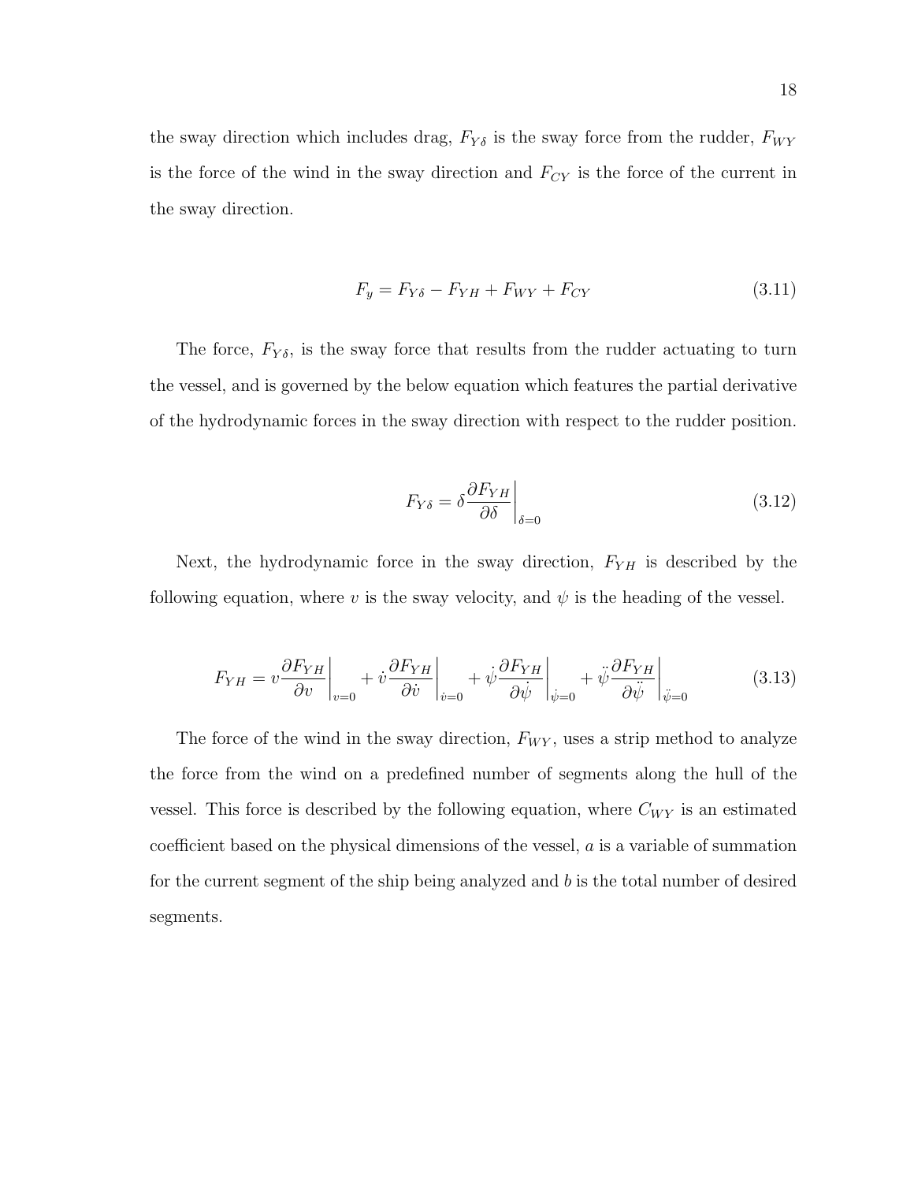the sway direction which includes drag, $F_{Y\delta}$ is the sway force from the rudder, $F_{WY}$ is the force of the wind in the sway direction and $F_{CY}$ is the force of the current in the sway direction.

$$F_y = F_{Y\delta} - F_{YH} + F_{WY} + F_{CY} \tag{3.11}$$

The force, $F_{Y\delta}$, is the sway force that results from the rudder actuating to turn the vessel, and is governed by the below equation which features the partial derivative of the hydrodynamic forces in the sway direction with respect to the rudder position.

$$F_{Y\delta} = \delta \frac{\partial F_{YH}}{\partial \delta}\bigg|_{\delta=0} \tag{3.12}$$

Next, the hydrodynamic force in the sway direction, $F_{YH}$ is described by the following equation, where $v$ is the sway velocity, and $\psi$ is the heading of the vessel.

$$F_{YH} = v \frac{\partial F_{YH}}{\partial v}\bigg|_{v=0} + \dot{v} \frac{\partial F_{YH}}{\partial \dot{v}}\bigg|_{\dot{v}=0} + \dot{\psi} \frac{\partial F_{YH}}{\partial \dot{\psi}}\bigg|_{\dot{\psi}=0} + \ddot{\psi} \frac{\partial F_{YH}}{\partial \ddot{\psi}}\bigg|_{\ddot{\psi}=0} \tag{3.13}$$

The force of the wind in the sway direction, $F_{WY}$, uses a strip method to analyze the force from the wind on a predefined number of segments along the hull of the vessel. This force is described by the following equation, where $C_{WY}$ is an estimated coefficient based on the physical dimensions of the vessel, $a$ is a variable of summation for the current segment of the ship being analyzed and $b$ is the total number of desired segments.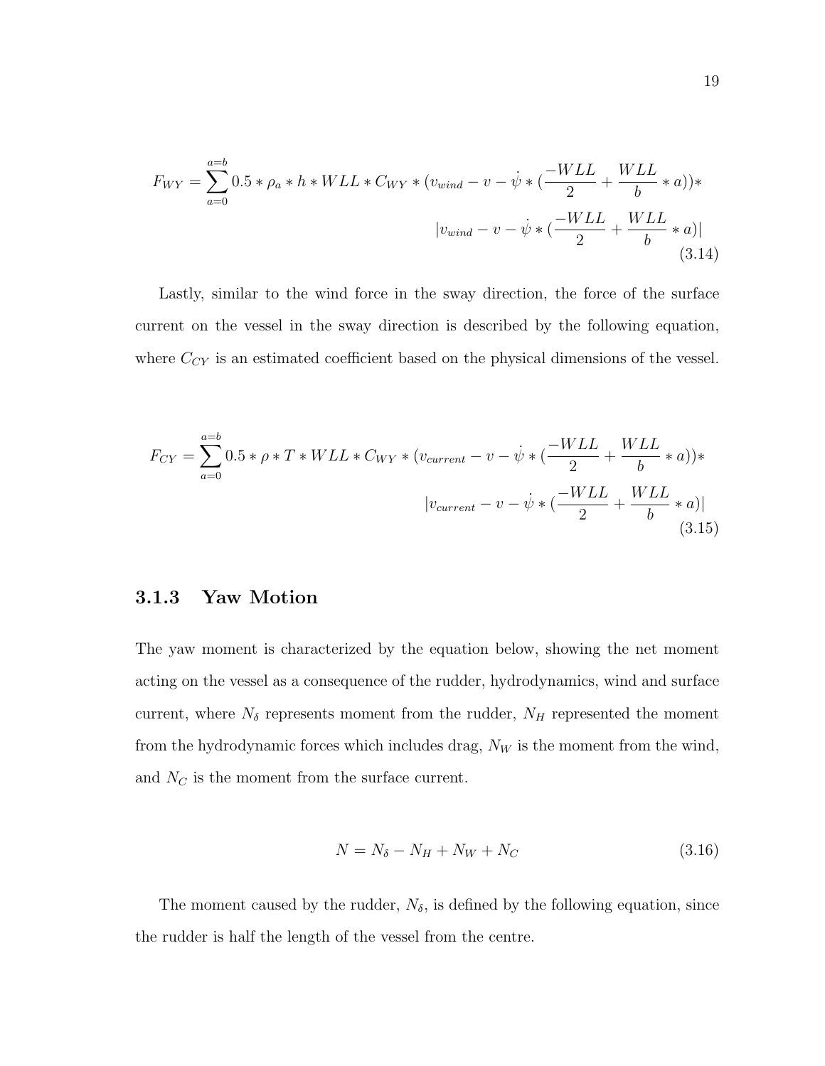$$F_{WY} = \sum_{a=0}^{a=b} 0.5 * \rho_a * h * WLL * C_{WY} * (v_{wind} - v - \dot{\psi} * (\frac{-WLL}{2} + \frac{WLL}{b} * a)) * |v_{wind} - v - \dot{\psi} * (\frac{-WLL}{2} + \frac{WLL}{b} * a)| \tag{3.14}$$

Lastly, similar to the wind force in the sway direction, the force of the surface current on the vessel in the sway direction is described by the following equation, where $C_{CY}$ is an estimated coefficient based on the physical dimensions of the vessel.

$$F_{CY} = \sum_{a=0}^{a=b} 0.5 * \rho * T * WLL * C_{WY} * (v_{current} - v - \dot{\psi} * (\frac{-WLL}{2} + \frac{WLL}{b} * a)) * |v_{current} - v - \dot{\psi} * (\frac{-WLL}{2} + \frac{WLL}{b} * a)| \tag{3.15}$$

### 3.1.3 Yaw Motion

The yaw moment is characterized by the equation below, showing the net moment acting on the vessel as a consequence of the rudder, hydrodynamics, wind and surface current, where $N_\delta$ represents moment from the rudder, $N_H$ represented the moment from the hydrodynamic forces which includes drag, $N_W$ is the moment from the wind, and $N_C$ is the moment from the surface current.

$$N = N_\delta - N_H + N_W + N_C \tag{3.16}$$

The moment caused by the rudder, $N_\delta$, is defined by the following equation, since the rudder is half the length of the vessel from the centre.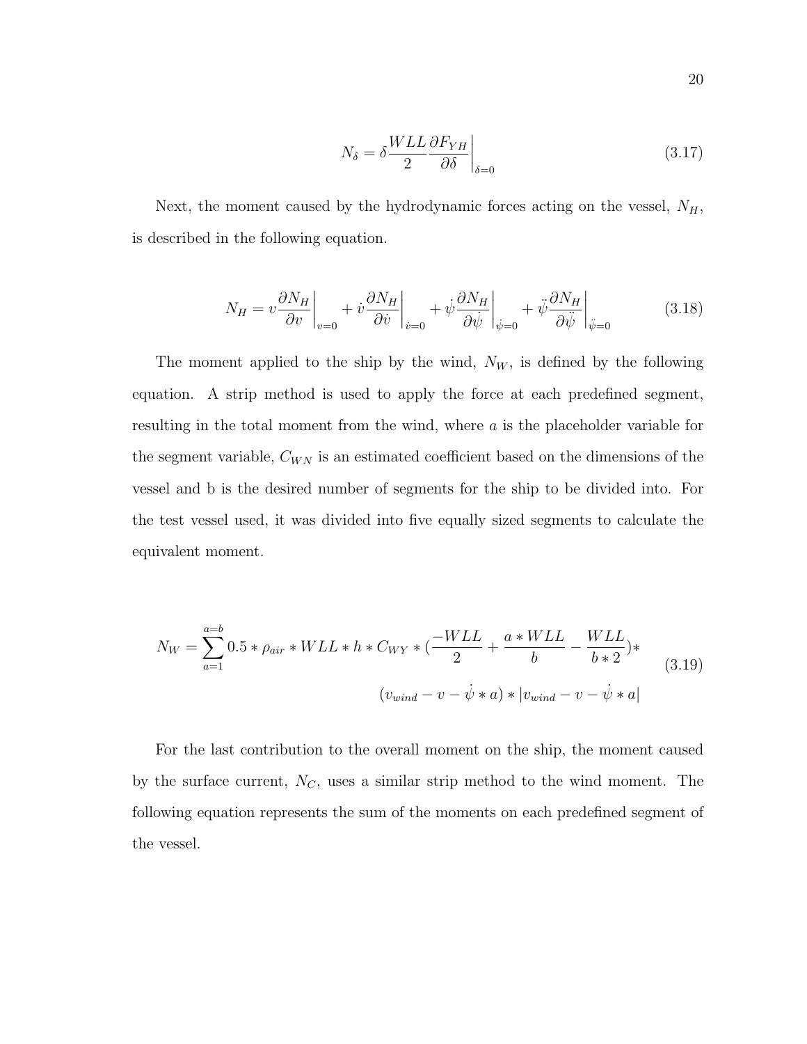$$N_\delta = \delta \frac{WLL}{2} \frac{\partial F_{YH}}{\partial \delta}\bigg|_{\delta=0} \tag{3.17}$$

Next, the moment caused by the hydrodynamic forces acting on the vessel, $N_H$, is described in the following equation.

$$N_H = v\frac{\partial N_H}{\partial v}\bigg|_{v=0} + \dot{v}\frac{\partial N_H}{\partial \dot{v}}\bigg|_{\dot{v}=0} + \dot{\psi}\frac{\partial N_H}{\partial \dot{\psi}}\bigg|_{\dot{\psi}=0} + \ddot{\psi}\frac{\partial N_H}{\partial \ddot{\psi}}\bigg|_{\ddot{\psi}=0} \tag{3.18}$$

The moment applied to the ship by the wind, $N_W$, is defined by the following equation. A strip method is used to apply the force at each predefined segment, resulting in the total moment from the wind, where $a$ is the placeholder variable for the segment variable, $C_{WN}$ is an estimated coefficient based on the dimensions of the vessel and b is the desired number of segments for the ship to be divided into. For the test vessel used, it was divided into five equally sized segments to calculate the equivalent moment.

$$\begin{aligned} N_W = \sum_{a=1}^{a=b} 0.5 * \rho_{air} * WLL * h * C_{WY} * (\frac{-WLL}{2} + \frac{a * WLL}{b} - \frac{WLL}{b * 2})* \\ (v_{wind} - v - \dot{\psi} * a) * |v_{wind} - v - \dot{\psi} * a| \end{aligned} \tag{3.19}$$

For the last contribution to the overall moment on the ship, the moment caused by the surface current, $N_C$, uses a similar strip method to the wind moment. The following equation represents the sum of the moments on each predefined segment of the vessel.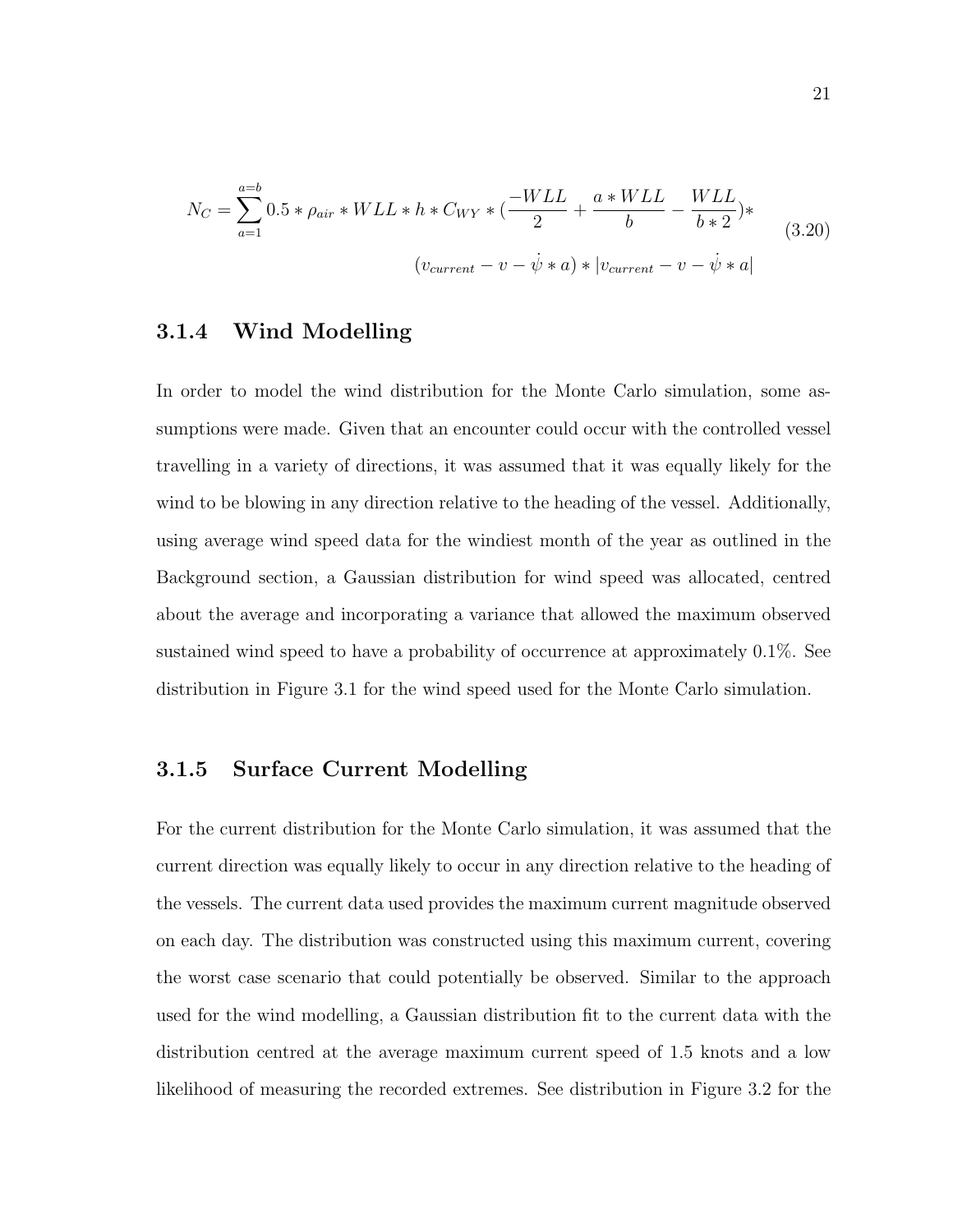$$N_C = \sum_{a=1}^{a=b} 0.5 * \rho_{air} * WLL * h * C_{WY} * (\frac{-WLL}{2} + \frac{a * WLL}{b} - \frac{WLL}{b * 2}) * \\ (v_{current} - v - \dot{\psi} * a) * |v_{current} - v - \dot{\psi} * a| \tag{3.20}$$

### 3.1.4 Wind Modelling

In order to model the wind distribution for the Monte Carlo simulation, some assumptions were made. Given that an encounter could occur with the controlled vessel travelling in a variety of directions, it was assumed that it was equally likely for the wind to be blowing in any direction relative to the heading of the vessel. Additionally, using average wind speed data for the windiest month of the year as outlined in the Background section, a Gaussian distribution for wind speed was allocated, centred about the average and incorporating a variance that allowed the maximum observed sustained wind speed to have a probability of occurrence at approximately 0.1%. See distribution in Figure 3.1 for the wind speed used for the Monte Carlo simulation.

### 3.1.5 Surface Current Modelling

For the current distribution for the Monte Carlo simulation, it was assumed that the current direction was equally likely to occur in any direction relative to the heading of the vessels. The current data used provides the maximum current magnitude observed on each day. The distribution was constructed using this maximum current, covering the worst case scenario that could potentially be observed. Similar to the approach used for the wind modelling, a Gaussian distribution fit to the current data with the distribution centred at the average maximum current speed of 1.5 knots and a low likelihood of measuring the recorded extremes. See distribution in Figure 3.2 for the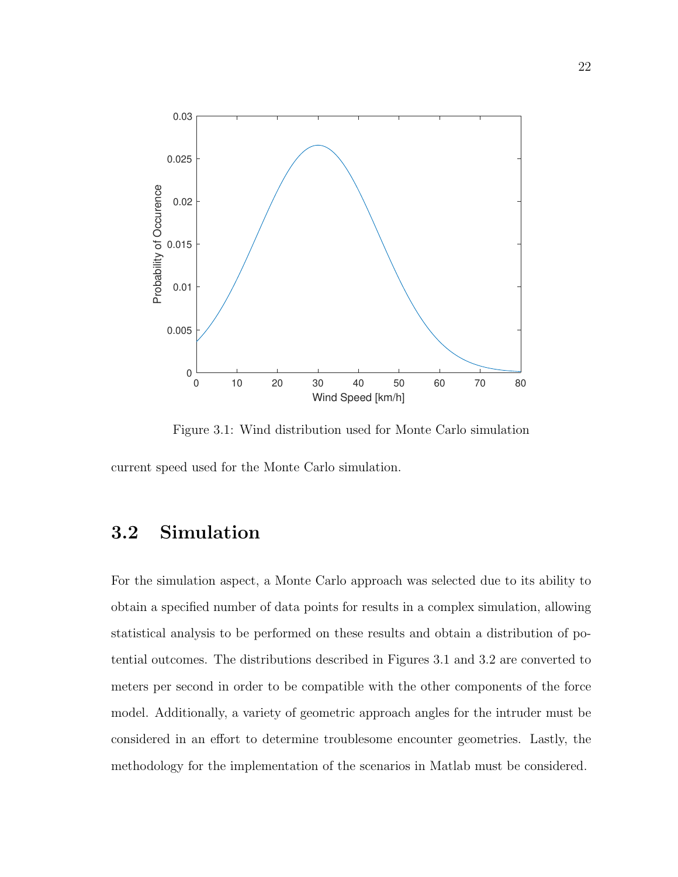Figure 3.1: Wind distribution used for Monte Carlo simulation

current speed used for the Monte Carlo simulation.

## 3.2 Simulation

For the simulation aspect, a Monte Carlo approach was selected due to its ability to obtain a specified number of data points for results in a complex simulation, allowing statistical analysis to be performed on these results and obtain a distribution of potential outcomes. The distributions described in Figures 3.1 and 3.2 are converted to meters per second in order to be compatible with the other components of the force model. Additionally, a variety of geometric approach angles for the intruder must be considered in an effort to determine troublesome encounter geometries. Lastly, the methodology for the implementation of the scenarios in Matlab must be considered.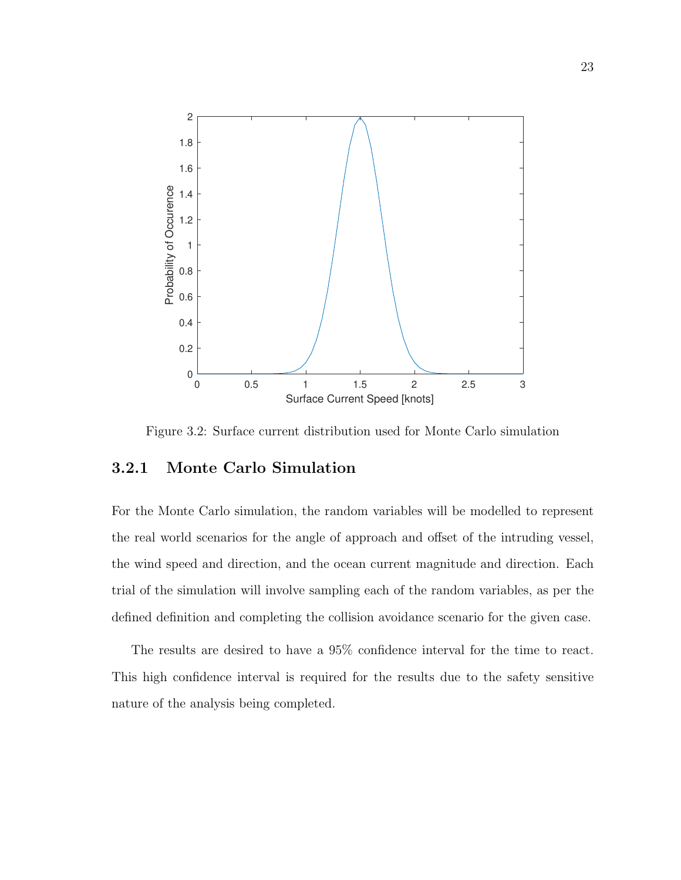Figure 3.2: Surface current distribution used for Monte Carlo simulation

### 3.2.1 Monte Carlo Simulation

For the Monte Carlo simulation, the random variables will be modelled to represent the real world scenarios for the angle of approach and offset of the intruding vessel, the wind speed and direction, and the ocean current magnitude and direction. Each trial of the simulation will involve sampling each of the random variables, as per the defined definition and completing the collision avoidance scenario for the given case.

The results are desired to have a 95% confidence interval for the time to react. This high confidence interval is required for the results due to the safety sensitive nature of the analysis being completed.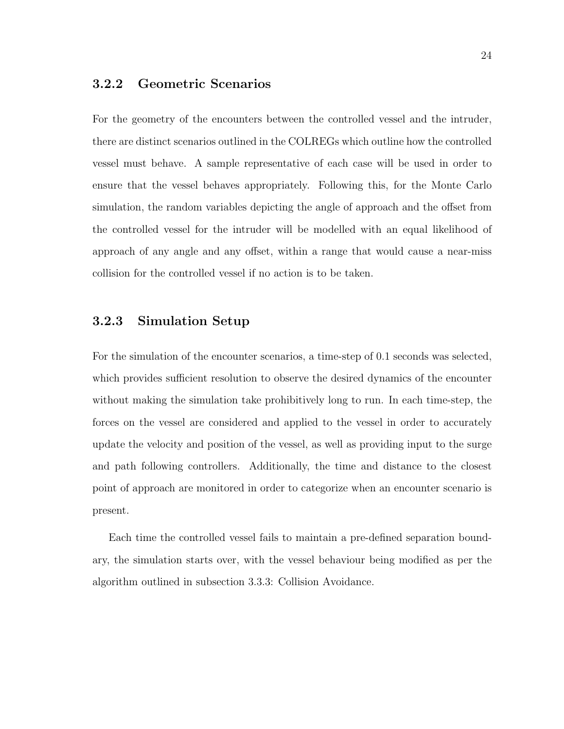### 3.2.2 Geometric Scenarios

For the geometry of the encounters between the controlled vessel and the intruder, there are distinct scenarios outlined in the COLREGs which outline how the controlled vessel must behave. A sample representative of each case will be used in order to ensure that the vessel behaves appropriately. Following this, for the Monte Carlo simulation, the random variables depicting the angle of approach and the offset from the controlled vessel for the intruder will be modelled with an equal likelihood of approach of any angle and any offset, within a range that would cause a near-miss collision for the controlled vessel if no action is to be taken.

### 3.2.3 Simulation Setup

For the simulation of the encounter scenarios, a time-step of 0.1 seconds was selected, which provides sufficient resolution to observe the desired dynamics of the encounter without making the simulation take prohibitively long to run. In each time-step, the forces on the vessel are considered and applied to the vessel in order to accurately update the velocity and position of the vessel, as well as providing input to the surge and path following controllers. Additionally, the time and distance to the closest point of approach are monitored in order to categorize when an encounter scenario is present.

Each time the controlled vessel fails to maintain a pre-defined separation boundary, the simulation starts over, with the vessel behaviour being modified as per the algorithm outlined in subsection 3.3.3: Collision Avoidance.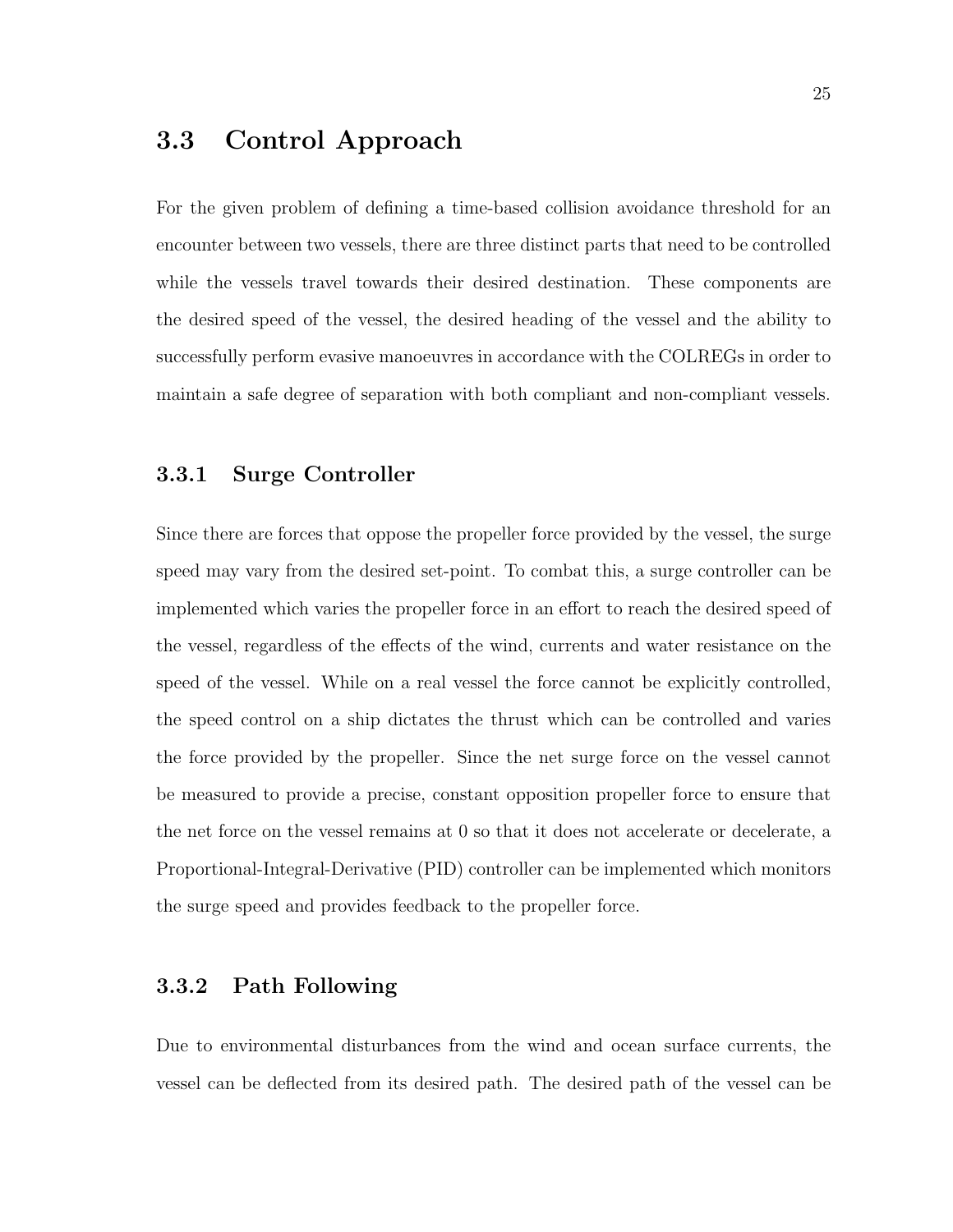## 3.3 Control Approach

For the given problem of defining a time-based collision avoidance threshold for an encounter between two vessels, there are three distinct parts that need to be controlled while the vessels travel towards their desired destination. These components are the desired speed of the vessel, the desired heading of the vessel and the ability to successfully perform evasive manoeuvres in accordance with the COLREGs in order to maintain a safe degree of separation with both compliant and non-compliant vessels.

### 3.3.1 Surge Controller

Since there are forces that oppose the propeller force provided by the vessel, the surge speed may vary from the desired set-point. To combat this, a surge controller can be implemented which varies the propeller force in an effort to reach the desired speed of the vessel, regardless of the effects of the wind, currents and water resistance on the speed of the vessel. While on a real vessel the force cannot be explicitly controlled, the speed control on a ship dictates the thrust which can be controlled and varies the force provided by the propeller. Since the net surge force on the vessel cannot be measured to provide a precise, constant opposition propeller force to ensure that the net force on the vessel remains at 0 so that it does not accelerate or decelerate, a Proportional-Integral-Derivative (PID) controller can be implemented which monitors the surge speed and provides feedback to the propeller force.

### 3.3.2 Path Following

Due to environmental disturbances from the wind and ocean surface currents, the vessel can be deflected from its desired path. The desired path of the vessel can be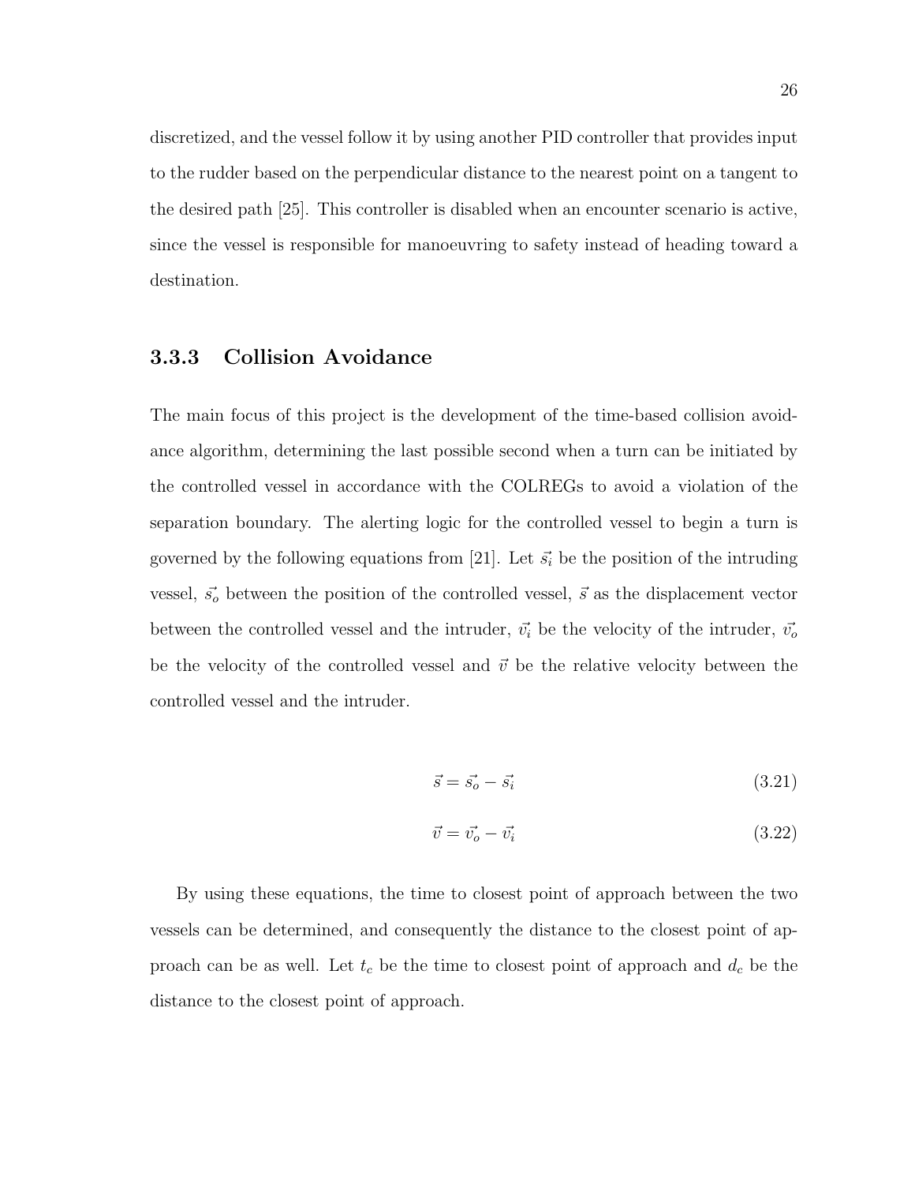discretized, and the vessel follow it by using another PID controller that provides input to the rudder based on the perpendicular distance to the nearest point on a tangent to the desired path [25]. This controller is disabled when an encounter scenario is active, since the vessel is responsible for manoeuvring to safety instead of heading toward a destination.

### 3.3.3 Collision Avoidance

The main focus of this project is the development of the time-based collision avoidance algorithm, determining the last possible second when a turn can be initiated by the controlled vessel in accordance with the COLREGs to avoid a violation of the separation boundary. The alerting logic for the controlled vessel to begin a turn is governed by the following equations from [21]. Let $\vec{s_i}$ be the position of the intruding vessel, $\vec{s_o}$ between the position of the controlled vessel, $\vec{s}$ as the displacement vector between the controlled vessel and the intruder, $\vec{v_i}$ be the velocity of the intruder, $\vec{v_o}$ be the velocity of the controlled vessel and $\vec{v}$ be the relative velocity between the controlled vessel and the intruder.

$$\vec{s} = \vec{s_o} - \vec{s_i} \tag{3.21}$$

$$\vec{v} = \vec{v_o} - \vec{v_i} \tag{3.22}$$

By using these equations, the time to closest point of approach between the two vessels can be determined, and consequently the distance to the closest point of approach can be as well. Let $t_c$ be the time to closest point of approach and $d_c$ be the distance to the closest point of approach.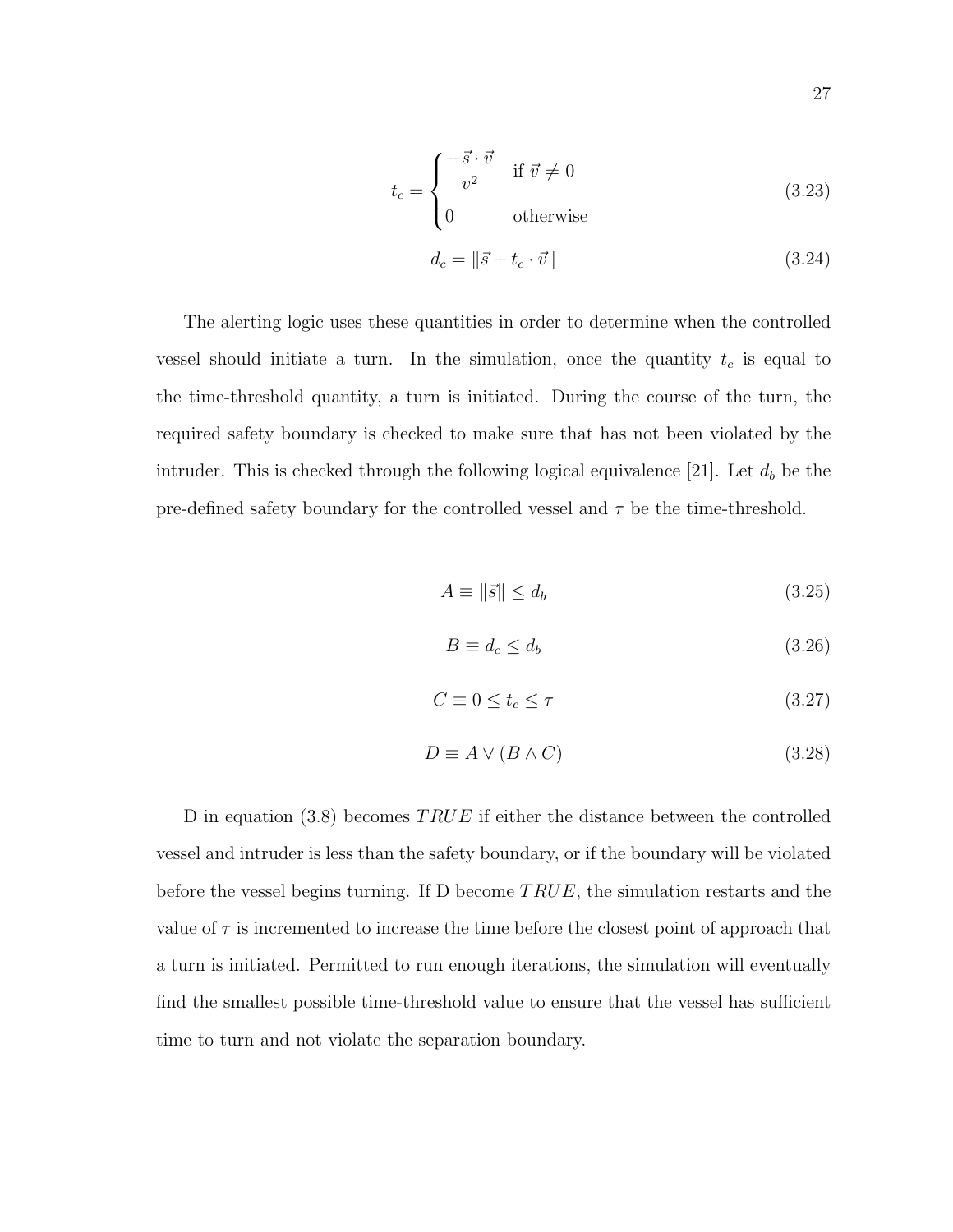$$t_c = \begin{cases} \dfrac{-\vec{s} \cdot \vec{v}}{v^2} & \text{if } \vec{v} \neq 0 \\ 0 & \text{otherwise} \end{cases} \tag{3.23}$$

$$d_c = \|\vec{s} + t_c \cdot \vec{v}\| \tag{3.24}$$

The alerting logic uses these quantities in order to determine when the controlled vessel should initiate a turn. In the simulation, once the quantity $t_c$ is equal to the time-threshold quantity, a turn is initiated. During the course of the turn, the required safety boundary is checked to make sure that has not been violated by the intruder. This is checked through the following logical equivalence [21]. Let $d_b$ be the pre-defined safety boundary for the controlled vessel and $\tau$ be the time-threshold.

$$A \equiv \|\vec{s}\| \leq d_b \tag{3.25}$$

$$B \equiv d_c \leq d_b \tag{3.26}$$

$$C \equiv 0 \leq t_c \leq \tau \tag{3.27}$$

$$D \equiv A \vee (B \wedge C) \tag{3.28}$$

D in equation (3.8) becomes $TRUE$ if either the distance between the controlled vessel and intruder is less than the safety boundary, or if the boundary will be violated before the vessel begins turning. If D become $TRUE$, the simulation restarts and the value of $\tau$ is incremented to increase the time before the closest point of approach that a turn is initiated. Permitted to run enough iterations, the simulation will eventually find the smallest possible time-threshold value to ensure that the vessel has sufficient time to turn and not violate the separation boundary.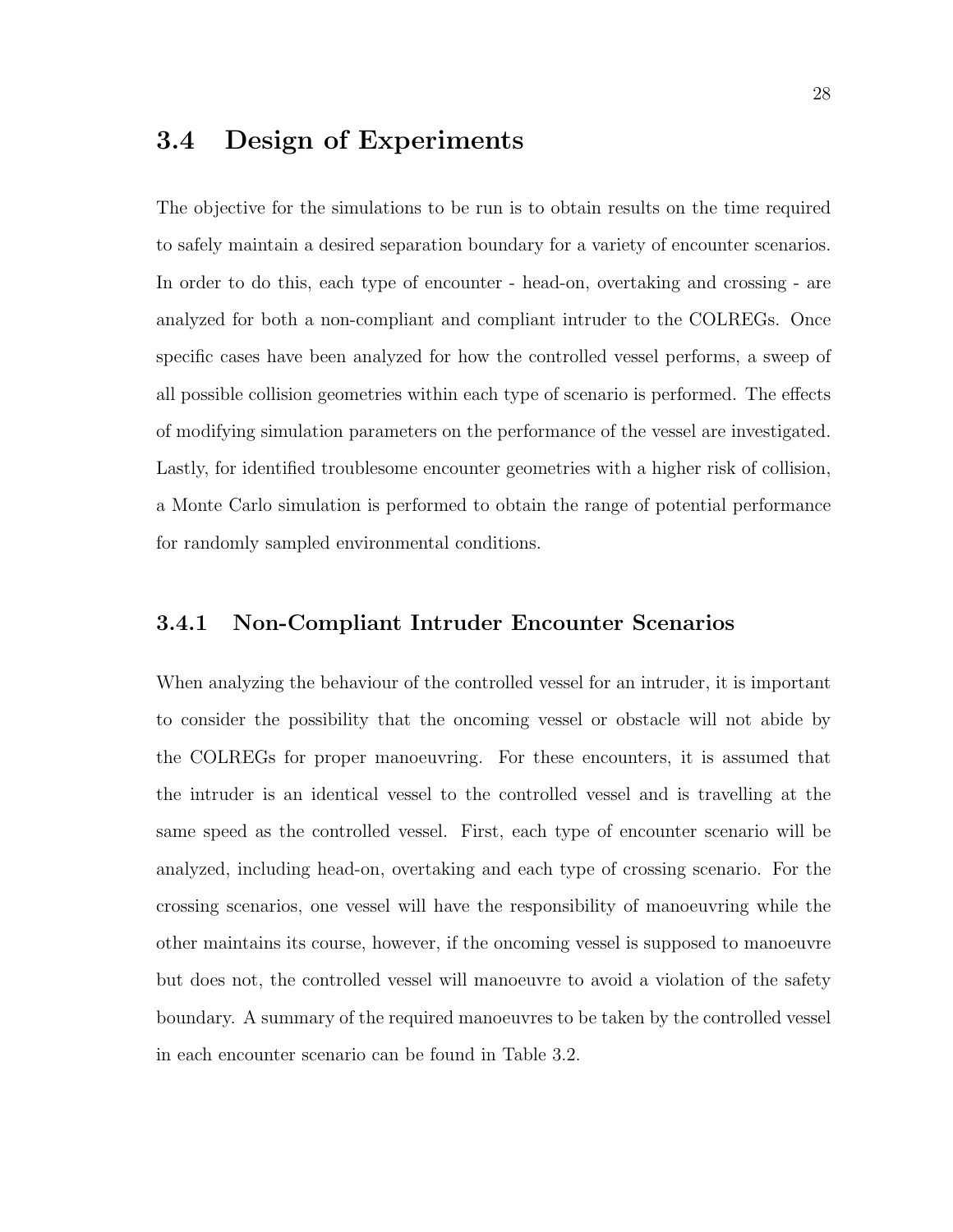## 3.4 Design of Experiments

The objective for the simulations to be run is to obtain results on the time required to safely maintain a desired separation boundary for a variety of encounter scenarios. In order to do this, each type of encounter - head-on, overtaking and crossing - are analyzed for both a non-compliant and compliant intruder to the COLREGs. Once specific cases have been analyzed for how the controlled vessel performs, a sweep of all possible collision geometries within each type of scenario is performed. The effects of modifying simulation parameters on the performance of the vessel are investigated. Lastly, for identified troublesome encounter geometries with a higher risk of collision, a Monte Carlo simulation is performed to obtain the range of potential performance for randomly sampled environmental conditions.

### 3.4.1 Non-Compliant Intruder Encounter Scenarios

When analyzing the behaviour of the controlled vessel for an intruder, it is important to consider the possibility that the oncoming vessel or obstacle will not abide by the COLREGs for proper manoeuvring. For these encounters, it is assumed that the intruder is an identical vessel to the controlled vessel and is travelling at the same speed as the controlled vessel. First, each type of encounter scenario will be analyzed, including head-on, overtaking and each type of crossing scenario. For the crossing scenarios, one vessel will have the responsibility of manoeuvring while the other maintains its course, however, if the oncoming vessel is supposed to manoeuvre but does not, the controlled vessel will manoeuvre to avoid a violation of the safety boundary. A summary of the required manoeuvres to be taken by the controlled vessel in each encounter scenario can be found in Table 3.2.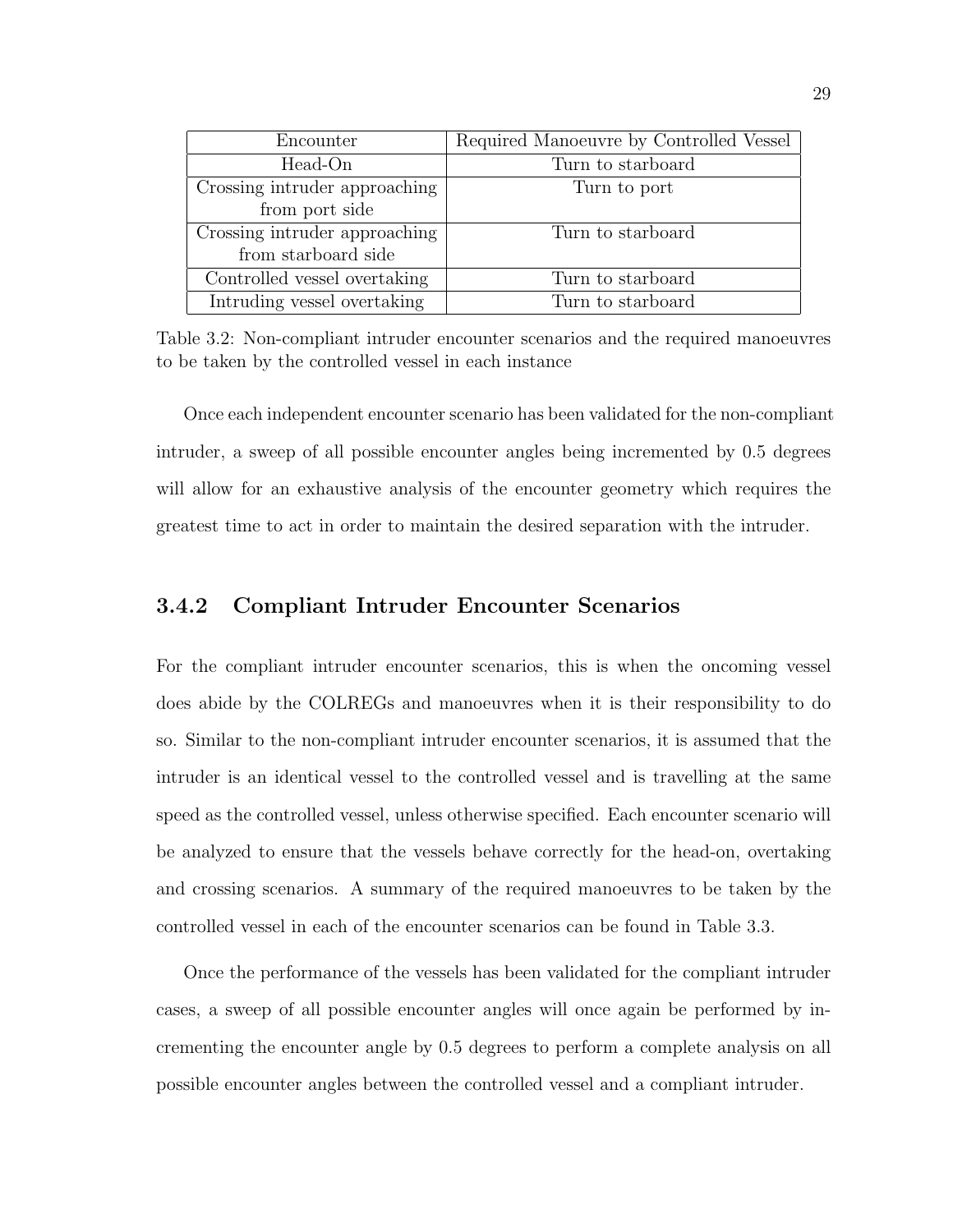| Encounter | Required Manoeuvre by Controlled Vessel |
|---|---|
| Head-On | Turn to starboard |
| Crossing intruder approaching from port side | Turn to port |
| Crossing intruder approaching from starboard side | Turn to starboard |
| Controlled vessel overtaking | Turn to starboard |
| Intruding vessel overtaking | Turn to starboard |

Table 3.2: Non-compliant intruder encounter scenarios and the required manoeuvres to be taken by the controlled vessel in each instance

Once each independent encounter scenario has been validated for the non-compliant intruder, a sweep of all possible encounter angles being incremented by 0.5 degrees will allow for an exhaustive analysis of the encounter geometry which requires the greatest time to act in order to maintain the desired separation with the intruder.

### 3.4.2 Compliant Intruder Encounter Scenarios

For the compliant intruder encounter scenarios, this is when the oncoming vessel does abide by the COLREGs and manoeuvres when it is their responsibility to do so. Similar to the non-compliant intruder encounter scenarios, it is assumed that the intruder is an identical vessel to the controlled vessel and is travelling at the same speed as the controlled vessel, unless otherwise specified. Each encounter scenario will be analyzed to ensure that the vessels behave correctly for the head-on, overtaking and crossing scenarios. A summary of the required manoeuvres to be taken by the controlled vessel in each of the encounter scenarios can be found in Table 3.3.

Once the performance of the vessels has been validated for the compliant intruder cases, a sweep of all possible encounter angles will once again be performed by incrementing the encounter angle by 0.5 degrees to perform a complete analysis on all possible encounter angles between the controlled vessel and a compliant intruder.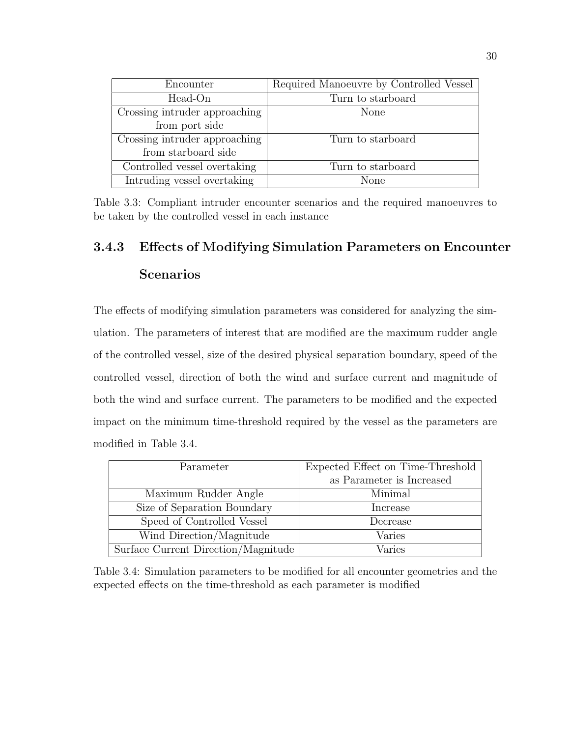| Encounter | Required Manoeuvre by Controlled Vessel |
| --- | --- |
| Head-On | Turn to starboard |
| Crossing intruder approaching from port side | None |
| Crossing intruder approaching from starboard side | Turn to starboard |
| Controlled vessel overtaking | Turn to starboard |
| Intruding vessel overtaking | None |

Table 3.3: Compliant intruder encounter scenarios and the required manoeuvres to be taken by the controlled vessel in each instance

### 3.4.3 Effects of Modifying Simulation Parameters on Encounter Scenarios

The effects of modifying simulation parameters was considered for analyzing the simulation. The parameters of interest that are modified are the maximum rudder angle of the controlled vessel, size of the desired physical separation boundary, speed of the controlled vessel, direction of both the wind and surface current and magnitude of both the wind and surface current. The parameters to be modified and the expected impact on the minimum time-threshold required by the vessel as the parameters are modified in Table 3.4.

| Parameter | Expected Effect on Time-Threshold as Parameter is Increased |
| --- | --- |
| Maximum Rudder Angle | Minimal |
| Size of Separation Boundary | Increase |
| Speed of Controlled Vessel | Decrease |
| Wind Direction/Magnitude | Varies |
| Surface Current Direction/Magnitude | Varies |

Table 3.4: Simulation parameters to be modified for all encounter geometries and the expected effects on the time-threshold as each parameter is modified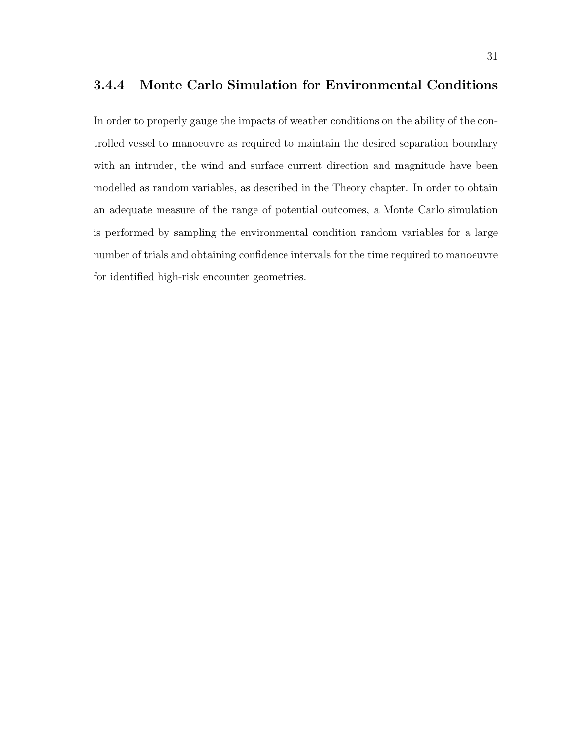### 3.4.4 Monte Carlo Simulation for Environmental Conditions

In order to properly gauge the impacts of weather conditions on the ability of the controlled vessel to manoeuvre as required to maintain the desired separation boundary with an intruder, the wind and surface current direction and magnitude have been modelled as random variables, as described in the Theory chapter. In order to obtain an adequate measure of the range of potential outcomes, a Monte Carlo simulation is performed by sampling the environmental condition random variables for a large number of trials and obtaining confidence intervals for the time required to manoeuvre for identified high-risk encounter geometries.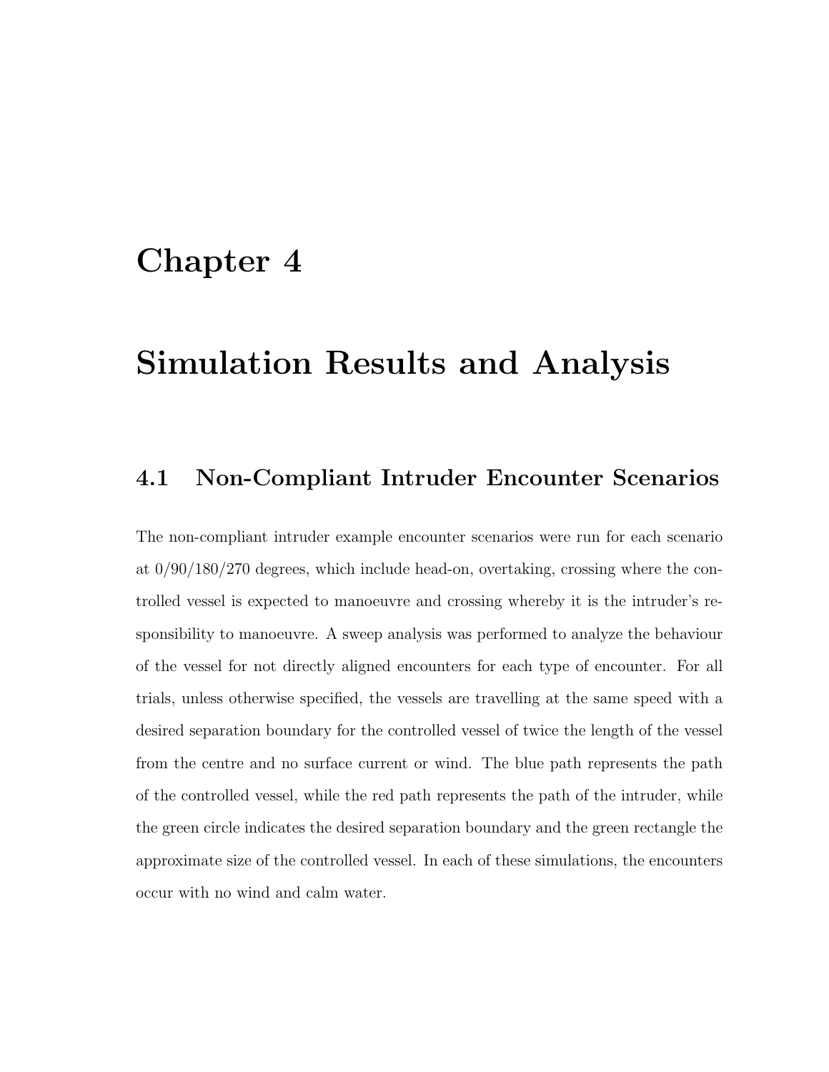# Chapter 4

# Simulation Results and Analysis

## 4.1 Non-Compliant Intruder Encounter Scenarios

The non-compliant intruder example encounter scenarios were run for each scenario at 0/90/180/270 degrees, which include head-on, overtaking, crossing where the controlled vessel is expected to manoeuvre and crossing whereby it is the intruder's responsibility to manoeuvre. A sweep analysis was performed to analyze the behaviour of the vessel for not directly aligned encounters for each type of encounter. For all trials, unless otherwise specified, the vessels are travelling at the same speed with a desired separation boundary for the controlled vessel of twice the length of the vessel from the centre and no surface current or wind. The blue path represents the path of the controlled vessel, while the red path represents the path of the intruder, while the green circle indicates the desired separation boundary and the green rectangle the approximate size of the controlled vessel. In each of these simulations, the encounters occur with no wind and calm water.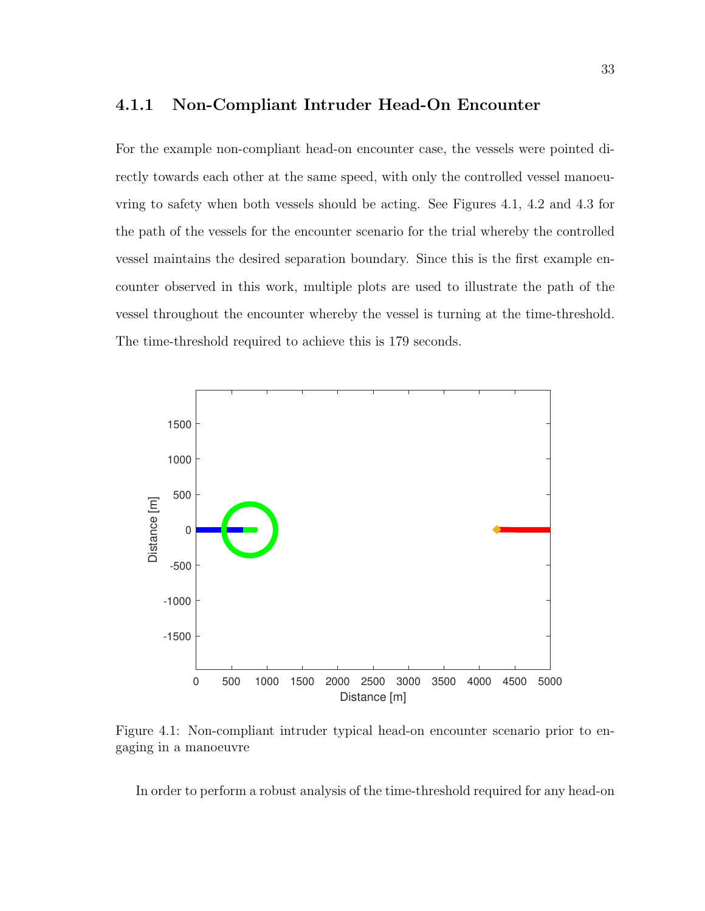### 4.1.1 Non-Compliant Intruder Head-On Encounter

For the example non-compliant head-on encounter case, the vessels were pointed directly towards each other at the same speed, with only the controlled vessel manoeuvring to safety when both vessels should be acting. See Figures 4.1, 4.2 and 4.3 for the path of the vessels for the encounter scenario for the trial whereby the controlled vessel maintains the desired separation boundary. Since this is the first example encounter observed in this work, multiple plots are used to illustrate the path of the vessel throughout the encounter whereby the vessel is turning at the time-threshold. The time-threshold required to achieve this is 179 seconds.

Figure 4.1: Non-compliant intruder typical head-on encounter scenario prior to engaging in a manoeuvre

In order to perform a robust analysis of the time-threshold required for any head-on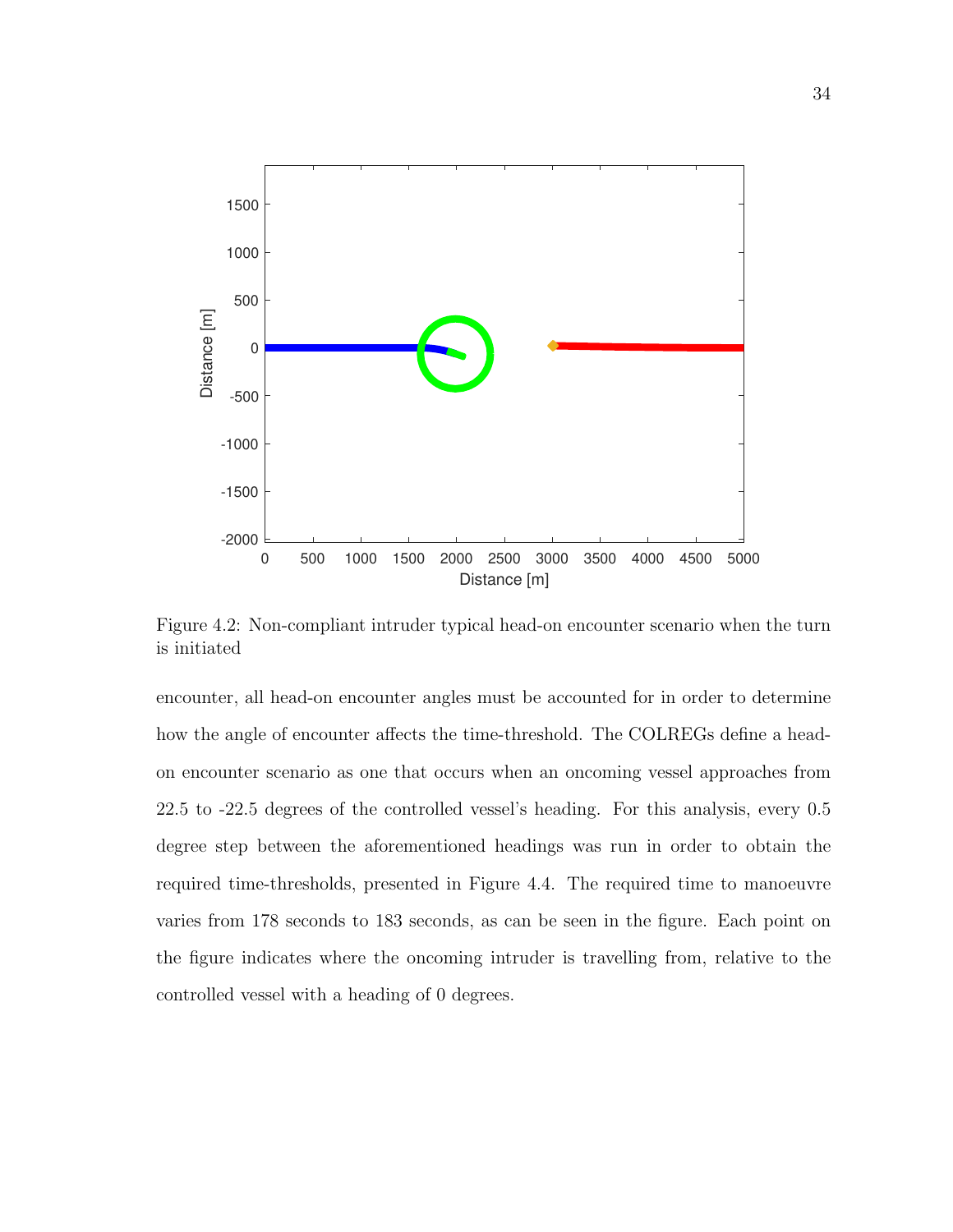Figure 4.2: Non-compliant intruder typical head-on encounter scenario when the turn is initiated

encounter, all head-on encounter angles must be accounted for in order to determine how the angle of encounter affects the time-threshold. The COLREGs define a head-on encounter scenario as one that occurs when an oncoming vessel approaches from 22.5 to -22.5 degrees of the controlled vessel's heading. For this analysis, every 0.5 degree step between the aforementioned headings was run in order to obtain the required time-thresholds, presented in Figure 4.4. The required time to manoeuvre varies from 178 seconds to 183 seconds, as can be seen in the figure. Each point on the figure indicates where the oncoming intruder is travelling from, relative to the controlled vessel with a heading of 0 degrees.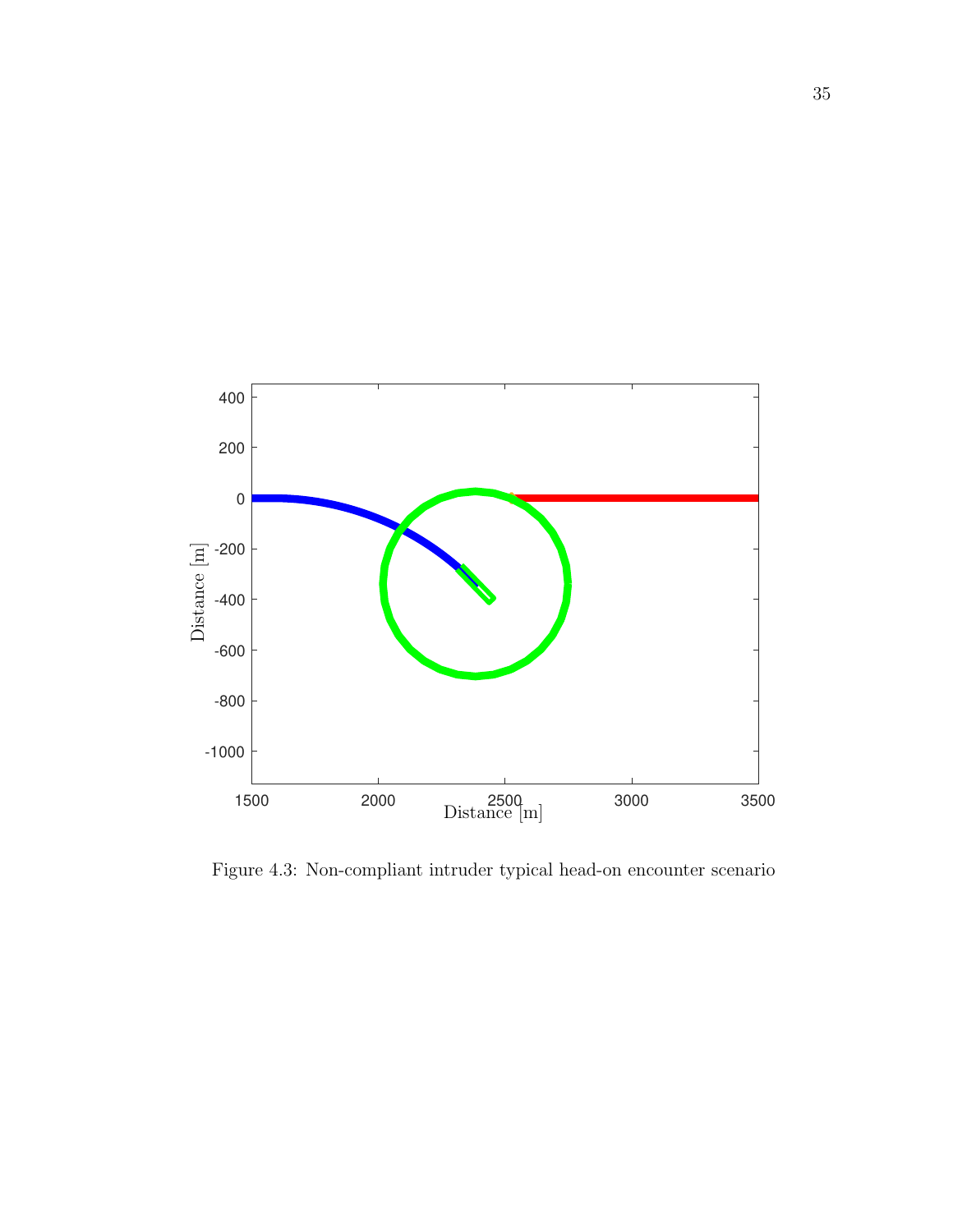Figure 4.3: Non-compliant intruder typical head-on encounter scenario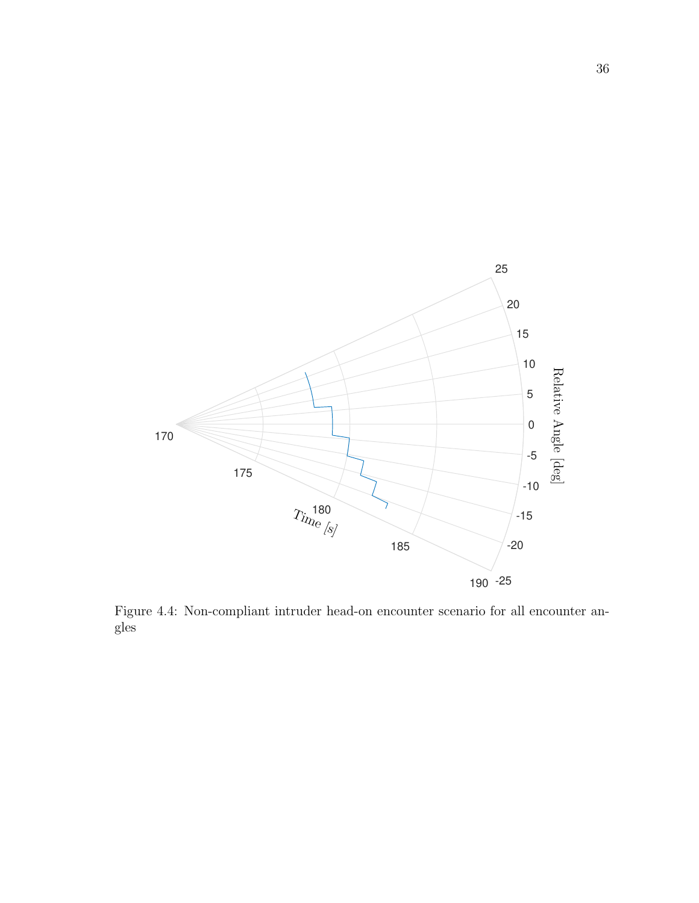Figure 4.4: Non-compliant intruder head-on encounter scenario for all encounter angles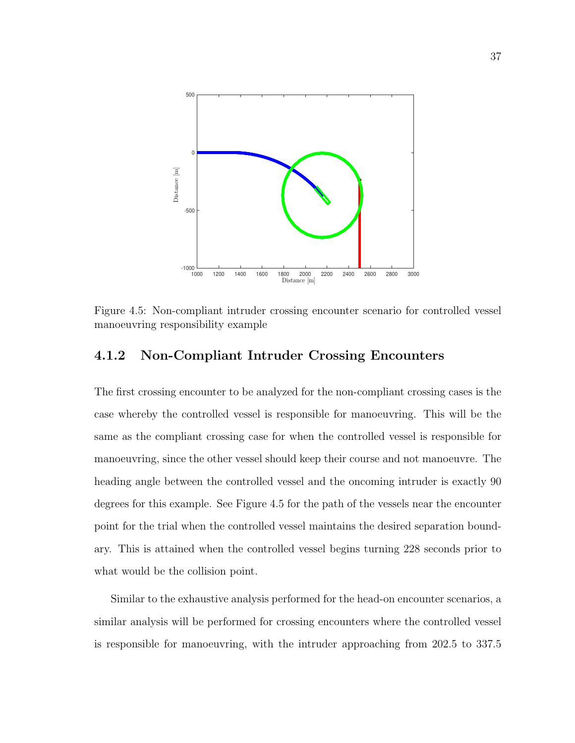Figure 4.5: Non-compliant intruder crossing encounter scenario for controlled vessel manoeuvring responsibility example

### 4.1.2 Non-Compliant Intruder Crossing Encounters

The first crossing encounter to be analyzed for the non-compliant crossing cases is the case whereby the controlled vessel is responsible for manoeuvring. This will be the same as the compliant crossing case for when the controlled vessel is responsible for manoeuvring, since the other vessel should keep their course and not manoeuvre. The heading angle between the controlled vessel and the oncoming intruder is exactly 90 degrees for this example. See Figure 4.5 for the path of the vessels near the encounter point for the trial when the controlled vessel maintains the desired separation boundary. This is attained when the controlled vessel begins turning 228 seconds prior to what would be the collision point.

Similar to the exhaustive analysis performed for the head-on encounter scenarios, a similar analysis will be performed for crossing encounters where the controlled vessel is responsible for manoeuvring, with the intruder approaching from 202.5 to 337.5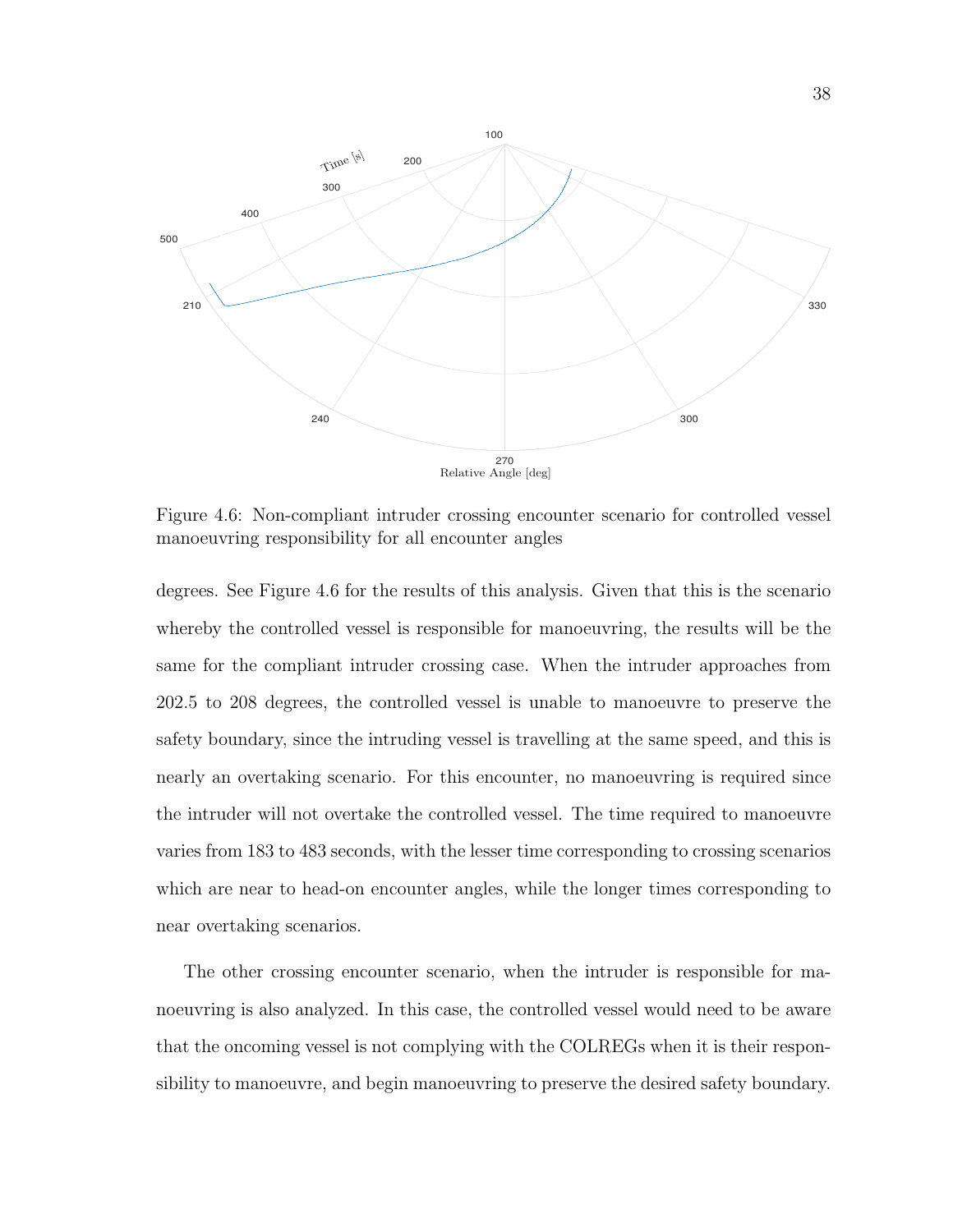Figure 4.6: Non-compliant intruder crossing encounter scenario for controlled vessel manoeuvring responsibility for all encounter angles

degrees. See Figure 4.6 for the results of this analysis. Given that this is the scenario whereby the controlled vessel is responsible for manoeuvring, the results will be the same for the compliant intruder crossing case. When the intruder approaches from 202.5 to 208 degrees, the controlled vessel is unable to manoeuvre to preserve the safety boundary, since the intruding vessel is travelling at the same speed, and this is nearly an overtaking scenario. For this encounter, no manoeuvring is required since the intruder will not overtake the controlled vessel. The time required to manoeuvre varies from 183 to 483 seconds, with the lesser time corresponding to crossing scenarios which are near to head-on encounter angles, while the longer times corresponding to near overtaking scenarios.

The other crossing encounter scenario, when the intruder is responsible for manoeuvring is also analyzed. In this case, the controlled vessel would need to be aware that the oncoming vessel is not complying with the COLREGs when it is their responsibility to manoeuvre, and begin manoeuvring to preserve the desired safety boundary.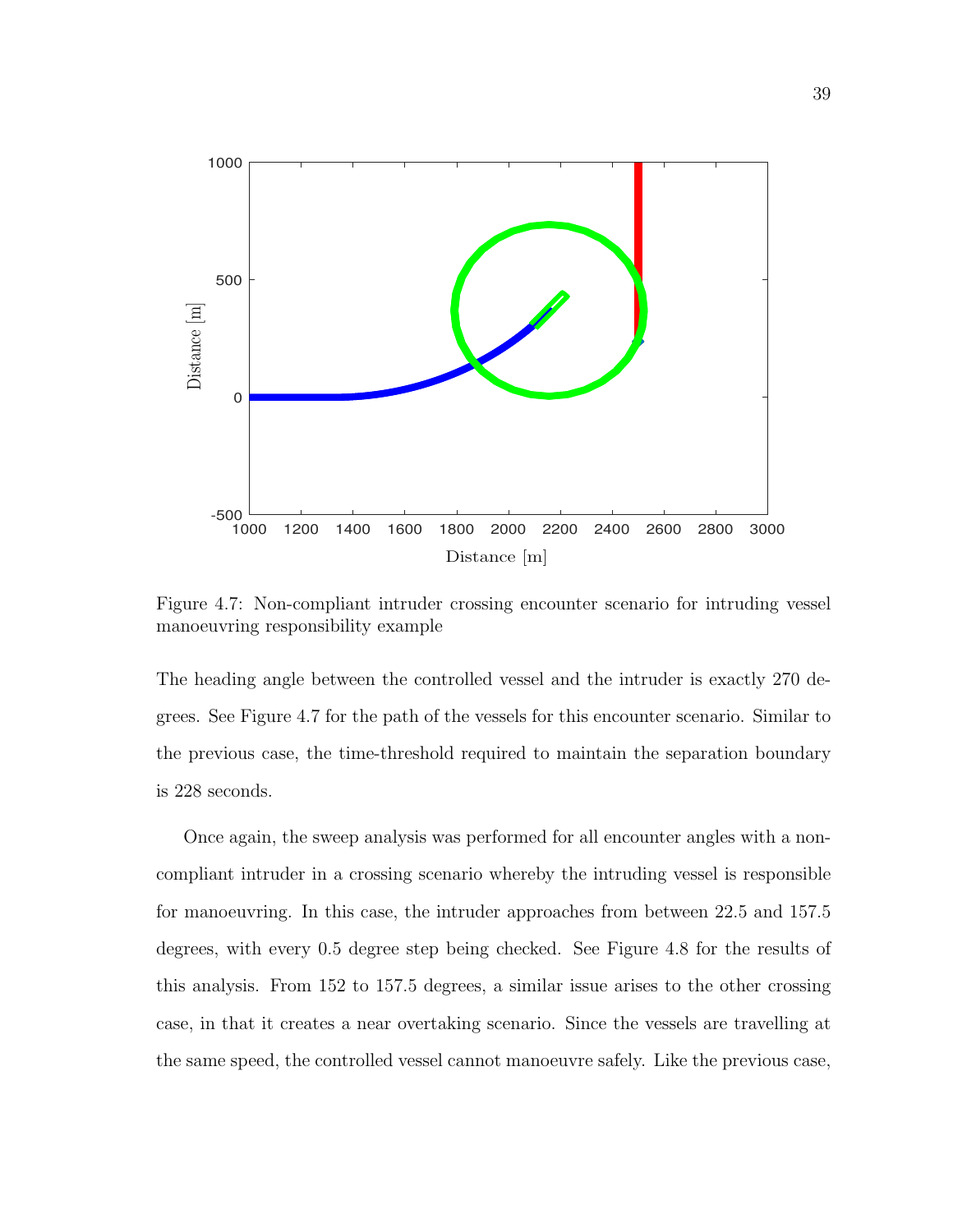Figure 4.7: Non-compliant intruder crossing encounter scenario for intruding vessel manoeuvring responsibility example

The heading angle between the controlled vessel and the intruder is exactly 270 degrees. See Figure 4.7 for the path of the vessels for this encounter scenario. Similar to the previous case, the time-threshold required to maintain the separation boundary is 228 seconds.

Once again, the sweep analysis was performed for all encounter angles with a non-compliant intruder in a crossing scenario whereby the intruding vessel is responsible for manoeuvring. In this case, the intruder approaches from between 22.5 and 157.5 degrees, with every 0.5 degree step being checked. See Figure 4.8 for the results of this analysis. From 152 to 157.5 degrees, a similar issue arises to the other crossing case, in that it creates a near overtaking scenario. Since the vessels are travelling at the same speed, the controlled vessel cannot manoeuvre safely. Like the previous case,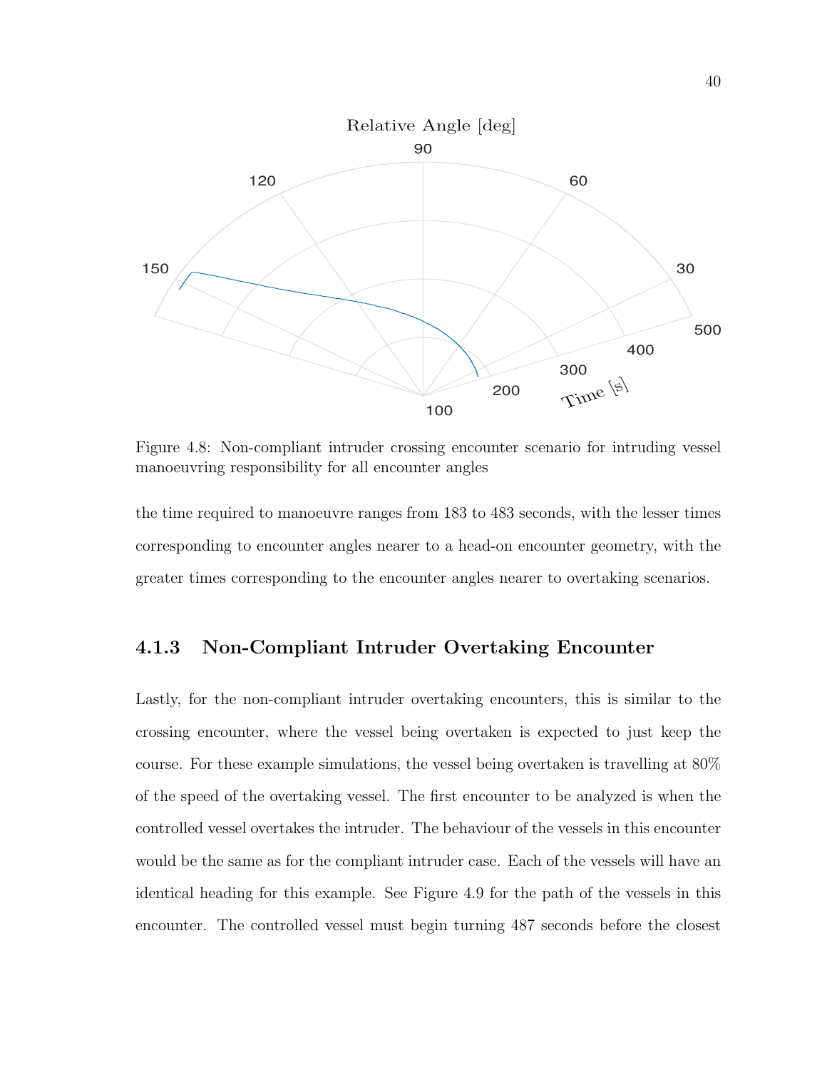Figure 4.8: Non-compliant intruder crossing encounter scenario for intruding vessel manoeuvring responsibility for all encounter angles

the time required to manoeuvre ranges from 183 to 483 seconds, with the lesser times corresponding to encounter angles nearer to a head-on encounter geometry, with the greater times corresponding to the encounter angles nearer to overtaking scenarios.

### 4.1.3 Non-Compliant Intruder Overtaking Encounter

Lastly, for the non-compliant intruder overtaking encounters, this is similar to the crossing encounter, where the vessel being overtaken is expected to just keep the course. For these example simulations, the vessel being overtaken is travelling at 80% of the speed of the overtaking vessel. The first encounter to be analyzed is when the controlled vessel overtakes the intruder. The behaviour of the vessels in this encounter would be the same as for the compliant intruder case. Each of the vessels will have an identical heading for this example. See Figure 4.9 for the path of the vessels in this encounter. The controlled vessel must begin turning 487 seconds before the closest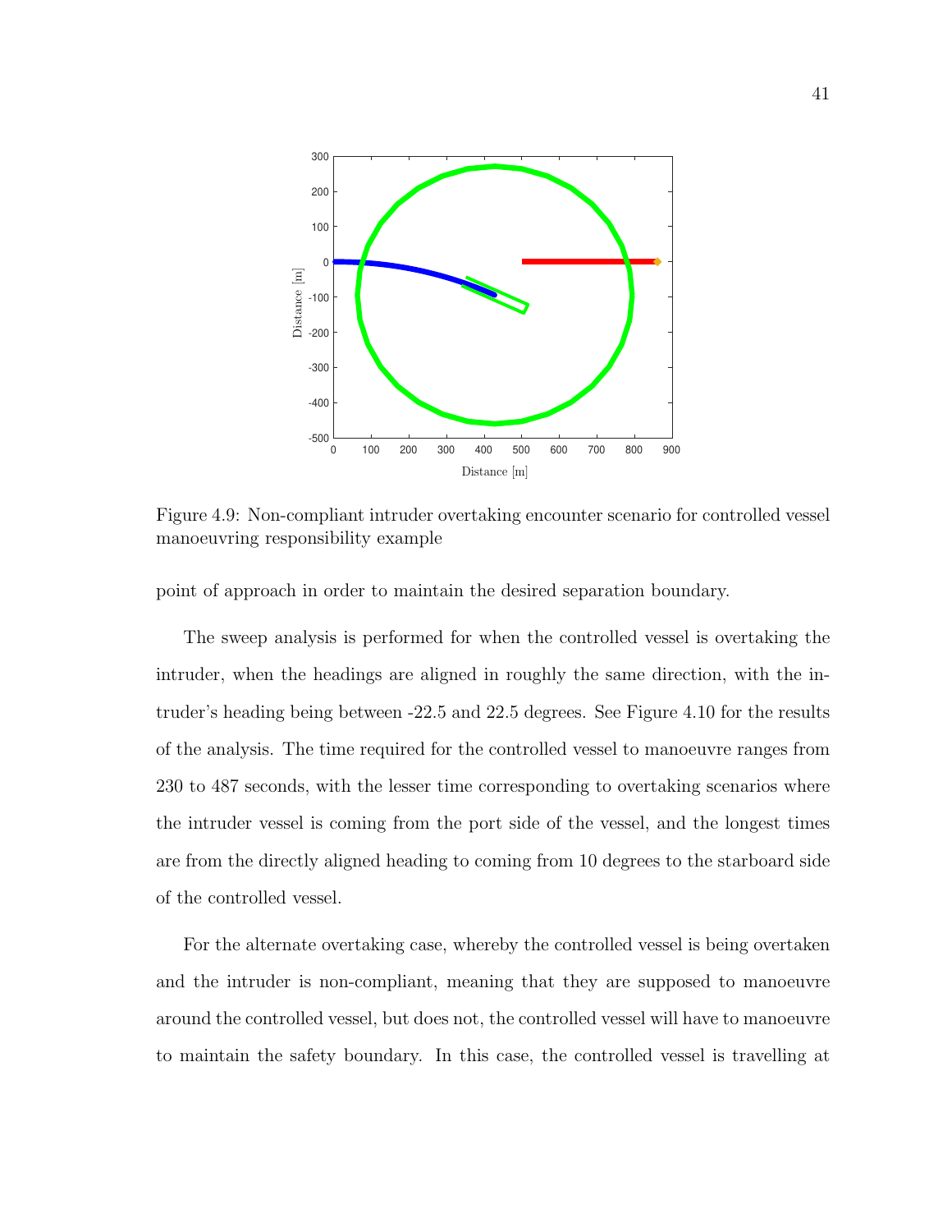Figure 4.9: Non-compliant intruder overtaking encounter scenario for controlled vessel manoeuvring responsibility example

point of approach in order to maintain the desired separation boundary.

The sweep analysis is performed for when the controlled vessel is overtaking the intruder, when the headings are aligned in roughly the same direction, with the intruder's heading being between -22.5 and 22.5 degrees. See Figure 4.10 for the results of the analysis. The time required for the controlled vessel to manoeuvre ranges from 230 to 487 seconds, with the lesser time corresponding to overtaking scenarios where the intruder vessel is coming from the port side of the vessel, and the longest times are from the directly aligned heading to coming from 10 degrees to the starboard side of the controlled vessel.

For the alternate overtaking case, whereby the controlled vessel is being overtaken and the intruder is non-compliant, meaning that they are supposed to manoeuvre around the controlled vessel, but does not, the controlled vessel will have to manoeuvre to maintain the safety boundary. In this case, the controlled vessel is travelling at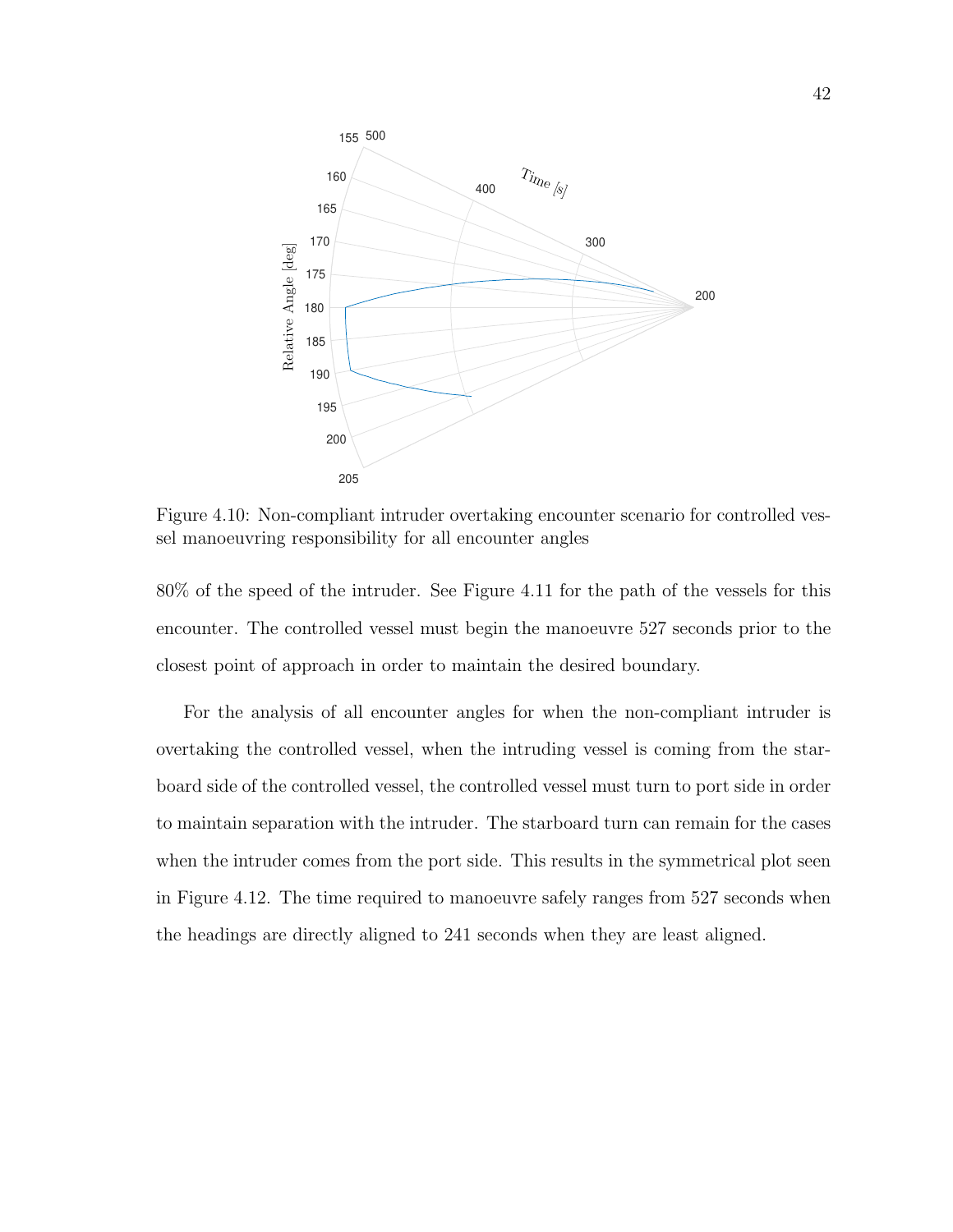Figure 4.10: Non-compliant intruder overtaking encounter scenario for controlled vessel manoeuvring responsibility for all encounter angles

80% of the speed of the intruder. See Figure 4.11 for the path of the vessels for this encounter. The controlled vessel must begin the manoeuvre 527 seconds prior to the closest point of approach in order to maintain the desired boundary.

For the analysis of all encounter angles for when the non-compliant intruder is overtaking the controlled vessel, when the intruding vessel is coming from the starboard side of the controlled vessel, the controlled vessel must turn to port side in order to maintain separation with the intruder. The starboard turn can remain for the cases when the intruder comes from the port side. This results in the symmetrical plot seen in Figure 4.12. The time required to manoeuvre safely ranges from 527 seconds when the headings are directly aligned to 241 seconds when they are least aligned.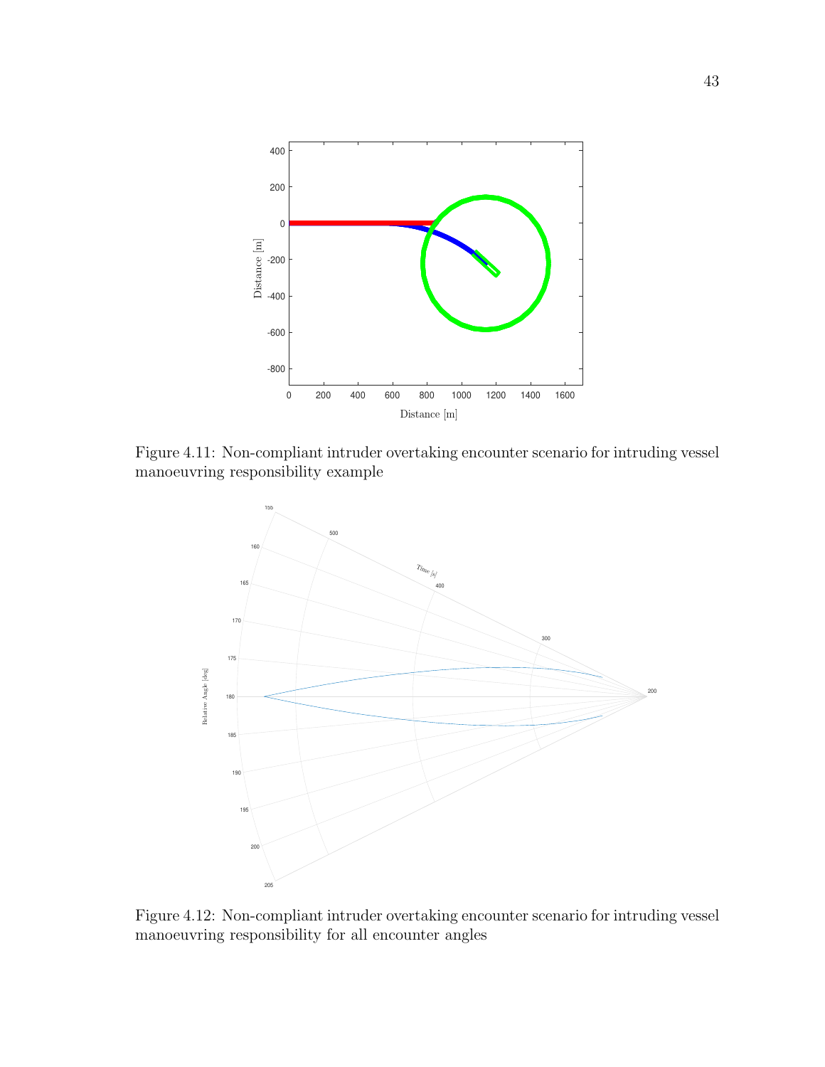Figure 4.11: Non-compliant intruder overtaking encounter scenario for intruding vessel manoeuvring responsibility example

Figure 4.12: Non-compliant intruder overtaking encounter scenario for intruding vessel manoeuvring responsibility for all encounter angles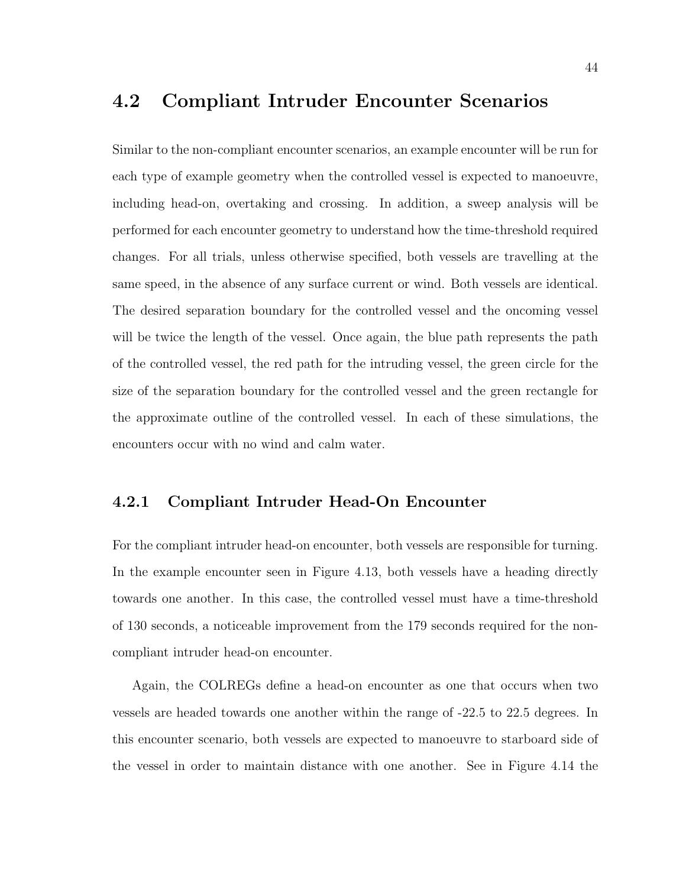## 4.2 Compliant Intruder Encounter Scenarios

Similar to the non-compliant encounter scenarios, an example encounter will be run for each type of example geometry when the controlled vessel is expected to manoeuvre, including head-on, overtaking and crossing. In addition, a sweep analysis will be performed for each encounter geometry to understand how the time-threshold required changes. For all trials, unless otherwise specified, both vessels are travelling at the same speed, in the absence of any surface current or wind. Both vessels are identical. The desired separation boundary for the controlled vessel and the oncoming vessel will be twice the length of the vessel. Once again, the blue path represents the path of the controlled vessel, the red path for the intruding vessel, the green circle for the size of the separation boundary for the controlled vessel and the green rectangle for the approximate outline of the controlled vessel. In each of these simulations, the encounters occur with no wind and calm water.

### 4.2.1 Compliant Intruder Head-On Encounter

For the compliant intruder head-on encounter, both vessels are responsible for turning. In the example encounter seen in Figure 4.13, both vessels have a heading directly towards one another. In this case, the controlled vessel must have a time-threshold of 130 seconds, a noticeable improvement from the 179 seconds required for the non-compliant intruder head-on encounter.

Again, the COLREGs define a head-on encounter as one that occurs when two vessels are headed towards one another within the range of -22.5 to 22.5 degrees. In this encounter scenario, both vessels are expected to manoeuvre to starboard side of the vessel in order to maintain distance with one another. See in Figure 4.14 the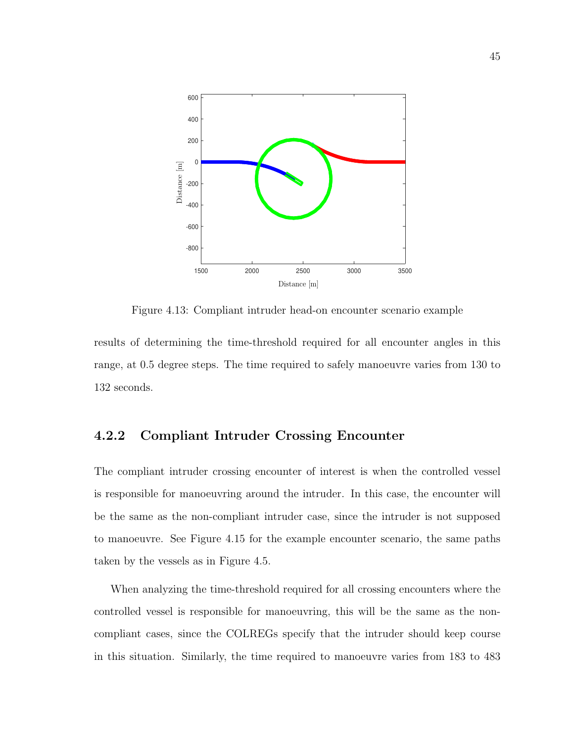Figure 4.13: Compliant intruder head-on encounter scenario example

results of determining the time-threshold required for all encounter angles in this range, at 0.5 degree steps. The time required to safely manoeuvre varies from 130 to 132 seconds.

### 4.2.2 Compliant Intruder Crossing Encounter

The compliant intruder crossing encounter of interest is when the controlled vessel is responsible for manoeuvring around the intruder. In this case, the encounter will be the same as the non-compliant intruder case, since the intruder is not supposed to manoeuvre. See Figure 4.15 for the example encounter scenario, the same paths taken by the vessels as in Figure 4.5.

When analyzing the time-threshold required for all crossing encounters where the controlled vessel is responsible for manoeuvring, this will be the same as the non-compliant cases, since the COLREGs specify that the intruder should keep course in this situation. Similarly, the time required to manoeuvre varies from 183 to 483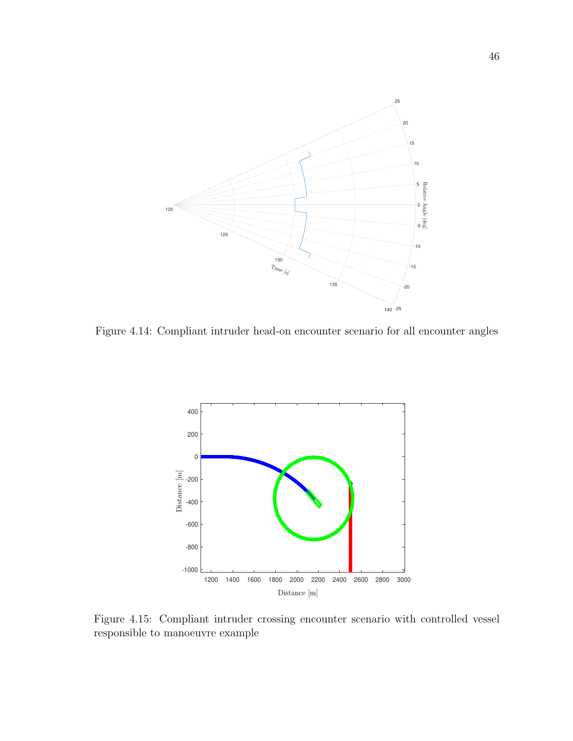Figure 4.14: Compliant intruder head-on encounter scenario for all encounter angles

Figure 4.15: Compliant intruder crossing encounter scenario with controlled vessel responsible to manoeuvre example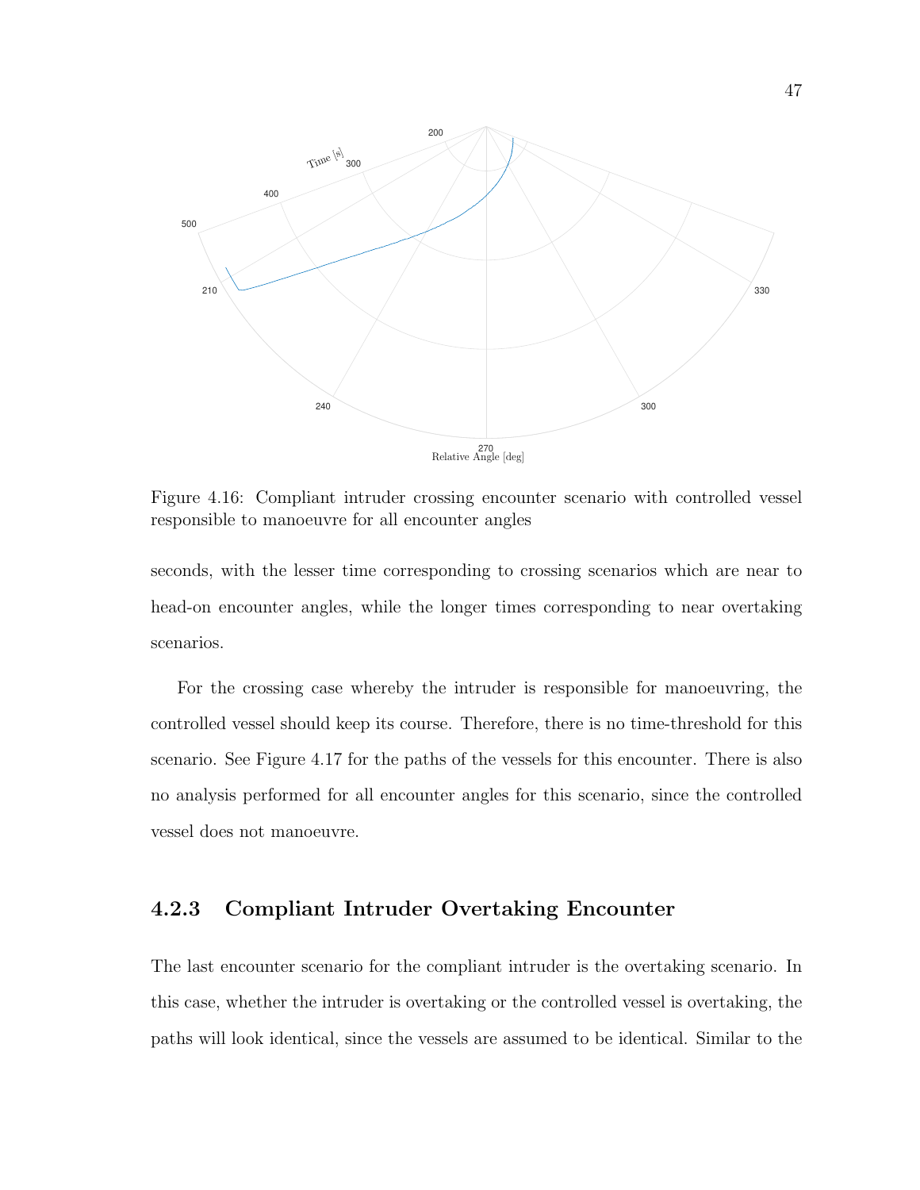Figure 4.16: Compliant intruder crossing encounter scenario with controlled vessel responsible to manoeuvre for all encounter angles

seconds, with the lesser time corresponding to crossing scenarios which are near to head-on encounter angles, while the longer times corresponding to near overtaking scenarios.

For the crossing case whereby the intruder is responsible for manoeuvring, the controlled vessel should keep its course. Therefore, there is no time-threshold for this scenario. See Figure 4.17 for the paths of the vessels for this encounter. There is also no analysis performed for all encounter angles for this scenario, since the controlled vessel does not manoeuvre.

### 4.2.3 Compliant Intruder Overtaking Encounter

The last encounter scenario for the compliant intruder is the overtaking scenario. In this case, whether the intruder is overtaking or the controlled vessel is overtaking, the paths will look identical, since the vessels are assumed to be identical. Similar to the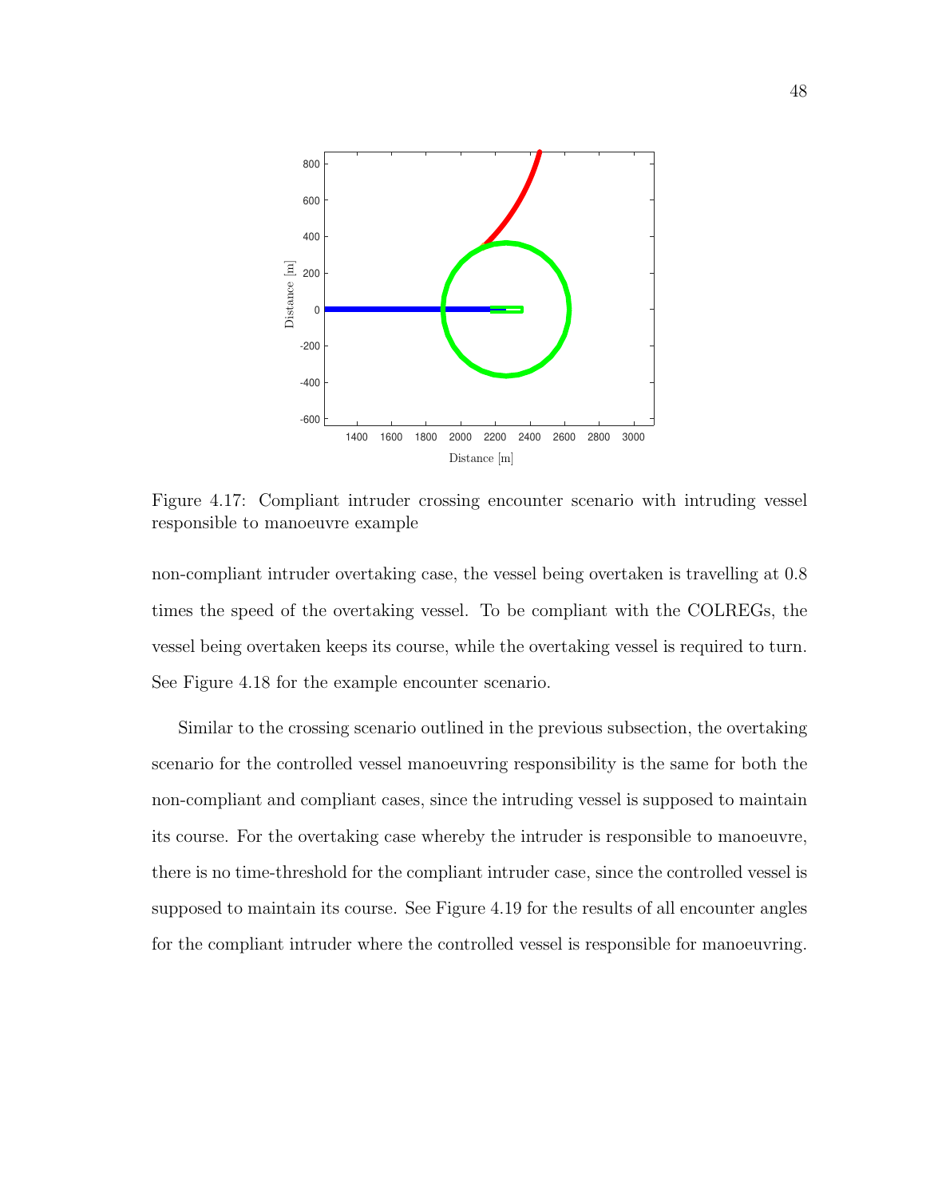Figure 4.17: Compliant intruder crossing encounter scenario with intruding vessel responsible to manoeuvre example

non-compliant intruder overtaking case, the vessel being overtaken is travelling at 0.8 times the speed of the overtaking vessel. To be compliant with the COLREGs, the vessel being overtaken keeps its course, while the overtaking vessel is required to turn. See Figure 4.18 for the example encounter scenario.

Similar to the crossing scenario outlined in the previous subsection, the overtaking scenario for the controlled vessel manoeuvring responsibility is the same for both the non-compliant and compliant cases, since the intruding vessel is supposed to maintain its course. For the overtaking case whereby the intruder is responsible to manoeuvre, there is no time-threshold for the compliant intruder case, since the controlled vessel is supposed to maintain its course. See Figure 4.19 for the results of all encounter angles for the compliant intruder where the controlled vessel is responsible for manoeuvring.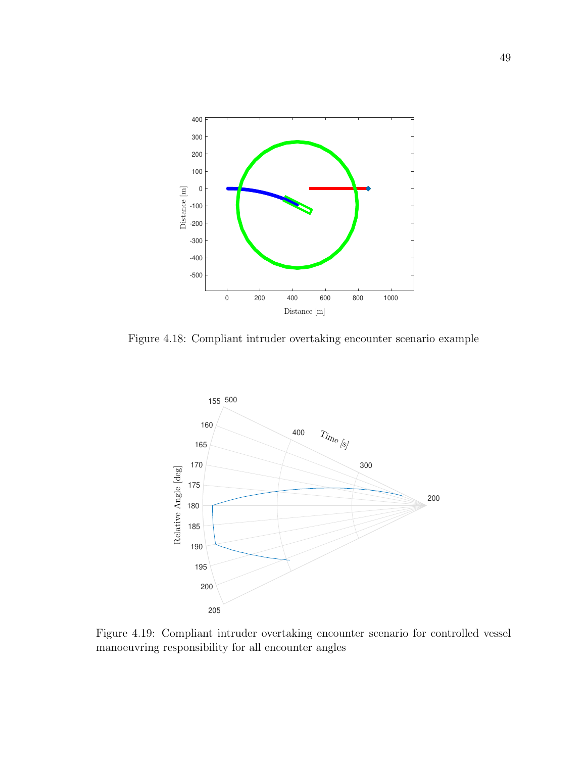Figure 4.18: Compliant intruder overtaking encounter scenario example

Figure 4.19: Compliant intruder overtaking encounter scenario for controlled vessel manoeuvring responsibility for all encounter angles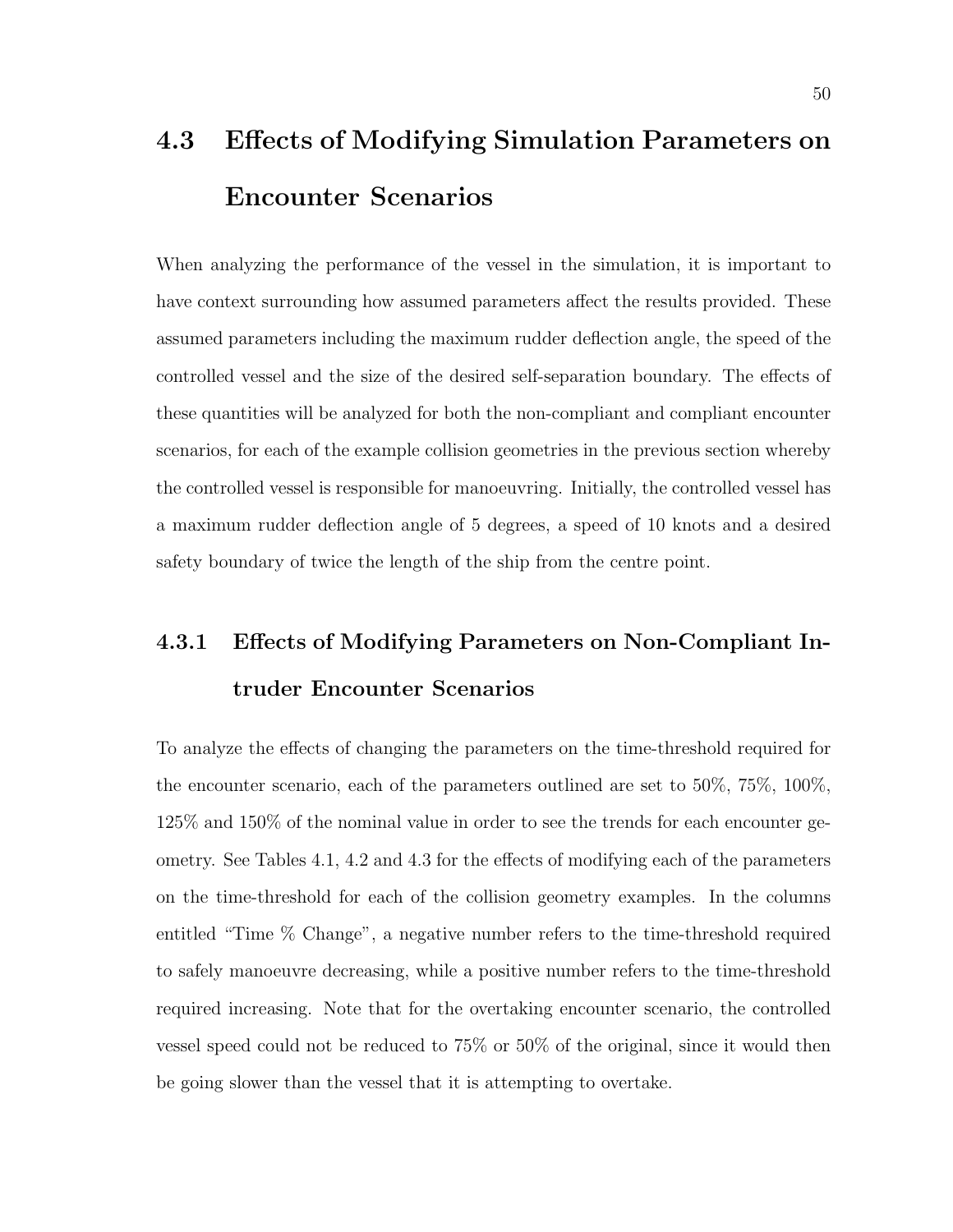## 4.3 Effects of Modifying Simulation Parameters on Encounter Scenarios

When analyzing the performance of the vessel in the simulation, it is important to have context surrounding how assumed parameters affect the results provided. These assumed parameters including the maximum rudder deflection angle, the speed of the controlled vessel and the size of the desired self-separation boundary. The effects of these quantities will be analyzed for both the non-compliant and compliant encounter scenarios, for each of the example collision geometries in the previous section whereby the controlled vessel is responsible for manoeuvring. Initially, the controlled vessel has a maximum rudder deflection angle of 5 degrees, a speed of 10 knots and a desired safety boundary of twice the length of the ship from the centre point.

### 4.3.1 Effects of Modifying Parameters on Non-Compliant Intruder Encounter Scenarios

To analyze the effects of changing the parameters on the time-threshold required for the encounter scenario, each of the parameters outlined are set to 50%, 75%, 100%, 125% and 150% of the nominal value in order to see the trends for each encounter geometry. See Tables 4.1, 4.2 and 4.3 for the effects of modifying each of the parameters on the time-threshold for each of the collision geometry examples. In the columns entitled "Time % Change", a negative number refers to the time-threshold required to safely manoeuvre decreasing, while a positive number refers to the time-threshold required increasing. Note that for the overtaking encounter scenario, the controlled vessel speed could not be reduced to 75% or 50% of the original, since it would then be going slower than the vessel that it is attempting to overtake.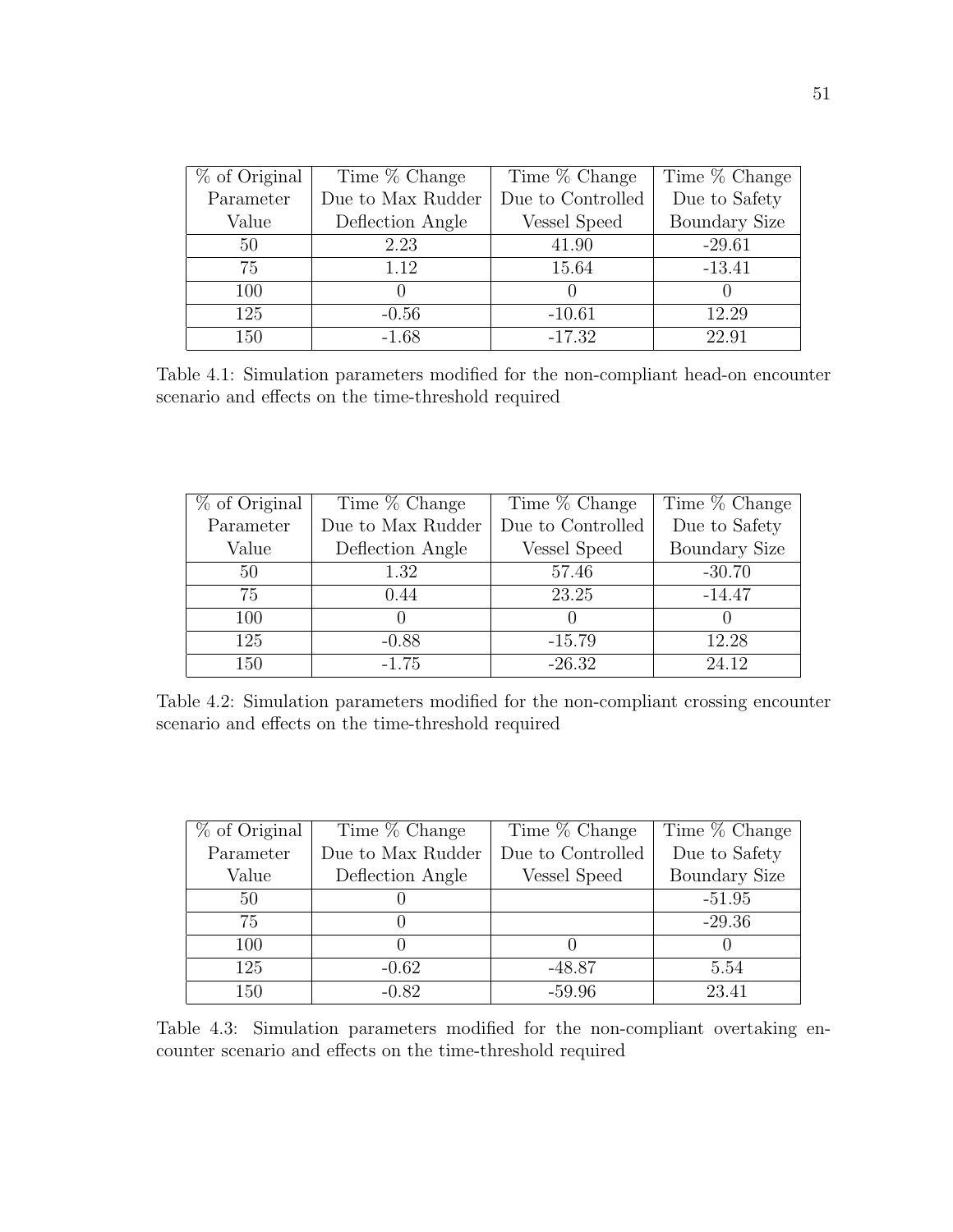| % of Original Parameter Value | Time % Change Due to Max Rudder Deflection Angle | Time % Change Due to Controlled Vessel Speed | Time % Change Due to Safety Boundary Size |
|---|---|---|---|
| 50 | 2.23 | 41.90 | -29.61 |
| 75 | 1.12 | 15.64 | -13.41 |
| 100 | 0 | 0 | 0 |
| 125 | -0.56 | -10.61 | 12.29 |
| 150 | -1.68 | -17.32 | 22.91 |

Table 4.1: Simulation parameters modified for the non-compliant head-on encounter scenario and effects on the time-threshold required

| % of Original Parameter Value | Time % Change Due to Max Rudder Deflection Angle | Time % Change Due to Controlled Vessel Speed | Time % Change Due to Safety Boundary Size |
|---|---|---|---|
| 50 | 1.32 | 57.46 | -30.70 |
| 75 | 0.44 | 23.25 | -14.47 |
| 100 | 0 | 0 | 0 |
| 125 | -0.88 | -15.79 | 12.28 |
| 150 | -1.75 | -26.32 | 24.12 |

Table 4.2: Simulation parameters modified for the non-compliant crossing encounter scenario and effects on the time-threshold required

| % of Original Parameter Value | Time % Change Due to Max Rudder Deflection Angle | Time % Change Due to Controlled Vessel Speed | Time % Change Due to Safety Boundary Size |
|---|---|---|---|
| 50 | 0 | | -51.95 |
| 75 | 0 | | -29.36 |
| 100 | 0 | 0 | 0 |
| 125 | -0.62 | -48.87 | 5.54 |
| 150 | -0.82 | -59.96 | 23.41 |

Table 4.3: Simulation parameters modified for the non-compliant overtaking encounter scenario and effects on the time-threshold required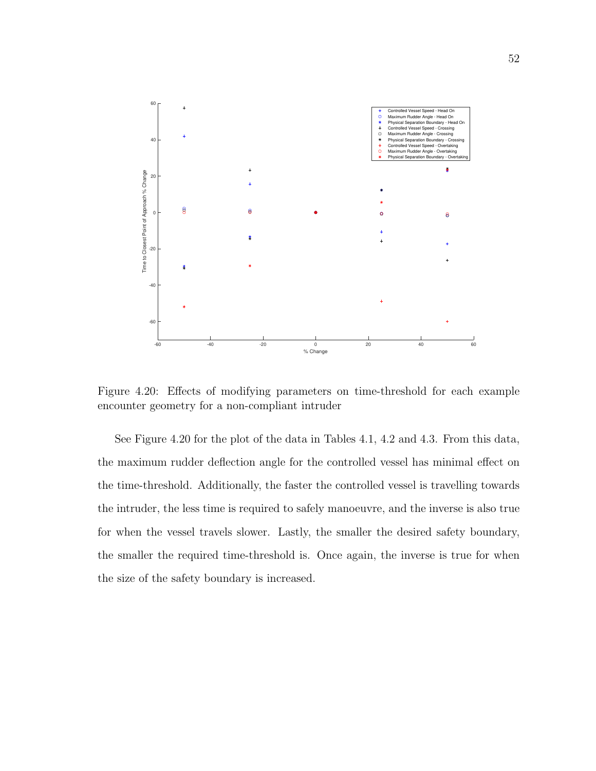Figure 4.20: Effects of modifying parameters on time-threshold for each example encounter geometry for a non-compliant intruder

See Figure 4.20 for the plot of the data in Tables 4.1, 4.2 and 4.3. From this data, the maximum rudder deflection angle for the controlled vessel has minimal effect on the time-threshold. Additionally, the faster the controlled vessel is travelling towards the intruder, the less time is required to safely manoeuvre, and the inverse is also true for when the vessel travels slower. Lastly, the smaller the desired safety boundary, the smaller the required time-threshold is. Once again, the inverse is true for when the size of the safety boundary is increased.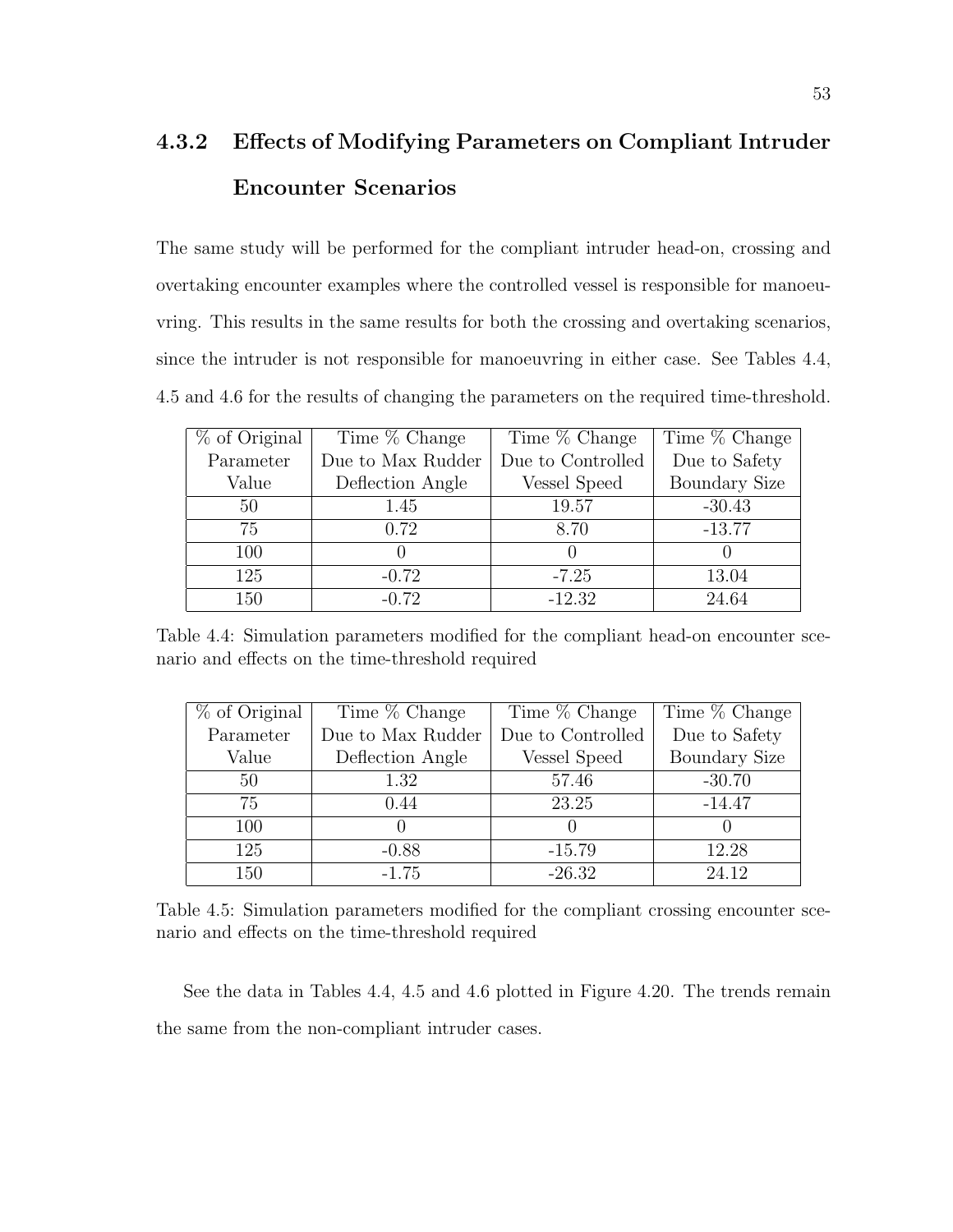### 4.3.2 Effects of Modifying Parameters on Compliant Intruder Encounter Scenarios

The same study will be performed for the compliant intruder head-on, crossing and overtaking encounter examples where the controlled vessel is responsible for manoeuvring. This results in the same results for both the crossing and overtaking scenarios, since the intruder is not responsible for manoeuvring in either case. See Tables 4.4, 4.5 and 4.6 for the results of changing the parameters on the required time-threshold.

| % of Original Parameter Value | Time % Change Due to Max Rudder Deflection Angle | Time % Change Due to Controlled Vessel Speed | Time % Change Due to Safety Boundary Size |
|---|---|---|---|
| 50 | 1.45 | 19.57 | -30.43 |
| 75 | 0.72 | 8.70 | -13.77 |
| 100 | 0 | 0 | 0 |
| 125 | -0.72 | -7.25 | 13.04 |
| 150 | -0.72 | -12.32 | 24.64 |

Table 4.4: Simulation parameters modified for the compliant head-on encounter scenario and effects on the time-threshold required

| % of Original Parameter Value | Time % Change Due to Max Rudder Deflection Angle | Time % Change Due to Controlled Vessel Speed | Time % Change Due to Safety Boundary Size |
|---|---|---|---|
| 50 | 1.32 | 57.46 | -30.70 |
| 75 | 0.44 | 23.25 | -14.47 |
| 100 | 0 | 0 | 0 |
| 125 | -0.88 | -15.79 | 12.28 |
| 150 | -1.75 | -26.32 | 24.12 |

Table 4.5: Simulation parameters modified for the compliant crossing encounter scenario and effects on the time-threshold required

See the data in Tables 4.4, 4.5 and 4.6 plotted in Figure 4.20. The trends remain the same from the non-compliant intruder cases.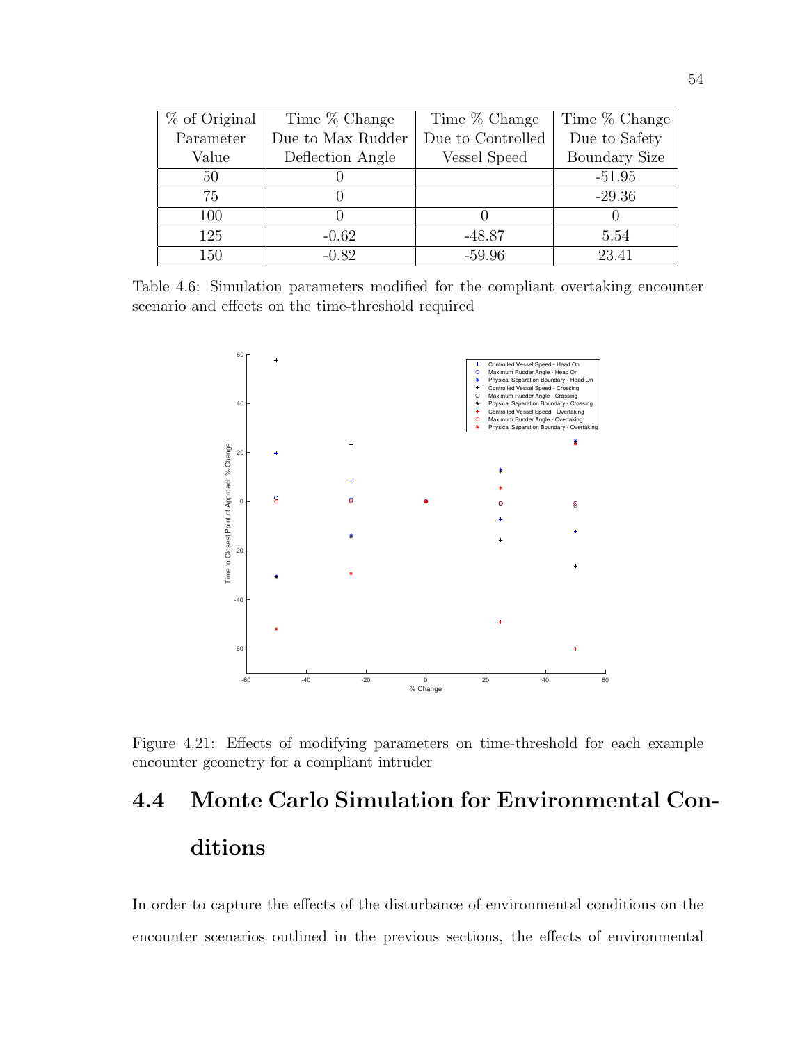| % of Original Parameter Value | Time % Change Due to Max Rudder Deflection Angle | Time % Change Due to Controlled Vessel Speed | Time % Change Due to Safety Boundary Size |
|---|---|---|---|
| 50 | 0 | | -51.95 |
| 75 | 0 | | -29.36 |
| 100 | 0 | 0 | 0 |
| 125 | -0.62 | -48.87 | 5.54 |
| 150 | -0.82 | -59.96 | 23.41 |

Table 4.6: Simulation parameters modified for the compliant overtaking encounter scenario and effects on the time-threshold required

Figure 4.21: Effects of modifying parameters on time-threshold for each example encounter geometry for a compliant intruder

## 4.4 Monte Carlo Simulation for Environmental Conditions

In order to capture the effects of the disturbance of environmental conditions on the encounter scenarios outlined in the previous sections, the effects of environmental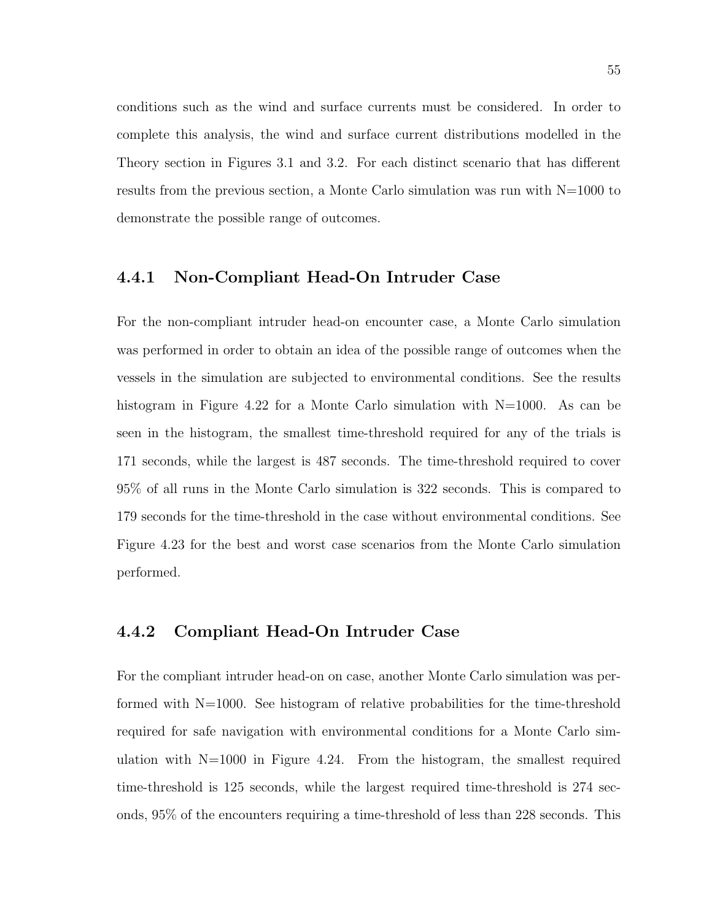conditions such as the wind and surface currents must be considered. In order to complete this analysis, the wind and surface current distributions modelled in the Theory section in Figures 3.1 and 3.2. For each distinct scenario that has different results from the previous section, a Monte Carlo simulation was run with N=1000 to demonstrate the possible range of outcomes.

### 4.4.1 Non-Compliant Head-On Intruder Case

For the non-compliant intruder head-on encounter case, a Monte Carlo simulation was performed in order to obtain an idea of the possible range of outcomes when the vessels in the simulation are subjected to environmental conditions. See the results histogram in Figure 4.22 for a Monte Carlo simulation with N=1000. As can be seen in the histogram, the smallest time-threshold required for any of the trials is 171 seconds, while the largest is 487 seconds. The time-threshold required to cover 95% of all runs in the Monte Carlo simulation is 322 seconds. This is compared to 179 seconds for the time-threshold in the case without environmental conditions. See Figure 4.23 for the best and worst case scenarios from the Monte Carlo simulation performed.

### 4.4.2 Compliant Head-On Intruder Case

For the compliant intruder head-on on case, another Monte Carlo simulation was performed with N=1000. See histogram of relative probabilities for the time-threshold required for safe navigation with environmental conditions for a Monte Carlo simulation with N=1000 in Figure 4.24. From the histogram, the smallest required time-threshold is 125 seconds, while the largest required time-threshold is 274 seconds, 95% of the encounters requiring a time-threshold of less than 228 seconds. This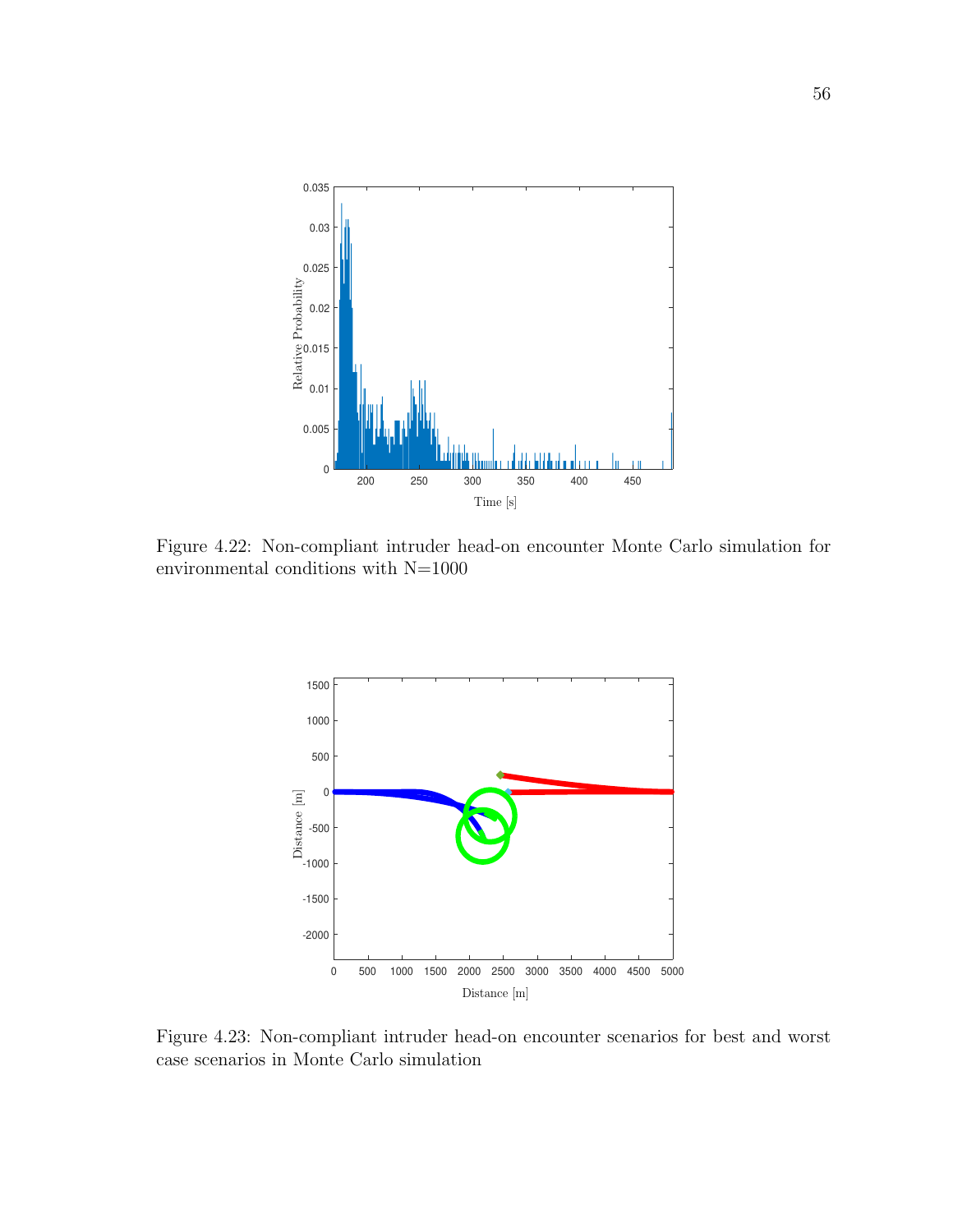Figure 4.22: Non-compliant intruder head-on encounter Monte Carlo simulation for environmental conditions with N=1000

Figure 4.23: Non-compliant intruder head-on encounter scenarios for best and worst case scenarios in Monte Carlo simulation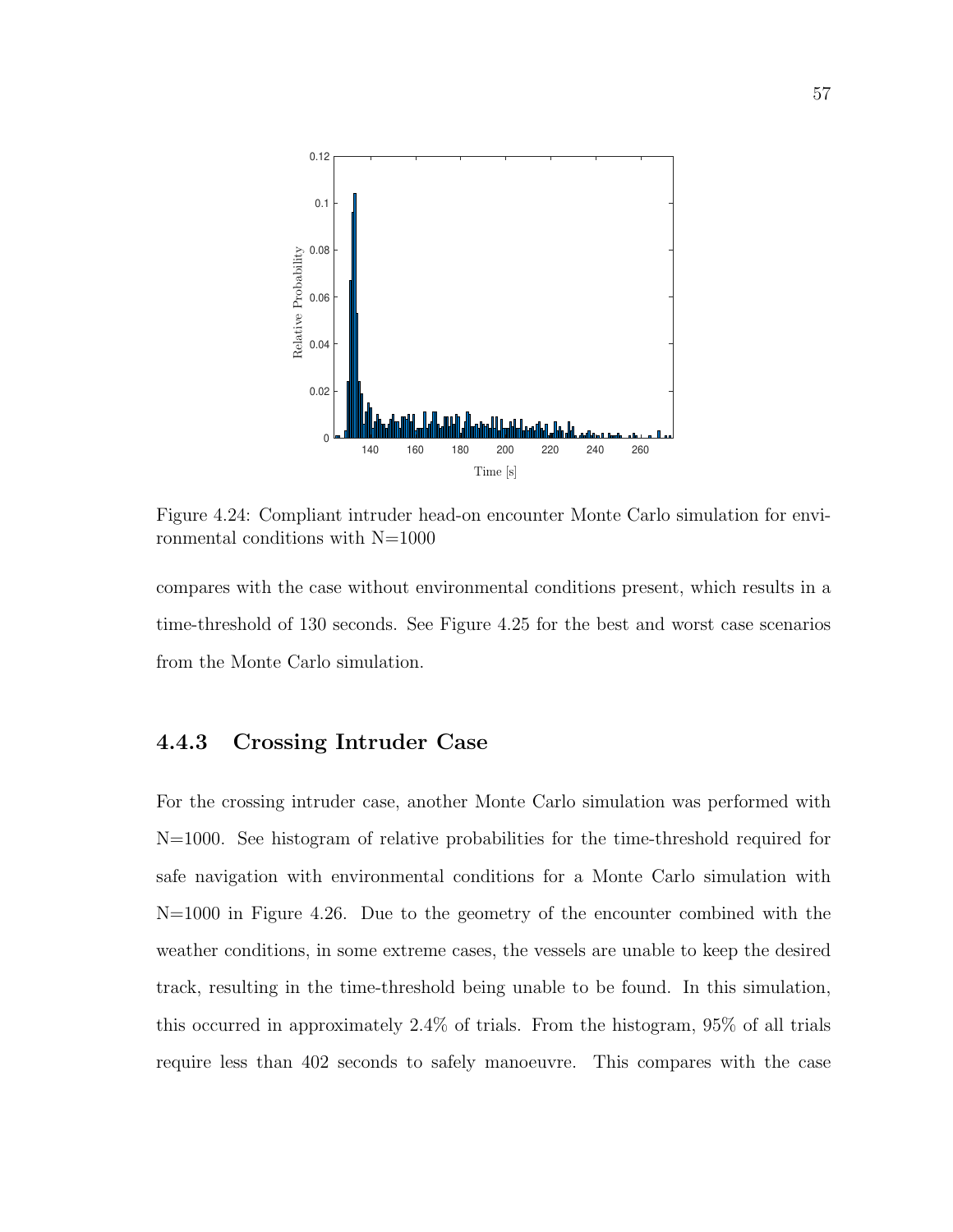Figure 4.24: Compliant intruder head-on encounter Monte Carlo simulation for environmental conditions with N=1000

compares with the case without environmental conditions present, which results in a time-threshold of 130 seconds. See Figure 4.25 for the best and worst case scenarios from the Monte Carlo simulation.

### 4.4.3 Crossing Intruder Case

For the crossing intruder case, another Monte Carlo simulation was performed with N=1000. See histogram of relative probabilities for the time-threshold required for safe navigation with environmental conditions for a Monte Carlo simulation with N=1000 in Figure 4.26. Due to the geometry of the encounter combined with the weather conditions, in some extreme cases, the vessels are unable to keep the desired track, resulting in the time-threshold being unable to be found. In this simulation, this occurred in approximately 2.4% of trials. From the histogram, 95% of all trials require less than 402 seconds to safely manoeuvre. This compares with the case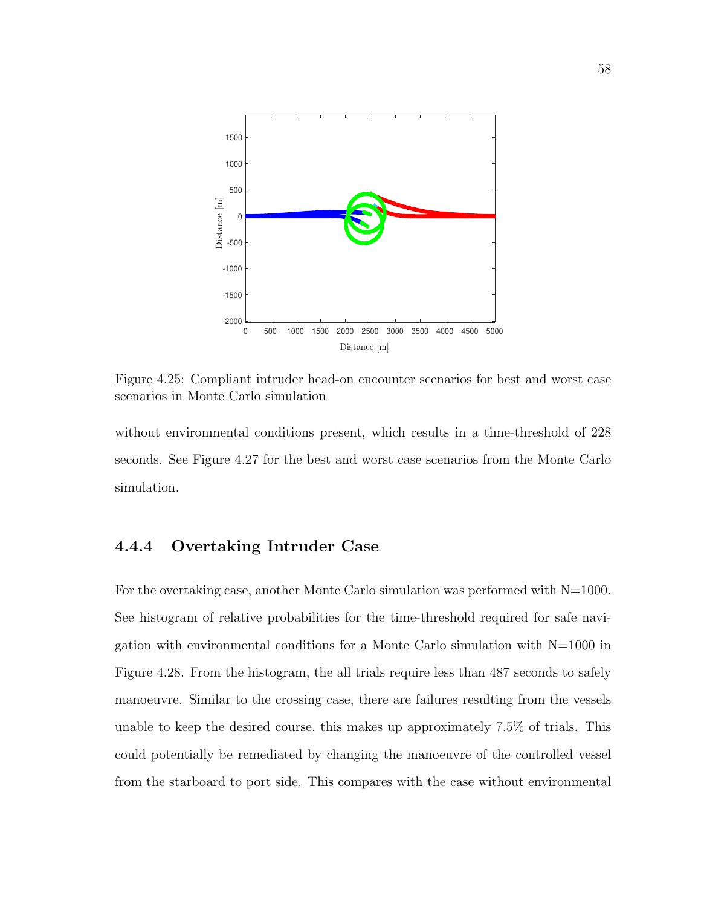Figure 4.25: Compliant intruder head-on encounter scenarios for best and worst case scenarios in Monte Carlo simulation

without environmental conditions present, which results in a time-threshold of 228 seconds. See Figure 4.27 for the best and worst case scenarios from the Monte Carlo simulation.

### 4.4.4 Overtaking Intruder Case

For the overtaking case, another Monte Carlo simulation was performed with N=1000. See histogram of relative probabilities for the time-threshold required for safe navigation with environmental conditions for a Monte Carlo simulation with N=1000 in Figure 4.28. From the histogram, the all trials require less than 487 seconds to safely manoeuvre. Similar to the crossing case, there are failures resulting from the vessels unable to keep the desired course, this makes up approximately 7.5% of trials. This could potentially be remediated by changing the manoeuvre of the controlled vessel from the starboard to port side. This compares with the case without environmental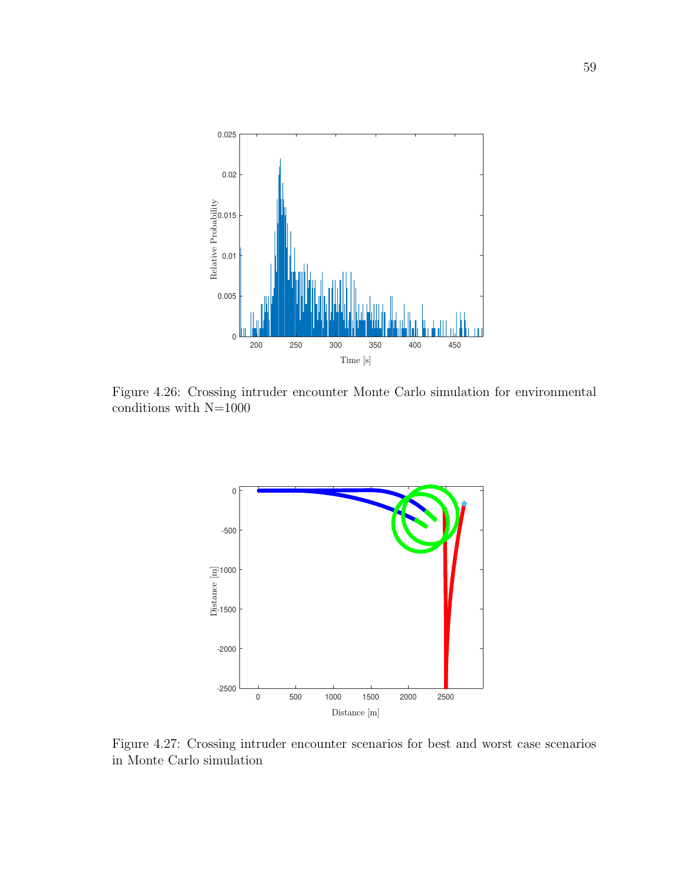Figure 4.26: Crossing intruder encounter Monte Carlo simulation for environmental conditions with N=1000

Figure 4.27: Crossing intruder encounter scenarios for best and worst case scenarios in Monte Carlo simulation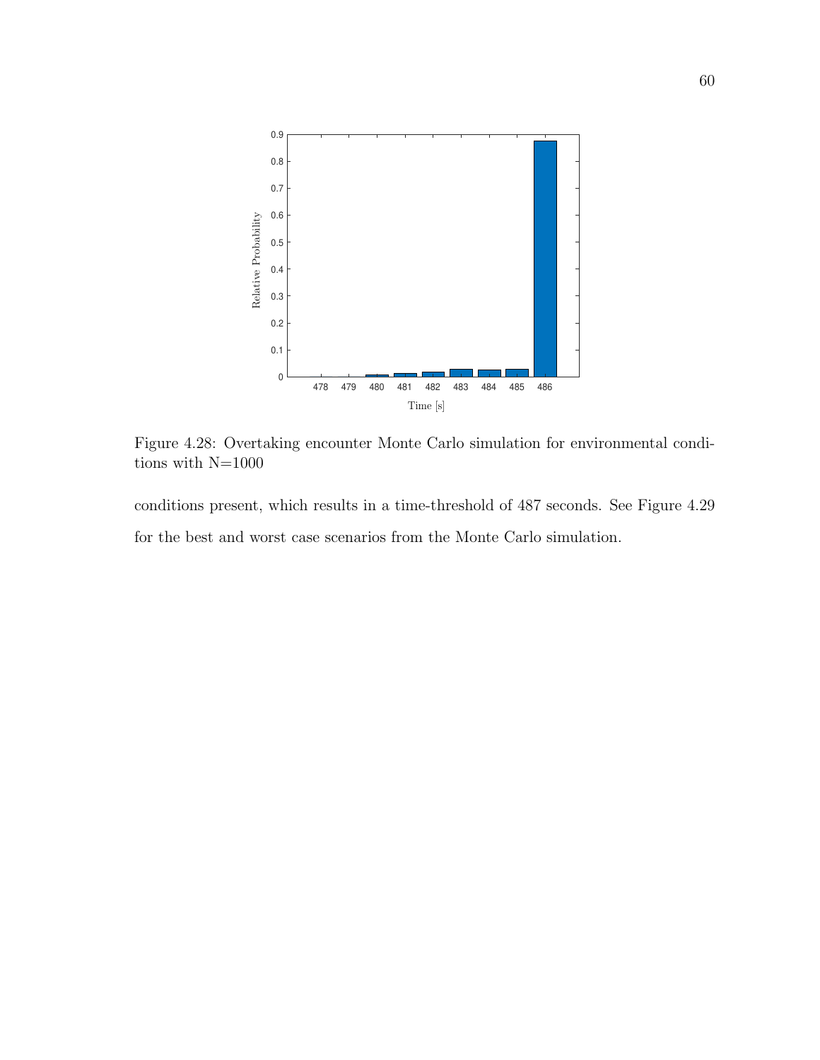Figure 4.28: Overtaking encounter Monte Carlo simulation for environmental conditions with N=1000

conditions present, which results in a time-threshold of 487 seconds. See Figure 4.29 for the best and worst case scenarios from the Monte Carlo simulation.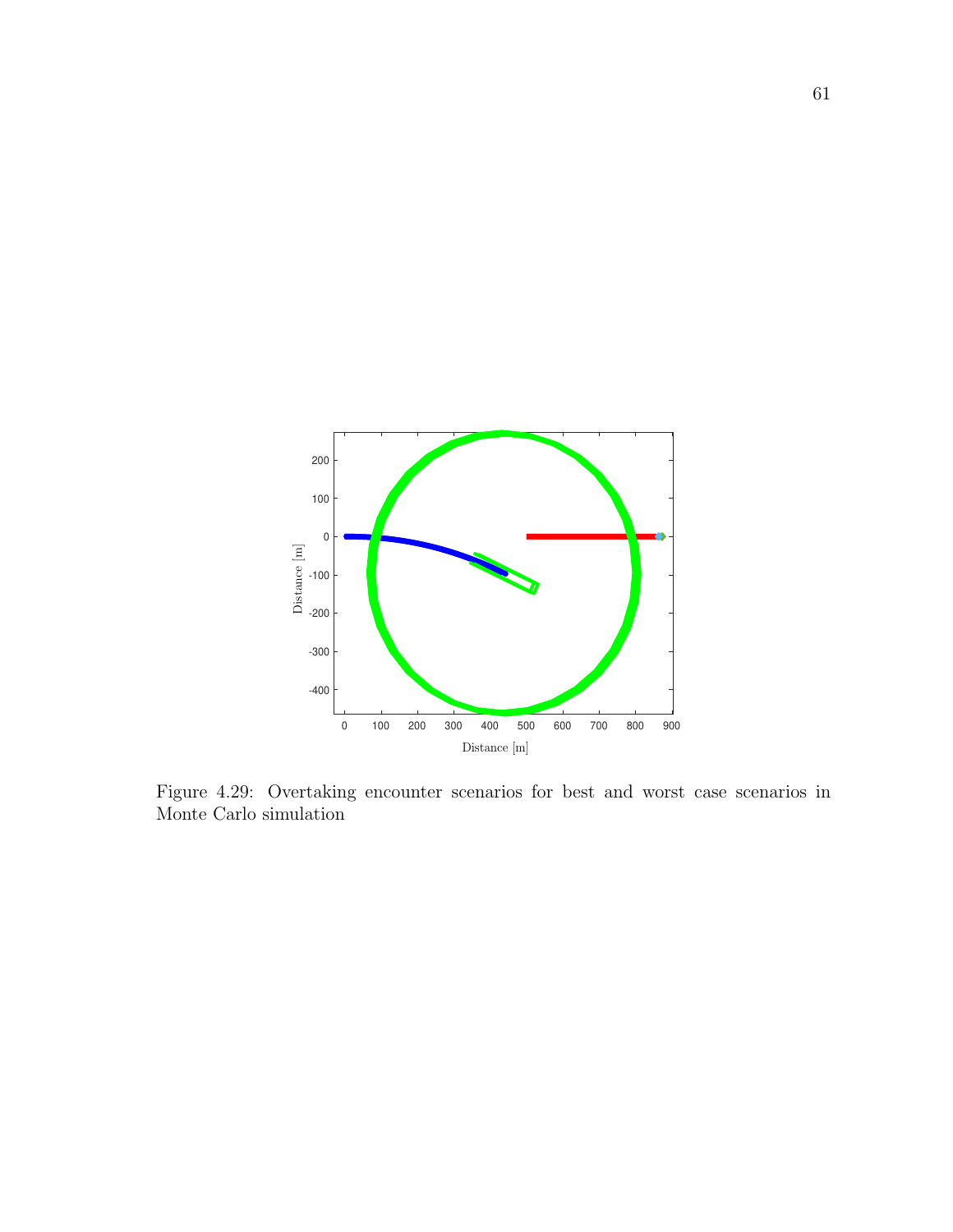Figure 4.29: Overtaking encounter scenarios for best and worst case scenarios in Monte Carlo simulation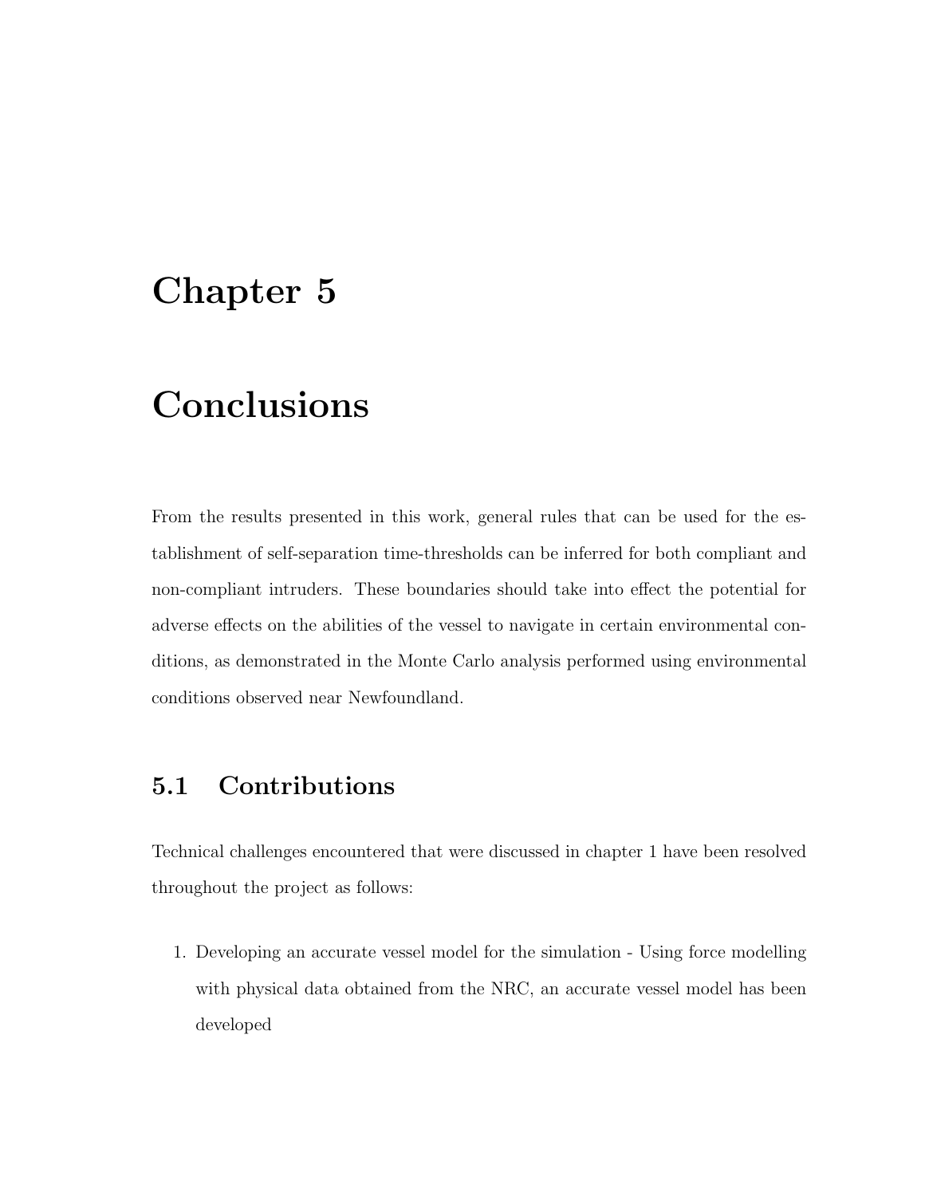# Chapter 5

# Conclusions

From the results presented in this work, general rules that can be used for the establishment of self-separation time-thresholds can be inferred for both compliant and non-compliant intruders. These boundaries should take into effect the potential for adverse effects on the abilities of the vessel to navigate in certain environmental conditions, as demonstrated in the Monte Carlo analysis performed using environmental conditions observed near Newfoundland.

## 5.1 Contributions

Technical challenges encountered that were discussed in chapter 1 have been resolved throughout the project as follows:

1. Developing an accurate vessel model for the simulation - Using force modelling with physical data obtained from the NRC, an accurate vessel model has been developed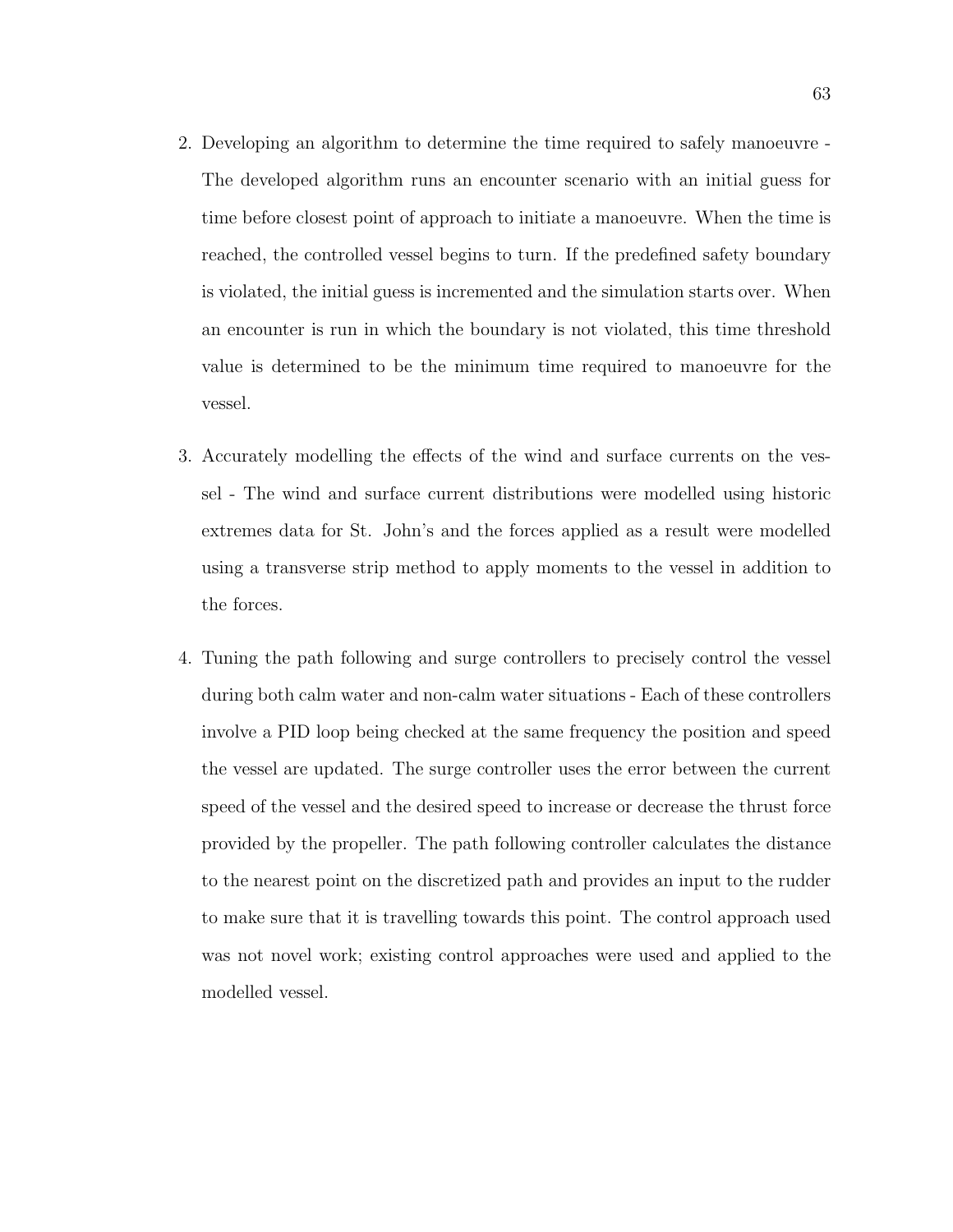2. Developing an algorithm to determine the time required to safely manoeuvre - The developed algorithm runs an encounter scenario with an initial guess for time before closest point of approach to initiate a manoeuvre. When the time is reached, the controlled vessel begins to turn. If the predefined safety boundary is violated, the initial guess is incremented and the simulation starts over. When an encounter is run in which the boundary is not violated, this time threshold value is determined to be the minimum time required to manoeuvre for the vessel.

3. Accurately modelling the effects of the wind and surface currents on the vessel - The wind and surface current distributions were modelled using historic extremes data for St. John's and the forces applied as a result were modelled using a transverse strip method to apply moments to the vessel in addition to the forces.

4. Tuning the path following and surge controllers to precisely control the vessel during both calm water and non-calm water situations - Each of these controllers involve a PID loop being checked at the same frequency the position and speed the vessel are updated. The surge controller uses the error between the current speed of the vessel and the desired speed to increase or decrease the thrust force provided by the propeller. The path following controller calculates the distance to the nearest point on the discretized path and provides an input to the rudder to make sure that it is travelling towards this point. The control approach used was not novel work; existing control approaches were used and applied to the modelled vessel.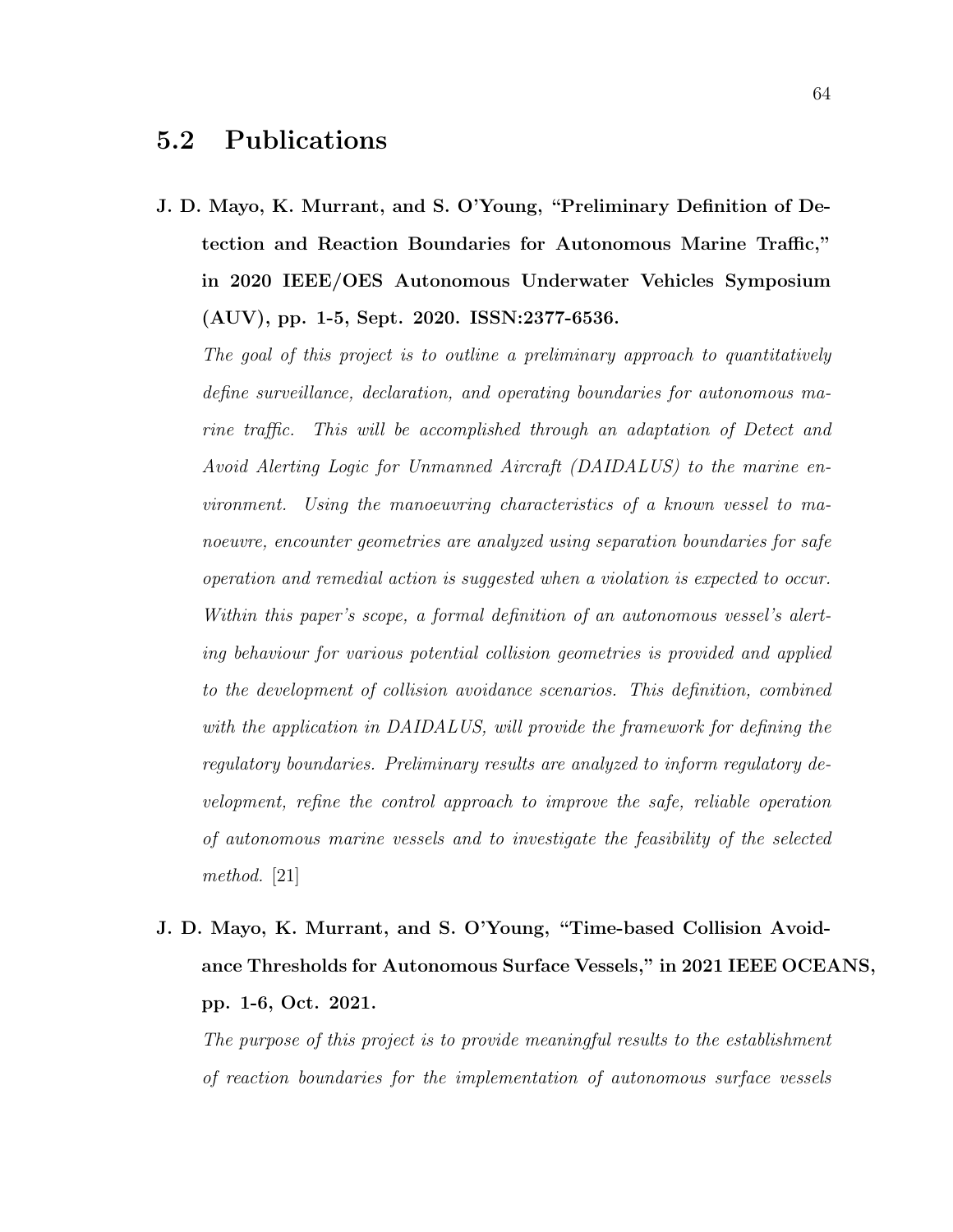## 5.2 Publications

**J. D. Mayo, K. Murrant, and S. O'Young, "Preliminary Definition of Detection and Reaction Boundaries for Autonomous Marine Traffic," in 2020 IEEE/OES Autonomous Underwater Vehicles Symposium (AUV), pp. 1-5, Sept. 2020. ISSN:2377-6536.**

*The goal of this project is to outline a preliminary approach to quantitatively define surveillance, declaration, and operating boundaries for autonomous marine traffic. This will be accomplished through an adaptation of Detect and Avoid Alerting Logic for Unmanned Aircraft (DAIDALUS) to the marine environment. Using the manoeuvring characteristics of a known vessel to manoeuvre, encounter geometries are analyzed using separation boundaries for safe operation and remedial action is suggested when a violation is expected to occur. Within this paper's scope, a formal definition of an autonomous vessel's alerting behaviour for various potential collision geometries is provided and applied to the development of collision avoidance scenarios. This definition, combined with the application in DAIDALUS, will provide the framework for defining the regulatory boundaries. Preliminary results are analyzed to inform regulatory development, refine the control approach to improve the safe, reliable operation of autonomous marine vessels and to investigate the feasibility of the selected method.* [21]

**J. D. Mayo, K. Murrant, and S. O'Young, "Time-based Collision Avoidance Thresholds for Autonomous Surface Vessels," in 2021 IEEE OCEANS, pp. 1-6, Oct. 2021.**

*The purpose of this project is to provide meaningful results to the establishment of reaction boundaries for the implementation of autonomous surface vessels*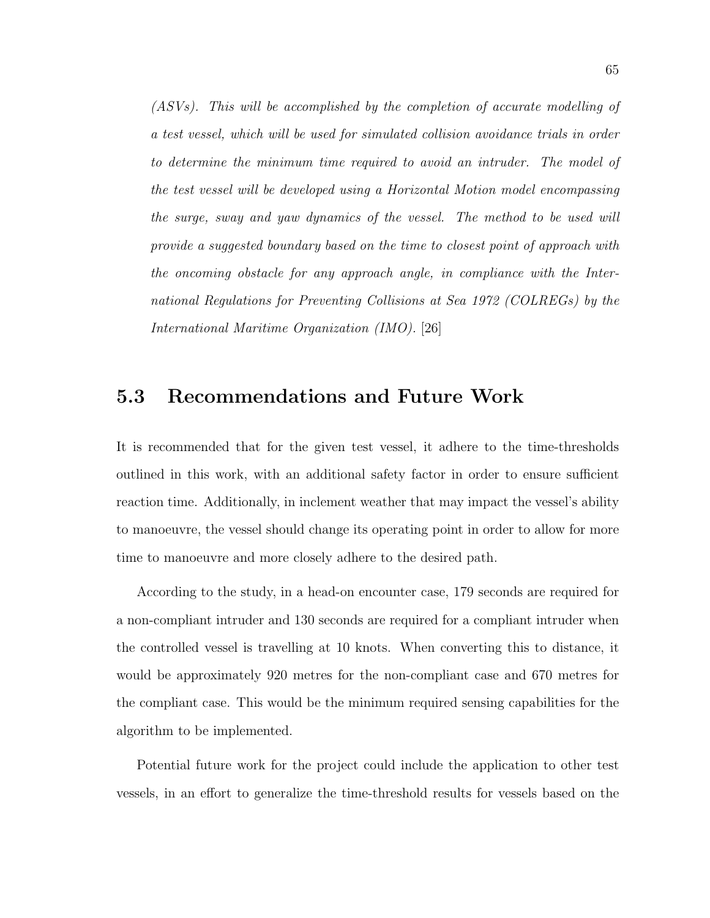*(ASVs). This will be accomplished by the completion of accurate modelling of a test vessel, which will be used for simulated collision avoidance trials in order to determine the minimum time required to avoid an intruder. The model of the test vessel will be developed using a Horizontal Motion model encompassing the surge, sway and yaw dynamics of the vessel. The method to be used will provide a suggested boundary based on the time to closest point of approach with the oncoming obstacle for any approach angle, in compliance with the International Regulations for Preventing Collisions at Sea 1972 (COLREGs) by the International Maritime Organization (IMO).* [26]

## 5.3 Recommendations and Future Work

It is recommended that for the given test vessel, it adhere to the time-thresholds outlined in this work, with an additional safety factor in order to ensure sufficient reaction time. Additionally, in inclement weather that may impact the vessel's ability to manoeuvre, the vessel should change its operating point in order to allow for more time to manoeuvre and more closely adhere to the desired path.

According to the study, in a head-on encounter case, 179 seconds are required for a non-compliant intruder and 130 seconds are required for a compliant intruder when the controlled vessel is travelling at 10 knots. When converting this to distance, it would be approximately 920 metres for the non-compliant case and 670 metres for the compliant case. This would be the minimum required sensing capabilities for the algorithm to be implemented.

Potential future work for the project could include the application to other test vessels, in an effort to generalize the time-threshold results for vessels based on the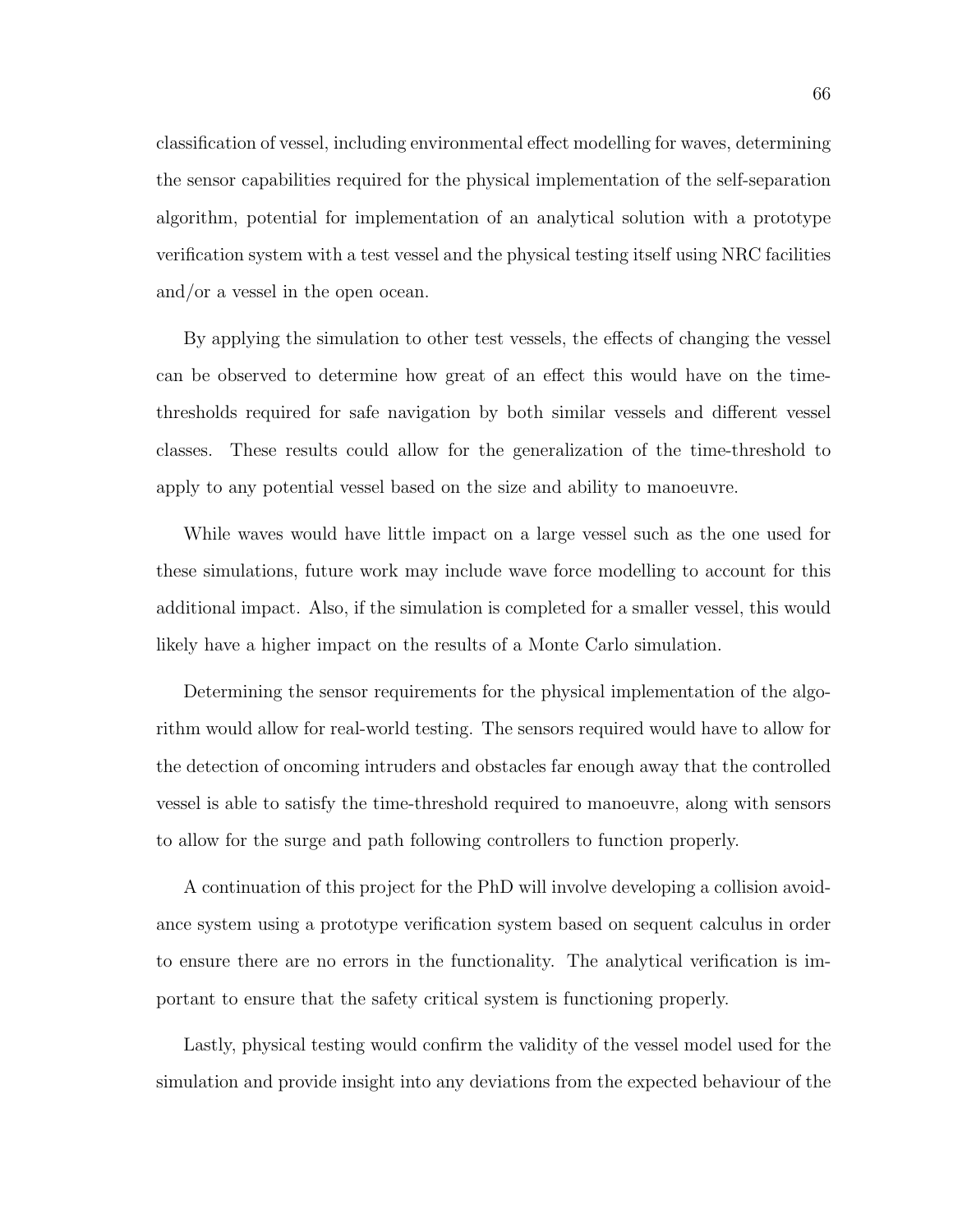classification of vessel, including environmental effect modelling for waves, determining the sensor capabilities required for the physical implementation of the self-separation algorithm, potential for implementation of an analytical solution with a prototype verification system with a test vessel and the physical testing itself using NRC facilities and/or a vessel in the open ocean.

By applying the simulation to other test vessels, the effects of changing the vessel can be observed to determine how great of an effect this would have on the time-thresholds required for safe navigation by both similar vessels and different vessel classes. These results could allow for the generalization of the time-threshold to apply to any potential vessel based on the size and ability to manoeuvre.

While waves would have little impact on a large vessel such as the one used for these simulations, future work may include wave force modelling to account for this additional impact. Also, if the simulation is completed for a smaller vessel, this would likely have a higher impact on the results of a Monte Carlo simulation.

Determining the sensor requirements for the physical implementation of the algorithm would allow for real-world testing. The sensors required would have to allow for the detection of oncoming intruders and obstacles far enough away that the controlled vessel is able to satisfy the time-threshold required to manoeuvre, along with sensors to allow for the surge and path following controllers to function properly.

A continuation of this project for the PhD will involve developing a collision avoidance system using a prototype verification system based on sequent calculus in order to ensure there are no errors in the functionality. The analytical verification is important to ensure that the safety critical system is functioning properly.

Lastly, physical testing would confirm the validity of the vessel model used for the simulation and provide insight into any deviations from the expected behaviour of the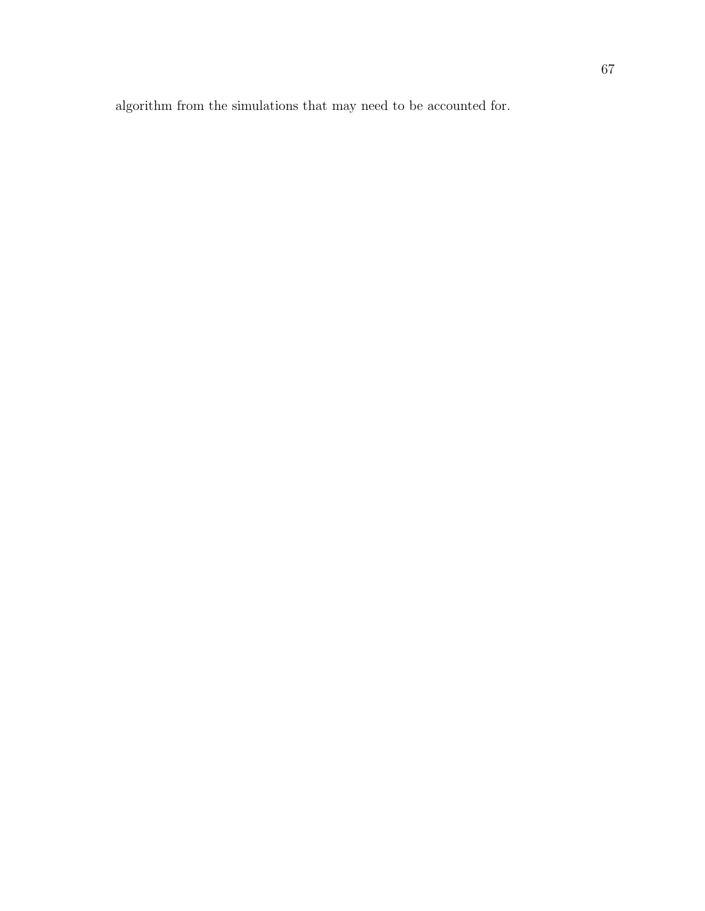algorithm from the simulations that may need to be accounted for.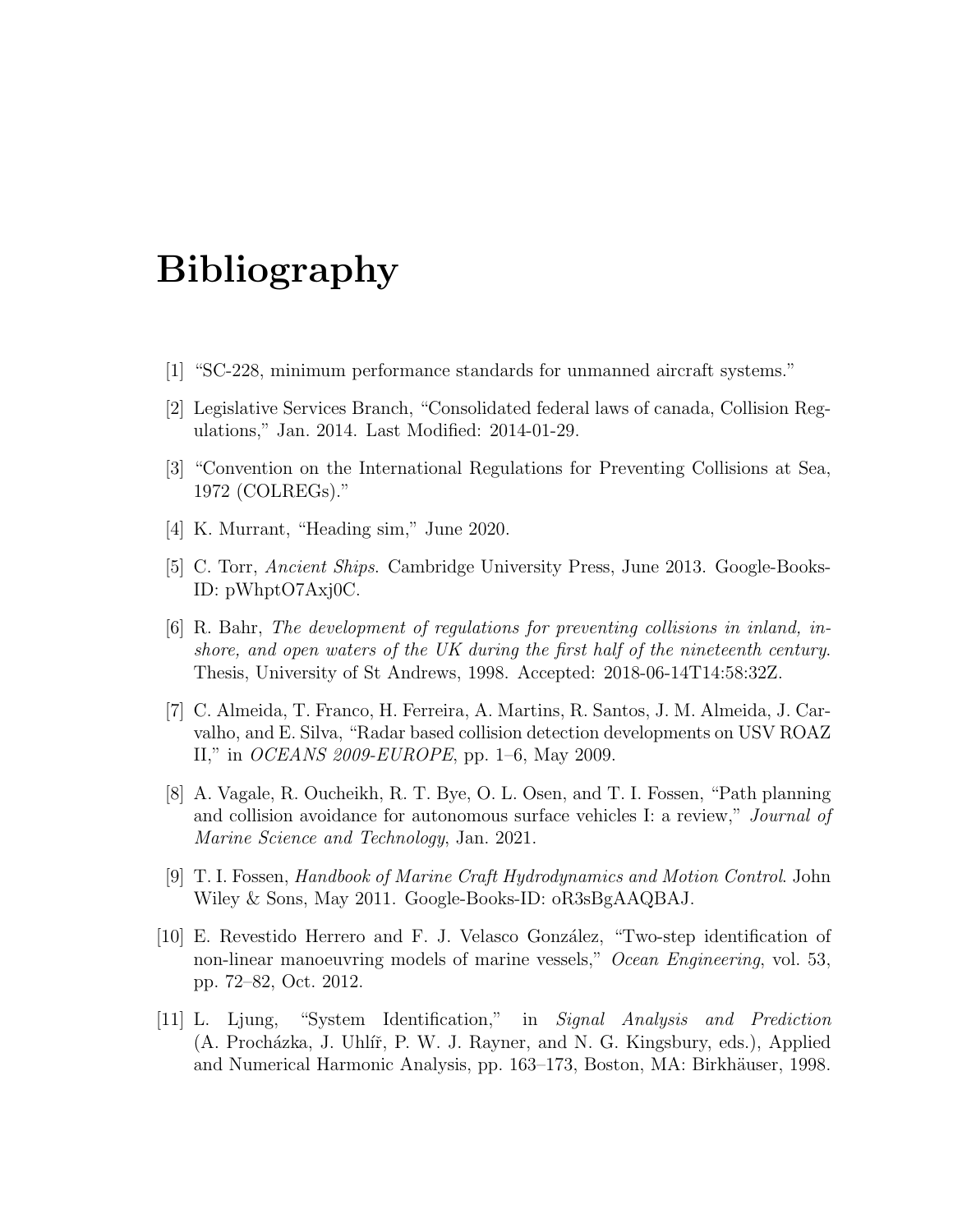# Bibliography

[1] "SC-228, minimum performance standards for unmanned aircraft systems."

[2] Legislative Services Branch, "Consolidated federal laws of canada, Collision Regulations," Jan. 2014. Last Modified: 2014-01-29.

[3] "Convention on the International Regulations for Preventing Collisions at Sea, 1972 (COLREGs)."

[4] K. Murrant, "Heading sim," June 2020.

[5] C. Torr, *Ancient Ships*. Cambridge University Press, June 2013. Google-Books-ID: pWhptO7Axj0C.

[6] R. Bahr, *The development of regulations for preventing collisions in inland, inshore, and open waters of the UK during the first half of the nineteenth century*. Thesis, University of St Andrews, 1998. Accepted: 2018-06-14T14:58:32Z.

[7] C. Almeida, T. Franco, H. Ferreira, A. Martins, R. Santos, J. M. Almeida, J. Carvalho, and E. Silva, "Radar based collision detection developments on USV ROAZ II," in *OCEANS 2009-EUROPE*, pp. 1–6, May 2009.

[8] A. Vagale, R. Oucheikh, R. T. Bye, O. L. Osen, and T. I. Fossen, "Path planning and collision avoidance for autonomous surface vehicles I: a review," *Journal of Marine Science and Technology*, Jan. 2021.

[9] T. I. Fossen, *Handbook of Marine Craft Hydrodynamics and Motion Control*. John Wiley & Sons, May 2011. Google-Books-ID: oR3sBgAAQBAJ.

[10] E. Revestido Herrero and F. J. Velasco González, "Two-step identification of non-linear manoeuvring models of marine vessels," *Ocean Engineering*, vol. 53, pp. 72–82, Oct. 2012.

[11] L. Ljung, "System Identification," in *Signal Analysis and Prediction* (A. Procházka, J. Uhlíř, P. W. J. Rayner, and N. G. Kingsbury, eds.), Applied and Numerical Harmonic Analysis, pp. 163–173, Boston, MA: Birkhäuser, 1998.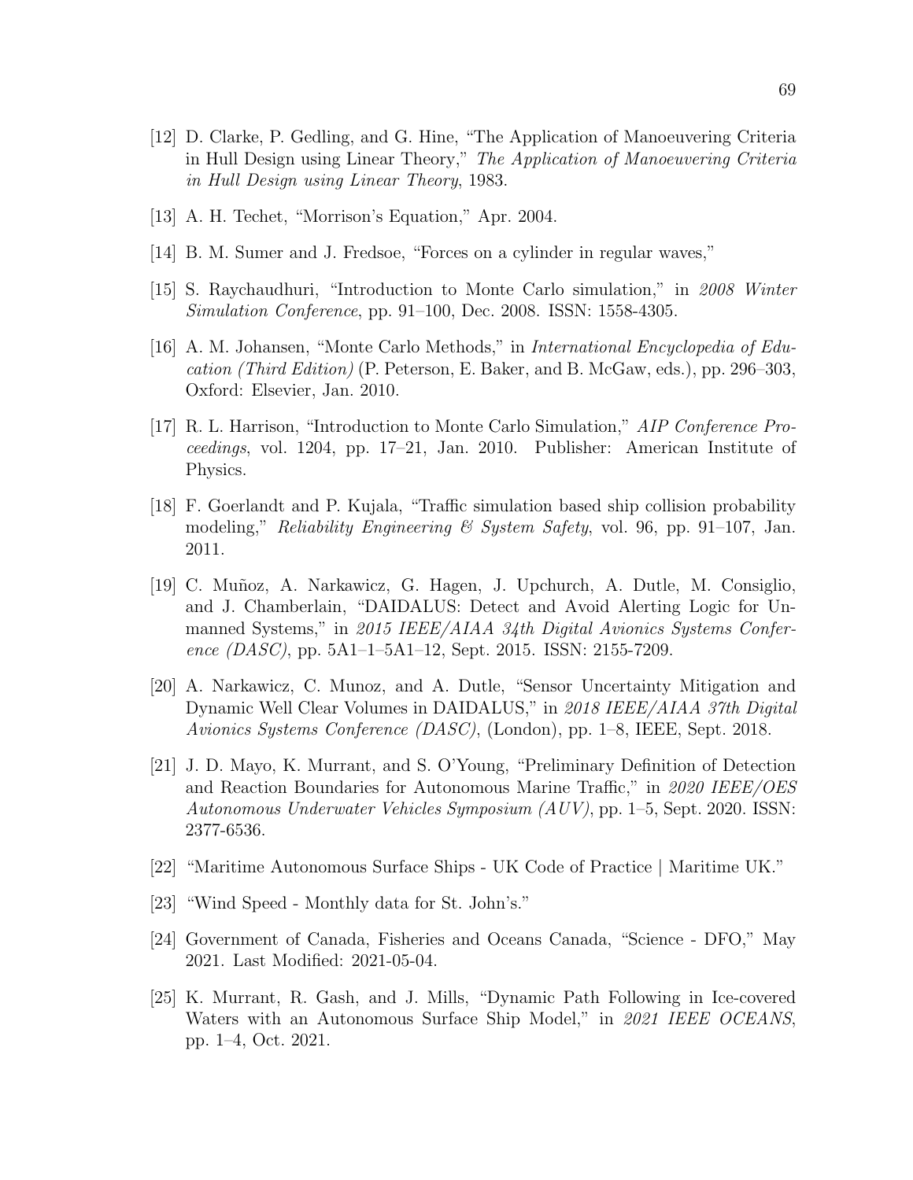[12] D. Clarke, P. Gedling, and G. Hine, "The Application of Manoeuvering Criteria in Hull Design using Linear Theory," *The Application of Manoeuvering Criteria in Hull Design using Linear Theory*, 1983.

[13] A. H. Techet, "Morrison's Equation," Apr. 2004.

[14] B. M. Sumer and J. Fredsoe, "Forces on a cylinder in regular waves,"

[15] S. Raychaudhuri, "Introduction to Monte Carlo simulation," in *2008 Winter Simulation Conference*, pp. 91–100, Dec. 2008. ISSN: 1558-4305.

[16] A. M. Johansen, "Monte Carlo Methods," in *International Encyclopedia of Education (Third Edition)* (P. Peterson, E. Baker, and B. McGaw, eds.), pp. 296–303, Oxford: Elsevier, Jan. 2010.

[17] R. L. Harrison, "Introduction to Monte Carlo Simulation," *AIP Conference Proceedings*, vol. 1204, pp. 17–21, Jan. 2010. Publisher: American Institute of Physics.

[18] F. Goerlandt and P. Kujala, "Traffic simulation based ship collision probability modeling," *Reliability Engineering & System Safety*, vol. 96, pp. 91–107, Jan. 2011.

[19] C. Muñoz, A. Narkawicz, G. Hagen, J. Upchurch, A. Dutle, M. Consiglio, and J. Chamberlain, "DAIDALUS: Detect and Avoid Alerting Logic for Unmanned Systems," in *2015 IEEE/AIAA 34th Digital Avionics Systems Conference (DASC)*, pp. 5A1–1–5A1–12, Sept. 2015. ISSN: 2155-7209.

[20] A. Narkawicz, C. Munoz, and A. Dutle, "Sensor Uncertainty Mitigation and Dynamic Well Clear Volumes in DAIDALUS," in *2018 IEEE/AIAA 37th Digital Avionics Systems Conference (DASC)*, (London), pp. 1–8, IEEE, Sept. 2018.

[21] J. D. Mayo, K. Murrant, and S. O'Young, "Preliminary Definition of Detection and Reaction Boundaries for Autonomous Marine Traffic," in *2020 IEEE/OES Autonomous Underwater Vehicles Symposium (AUV)*, pp. 1–5, Sept. 2020. ISSN: 2377-6536.

[22] "Maritime Autonomous Surface Ships - UK Code of Practice | Maritime UK."

[23] "Wind Speed - Monthly data for St. John's."

[24] Government of Canada, Fisheries and Oceans Canada, "Science - DFO," May 2021. Last Modified: 2021-05-04.

[25] K. Murrant, R. Gash, and J. Mills, "Dynamic Path Following in Ice-covered Waters with an Autonomous Surface Ship Model," in *2021 IEEE OCEANS*, pp. 1–4, Oct. 2021.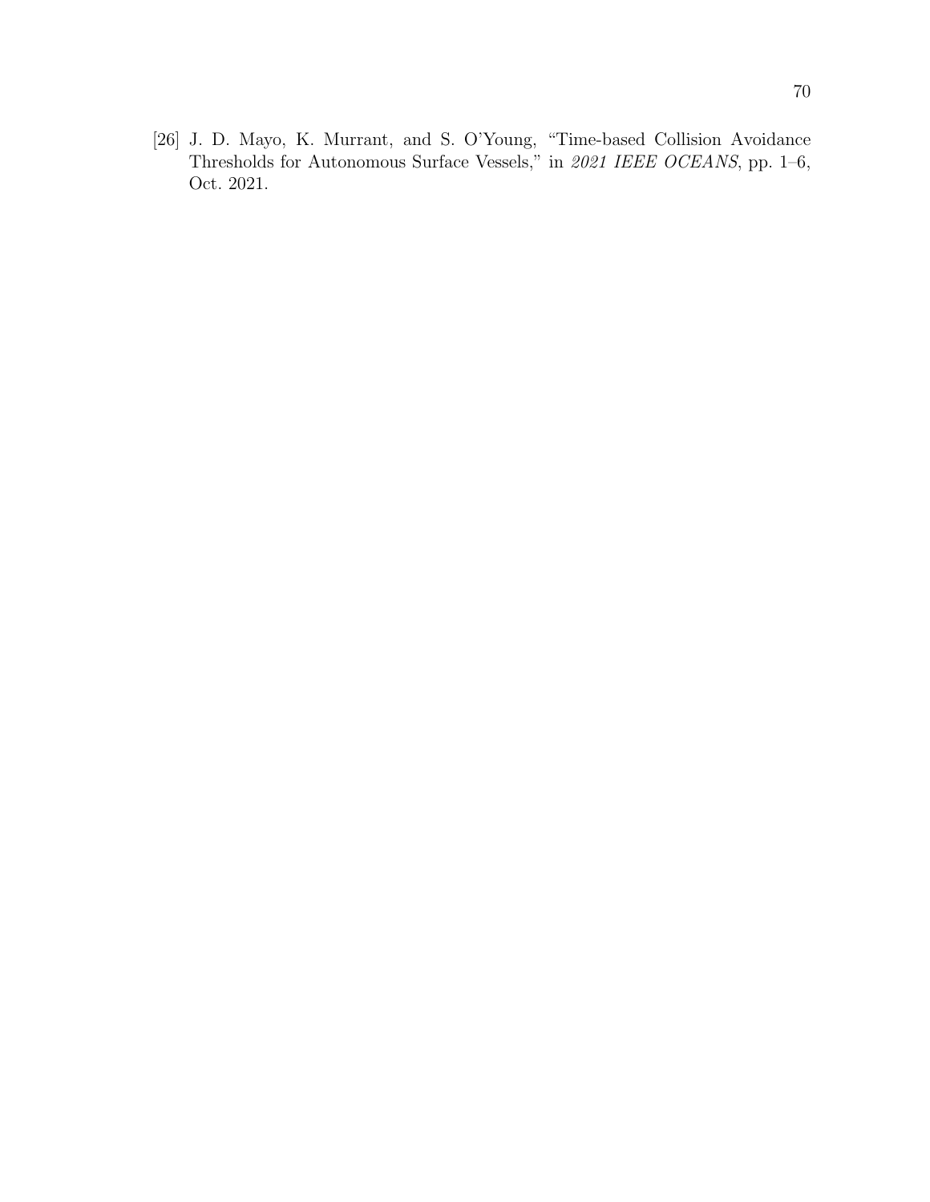[26] J. D. Mayo, K. Murrant, and S. O'Young, "Time-based Collision Avoidance Thresholds for Autonomous Surface Vessels," in *2021 IEEE OCEANS*, pp. 1–6, Oct. 2021.